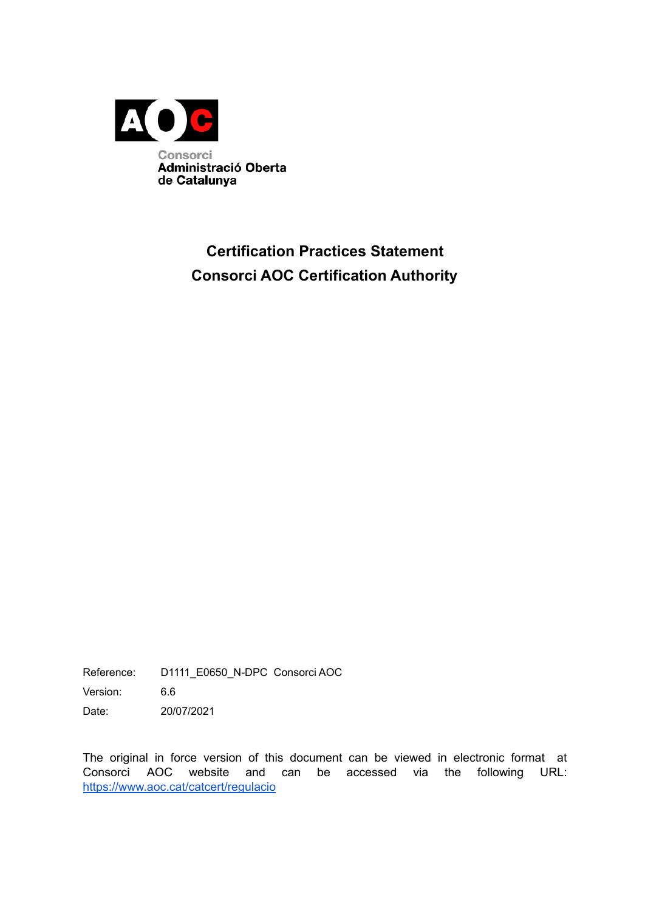Consorci
Administració Oberta
de Catalunya

# Certification Practices Statement
# Consorci AOC Certification Authority

| | |
|---|---|
| Reference: | D1111_E0650_N-DPC Consorci AOC |
| Version: | 6.6 |
| Date: | 20/07/2021 |

The original in force version of this document can be viewed in electronic format at Consorci AOC website and can be accessed via the following URL: https://www.aoc.cat/catcert/regulacio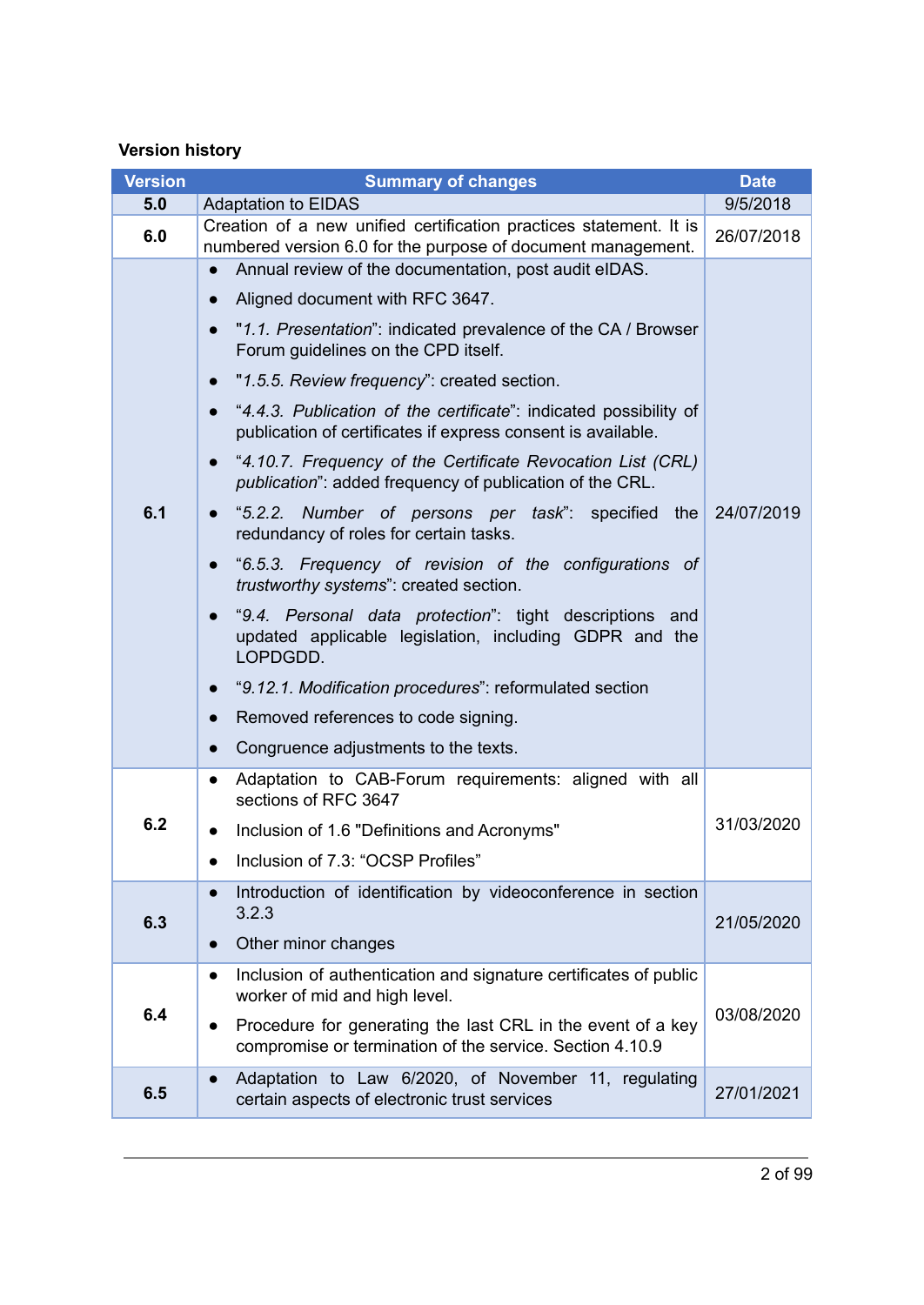**Version history**

| Version | Summary of changes | Date |
|---|---|---|
| **5.0** | Adaptation to EIDAS | 9/5/2018 |
| **6.0** | Creation of a new unified certification practices statement. It is numbered version 6.0 for the purpose of document management. | 26/07/2018 |
| **6.1** | • Annual review of the documentation, post audit eIDAS.<br>• Aligned document with RFC 3647.<br>• "*1.1. Presentation*": indicated prevalence of the CA / Browser Forum guidelines on the CPD itself.<br>• "*1.5.5. Review frequency*": created section.<br>• "*4.4.3. Publication of the certificate*": indicated possibility of publication of certificates if express consent is available.<br>• "*4.10.7. Frequency of the Certificate Revocation List (CRL) publication*": added frequency of publication of the CRL.<br>• "*5.2.2. Number of persons per task*": specified the redundancy of roles for certain tasks.<br>• "*6.5.3. Frequency of revision of the configurations of trustworthy systems*": created section.<br>• "*9.4. Personal data protection*": tight descriptions and updated applicable legislation, including GDPR and the LOPDGDD.<br>• "*9.12.1. Modification procedures*": reformulated section<br>• Removed references to code signing.<br>• Congruence adjustments to the texts. | 24/07/2019 |
| **6.2** | • Adaptation to CAB-Forum requirements: aligned with all sections of RFC 3647<br>• Inclusion of 1.6 "Definitions and Acronyms"<br>• Inclusion of 7.3: "OCSP Profiles" | 31/03/2020 |
| **6.3** | • Introduction of identification by videoconference in section 3.2.3<br>• Other minor changes | 21/05/2020 |
| **6.4** | • Inclusion of authentication and signature certificates of public worker of mid and high level.<br>• Procedure for generating the last CRL in the event of a key compromise or termination of the service. Section 4.10.9 | 03/08/2020 |
| **6.5** | • Adaptation to Law 6/2020, of November 11, regulating certain aspects of electronic trust services | 27/01/2021 |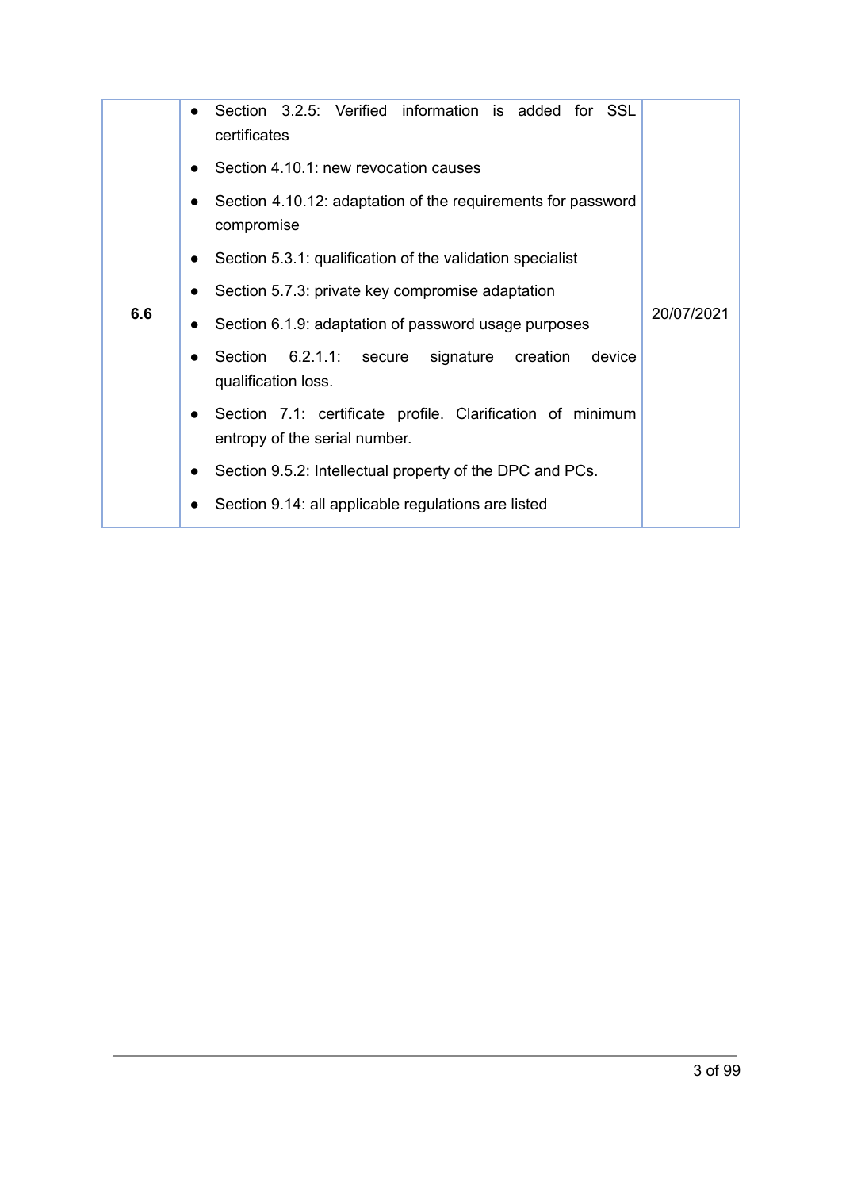| | | |
|---|---|---|
| 6.6 | • Section 3.2.5: Verified information is added for SSL certificates<br>• Section 4.10.1: new revocation causes<br>• Section 4.10.12: adaptation of the requirements for password compromise<br>• Section 5.3.1: qualification of the validation specialist<br>• Section 5.7.3: private key compromise adaptation<br>• Section 6.1.9: adaptation of password usage purposes<br>• Section 6.2.1.1: secure signature creation device qualification loss.<br>• Section 7.1: certificate profile. Clarification of minimum entropy of the serial number.<br>• Section 9.5.2: Intellectual property of the DPC and PCs.<br>• Section 9.14: all applicable regulations are listed | 20/07/2021 |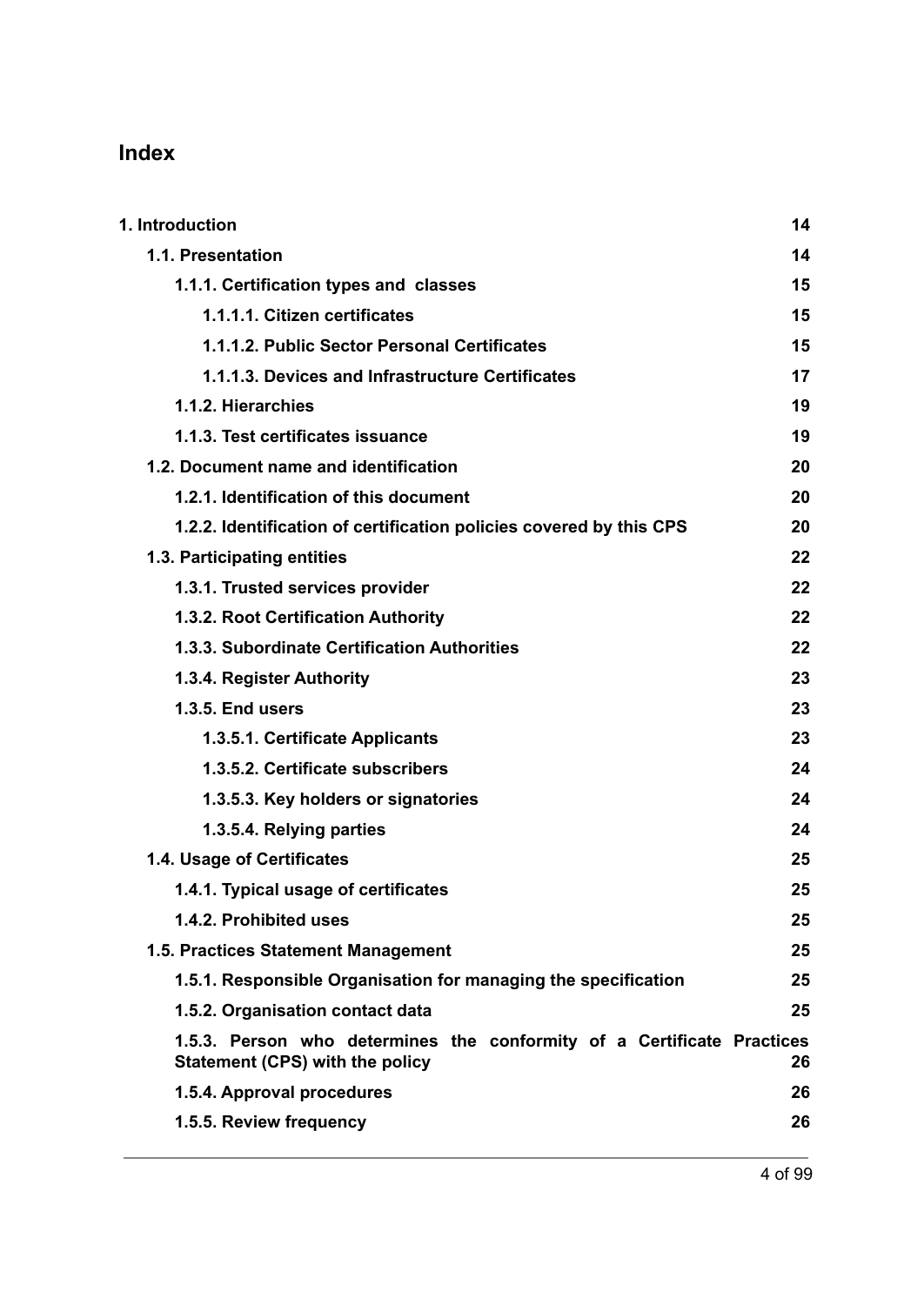# Index

| | |
|---|---|
| **1. Introduction** | **14** |
| **1.1. Presentation** | **14** |
| **1.1.1. Certification types and classes** | **15** |
| **1.1.1.1. Citizen certificates** | **15** |
| **1.1.1.2. Public Sector Personal Certificates** | **15** |
| **1.1.1.3. Devices and Infrastructure Certificates** | **17** |
| **1.1.2. Hierarchies** | **19** |
| **1.1.3. Test certificates issuance** | **19** |
| **1.2. Document name and identification** | **20** |
| **1.2.1. Identification of this document** | **20** |
| **1.2.2. Identification of certification policies covered by this CPS** | **20** |
| **1.3. Participating entities** | **22** |
| **1.3.1. Trusted services provider** | **22** |
| **1.3.2. Root Certification Authority** | **22** |
| **1.3.3. Subordinate Certification Authorities** | **22** |
| **1.3.4. Register Authority** | **23** |
| **1.3.5. End users** | **23** |
| **1.3.5.1. Certificate Applicants** | **23** |
| **1.3.5.2. Certificate subscribers** | **24** |
| **1.3.5.3. Key holders or signatories** | **24** |
| **1.3.5.4. Relying parties** | **24** |
| **1.4. Usage of Certificates** | **25** |
| **1.4.1. Typical usage of certificates** | **25** |
| **1.4.2. Prohibited uses** | **25** |
| **1.5. Practices Statement Management** | **25** |
| **1.5.1. Responsible Organisation for managing the specification** | **25** |
| **1.5.2. Organisation contact data** | **25** |
| **1.5.3. Person who determines the conformity of a Certificate Practices Statement (CPS) with the policy** | **26** |
| **1.5.4. Approval procedures** | **26** |
| **1.5.5. Review frequency** | **26** |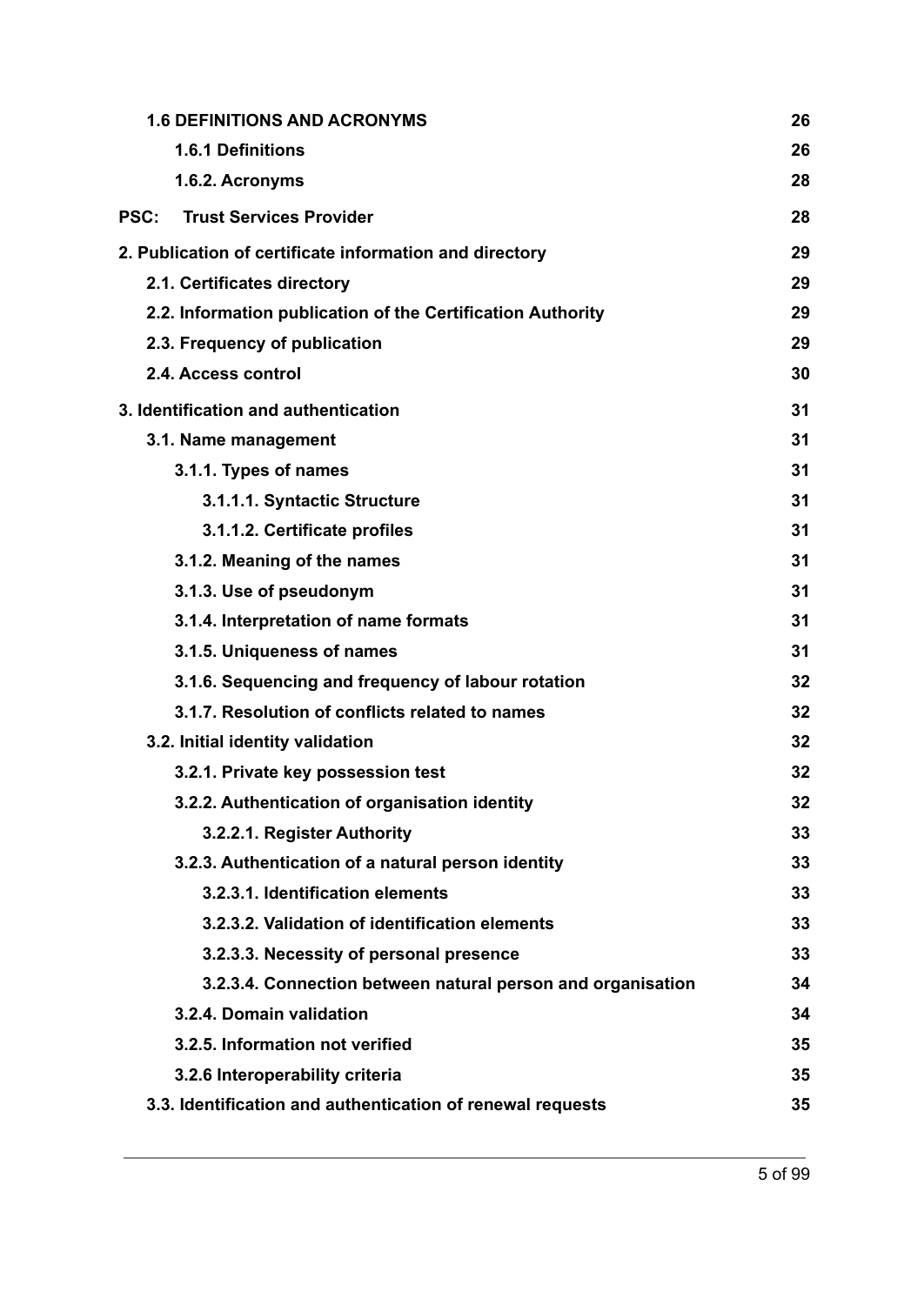**1.6 DEFINITIONS AND ACRONYMS** 26

**1.6.1 Definitions** 26

**1.6.2. Acronyms** 28

**PSC: Trust Services Provider** 28

**2. Publication of certificate information and directory** 29

**2.1. Certificates directory** 29

**2.2. Information publication of the Certification Authority** 29

**2.3. Frequency of publication** 29

**2.4. Access control** 30

**3. Identification and authentication** 31

**3.1. Name management** 31

**3.1.1. Types of names** 31

**3.1.1.1. Syntactic Structure** 31

**3.1.1.2. Certificate profiles** 31

**3.1.2. Meaning of the names** 31

**3.1.3. Use of pseudonym** 31

**3.1.4. Interpretation of name formats** 31

**3.1.5. Uniqueness of names** 31

**3.1.6. Sequencing and frequency of labour rotation** 32

**3.1.7. Resolution of conflicts related to names** 32

**3.2. Initial identity validation** 32

**3.2.1. Private key possession test** 32

**3.2.2. Authentication of organisation identity** 32

**3.2.2.1. Register Authority** 33

**3.2.3. Authentication of a natural person identity** 33

**3.2.3.1. Identification elements** 33

**3.2.3.2. Validation of identification elements** 33

**3.2.3.3. Necessity of personal presence** 33

**3.2.3.4. Connection between natural person and organisation** 34

**3.2.4. Domain validation** 34

**3.2.5. Information not verified** 35

**3.2.6 Interoperability criteria** 35

**3.3. Identification and authentication of renewal requests** 35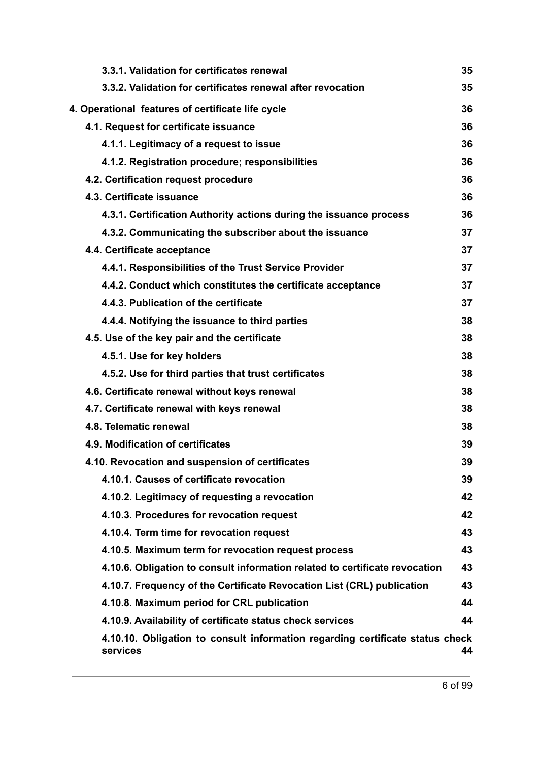**3.3.1. Validation for certificates renewal** 35

**3.3.2. Validation for certificates renewal after revocation** 35

**4. Operational features of certificate life cycle** 36

**4.1. Request for certificate issuance** 36

**4.1.1. Legitimacy of a request to issue** 36

**4.1.2. Registration procedure; responsibilities** 36

**4.2. Certification request procedure** 36

**4.3. Certificate issuance** 36

**4.3.1. Certification Authority actions during the issuance process** 36

**4.3.2. Communicating the subscriber about the issuance** 37

**4.4. Certificate acceptance** 37

**4.4.1. Responsibilities of the Trust Service Provider** 37

**4.4.2. Conduct which constitutes the certificate acceptance** 37

**4.4.3. Publication of the certificate** 37

**4.4.4. Notifying the issuance to third parties** 38

**4.5. Use of the key pair and the certificate** 38

**4.5.1. Use for key holders** 38

**4.5.2. Use for third parties that trust certificates** 38

**4.6. Certificate renewal without keys renewal** 38

**4.7. Certificate renewal with keys renewal** 38

**4.8. Telematic renewal** 38

**4.9. Modification of certificates** 39

**4.10. Revocation and suspension of certificates** 39

**4.10.1. Causes of certificate revocation** 39

**4.10.2. Legitimacy of requesting a revocation** 42

**4.10.3. Procedures for revocation request** 42

**4.10.4. Term time for revocation request** 43

**4.10.5. Maximum term for revocation request process** 43

**4.10.6. Obligation to consult information related to certificate revocation** 43

**4.10.7. Frequency of the Certificate Revocation List (CRL) publication** 43

**4.10.8. Maximum period for CRL publication** 44

**4.10.9. Availability of certificate status check services** 44

**4.10.10. Obligation to consult information regarding certificate status check services** 44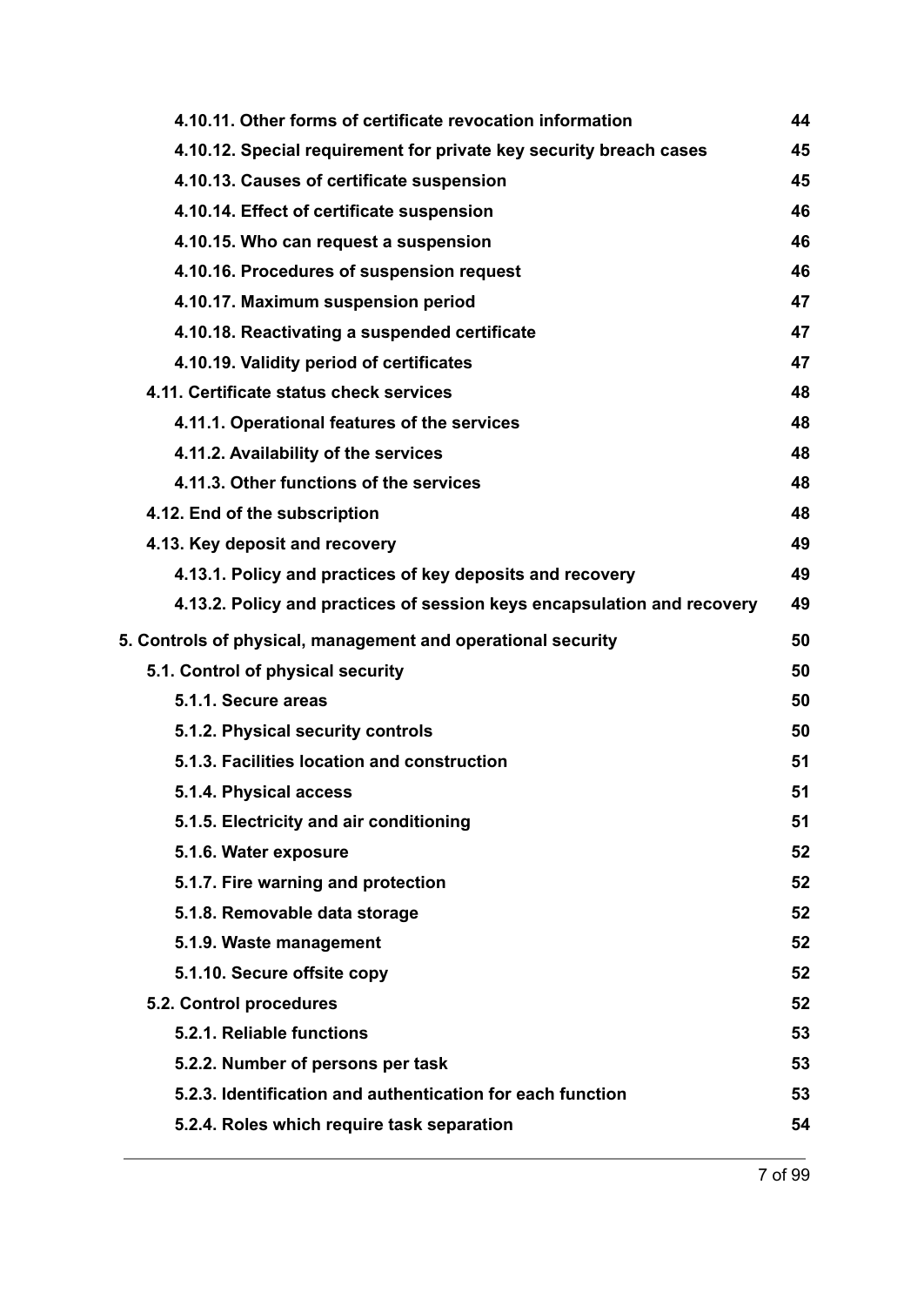| | |
|---|---|
| **4.10.11. Other forms of certificate revocation information** | **44** |
| **4.10.12. Special requirement for private key security breach cases** | **45** |
| **4.10.13. Causes of certificate suspension** | **45** |
| **4.10.14. Effect of certificate suspension** | **46** |
| **4.10.15. Who can request a suspension** | **46** |
| **4.10.16. Procedures of suspension request** | **46** |
| **4.10.17. Maximum suspension period** | **47** |
| **4.10.18. Reactivating a suspended certificate** | **47** |
| **4.10.19. Validity period of certificates** | **47** |
| **4.11. Certificate status check services** | **48** |
| **4.11.1. Operational features of the services** | **48** |
| **4.11.2. Availability of the services** | **48** |
| **4.11.3. Other functions of the services** | **48** |
| **4.12. End of the subscription** | **48** |
| **4.13. Key deposit and recovery** | **49** |
| **4.13.1. Policy and practices of key deposits and recovery** | **49** |
| **4.13.2. Policy and practices of session keys encapsulation and recovery** | **49** |
| **5. Controls of physical, management and operational security** | **50** |
| **5.1. Control of physical security** | **50** |
| **5.1.1. Secure areas** | **50** |
| **5.1.2. Physical security controls** | **50** |
| **5.1.3. Facilities location and construction** | **51** |
| **5.1.4. Physical access** | **51** |
| **5.1.5. Electricity and air conditioning** | **51** |
| **5.1.6. Water exposure** | **52** |
| **5.1.7. Fire warning and protection** | **52** |
| **5.1.8. Removable data storage** | **52** |
| **5.1.9. Waste management** | **52** |
| **5.1.10. Secure offsite copy** | **52** |
| **5.2. Control procedures** | **52** |
| **5.2.1. Reliable functions** | **53** |
| **5.2.2. Number of persons per task** | **53** |
| **5.2.3. Identification and authentication for each function** | **53** |
| **5.2.4. Roles which require task separation** | **54** |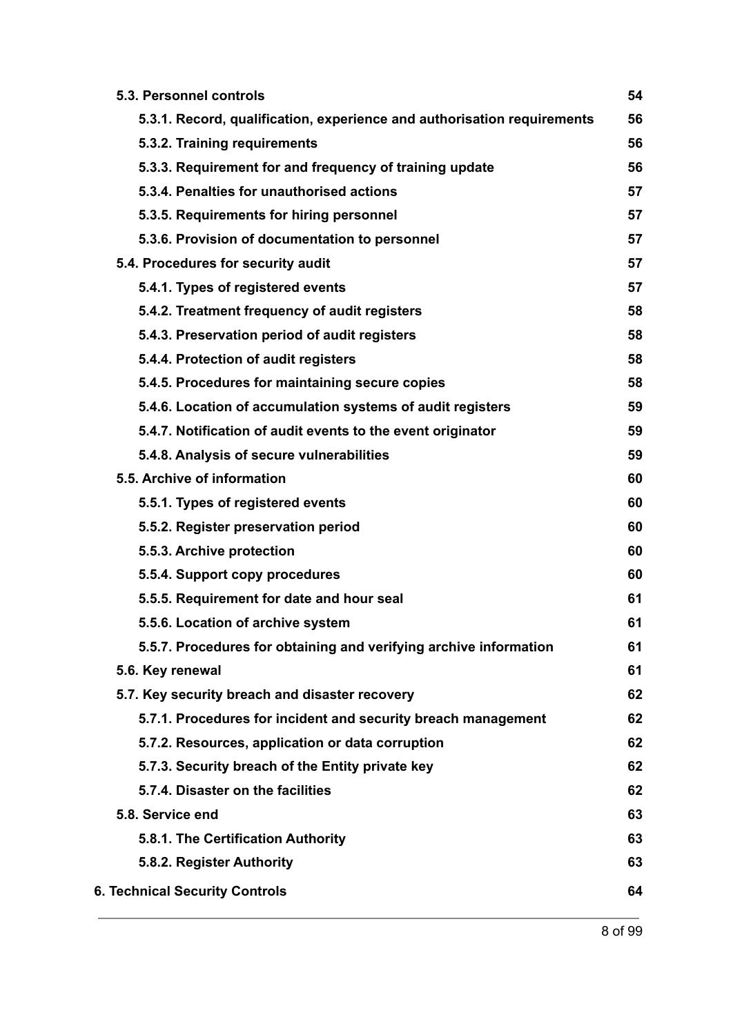- **5.3. Personnel controls** 54
  - **5.3.1. Record, qualification, experience and authorisation requirements** 56
  - **5.3.2. Training requirements** 56
  - **5.3.3. Requirement for and frequency of training update** 56
  - **5.3.4. Penalties for unauthorised actions** 57
  - **5.3.5. Requirements for hiring personnel** 57
  - **5.3.6. Provision of documentation to personnel** 57
- **5.4. Procedures for security audit** 57
  - **5.4.1. Types of registered events** 57
  - **5.4.2. Treatment frequency of audit registers** 58
  - **5.4.3. Preservation period of audit registers** 58
  - **5.4.4. Protection of audit registers** 58
  - **5.4.5. Procedures for maintaining secure copies** 58
  - **5.4.6. Location of accumulation systems of audit registers** 59
  - **5.4.7. Notification of audit events to the event originator** 59
  - **5.4.8. Analysis of secure vulnerabilities** 59
- **5.5. Archive of information** 60
  - **5.5.1. Types of registered events** 60
  - **5.5.2. Register preservation period** 60
  - **5.5.3. Archive protection** 60
  - **5.5.4. Support copy procedures** 60
  - **5.5.5. Requirement for date and hour seal** 61
  - **5.5.6. Location of archive system** 61
  - **5.5.7. Procedures for obtaining and verifying archive information** 61
- **5.6. Key renewal** 61
- **5.7. Key security breach and disaster recovery** 62
  - **5.7.1. Procedures for incident and security breach management** 62
  - **5.7.2. Resources, application or data corruption** 62
  - **5.7.3. Security breach of the Entity private key** 62
  - **5.7.4. Disaster on the facilities** 62
- **5.8. Service end** 63
  - **5.8.1. The Certification Authority** 63
  - **5.8.2. Register Authority** 63

**6. Technical Security Controls** 64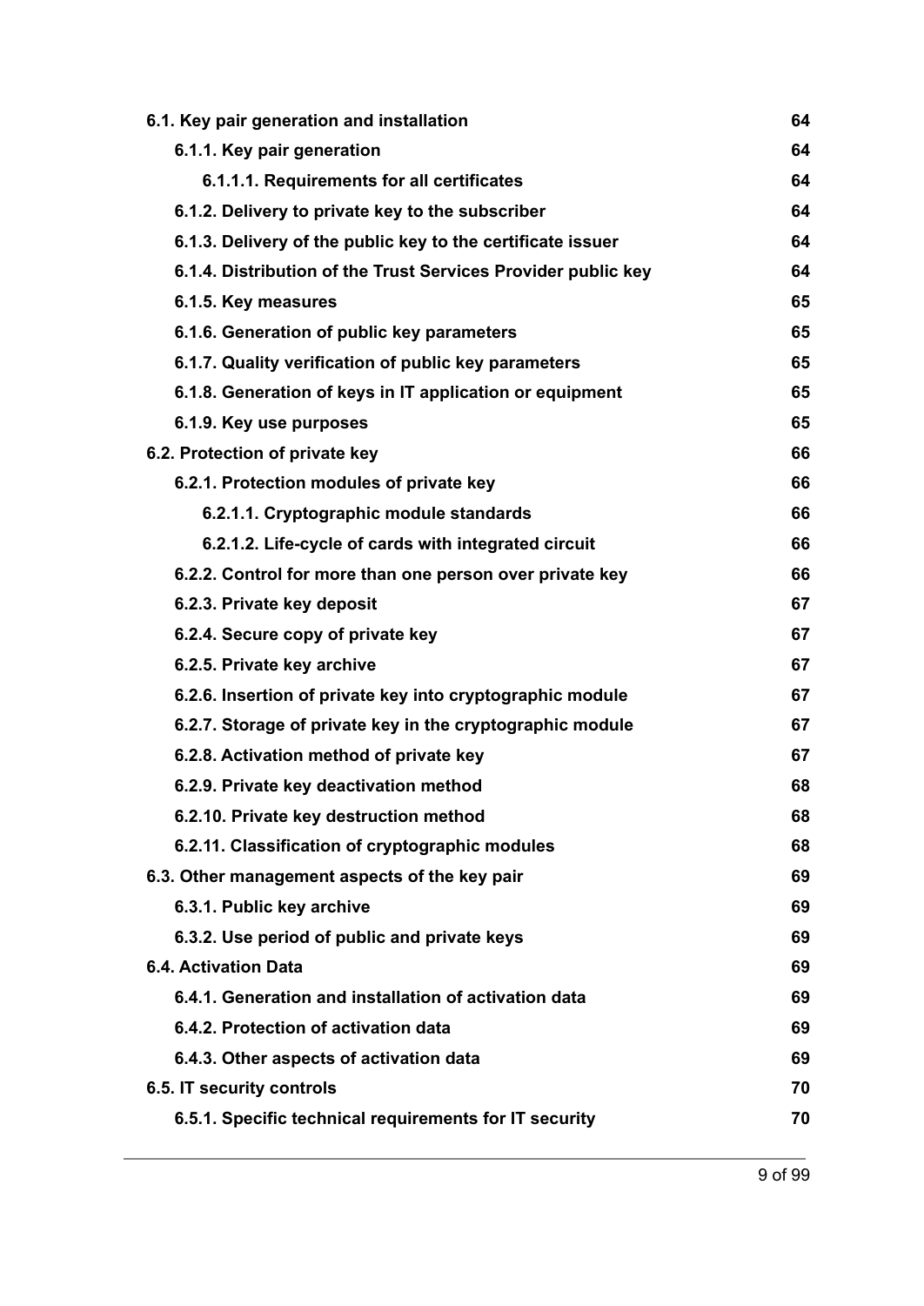**6.1. Key pair generation and installation** 64

- **6.1.1. Key pair generation** 64
  - **6.1.1.1. Requirements for all certificates** 64
- **6.1.2. Delivery to private key to the subscriber** 64
- **6.1.3. Delivery of the public key to the certificate issuer** 64
- **6.1.4. Distribution of the Trust Services Provider public key** 64
- **6.1.5. Key measures** 65
- **6.1.6. Generation of public key parameters** 65
- **6.1.7. Quality verification of public key parameters** 65
- **6.1.8. Generation of keys in IT application or equipment** 65
- **6.1.9. Key use purposes** 65

**6.2. Protection of private key** 66

- **6.2.1. Protection modules of private key** 66
  - **6.2.1.1. Cryptographic module standards** 66
  - **6.2.1.2. Life-cycle of cards with integrated circuit** 66
- **6.2.2. Control for more than one person over private key** 66
- **6.2.3. Private key deposit** 67
- **6.2.4. Secure copy of private key** 67
- **6.2.5. Private key archive** 67
- **6.2.6. Insertion of private key into cryptographic module** 67
- **6.2.7. Storage of private key in the cryptographic module** 67
- **6.2.8. Activation method of private key** 67
- **6.2.9. Private key deactivation method** 68
- **6.2.10. Private key destruction method** 68
- **6.2.11. Classification of cryptographic modules** 68

**6.3. Other management aspects of the key pair** 69

- **6.3.1. Public key archive** 69
- **6.3.2. Use period of public and private keys** 69

**6.4. Activation Data** 69

- **6.4.1. Generation and installation of activation data** 69
- **6.4.2. Protection of activation data** 69
- **6.4.3. Other aspects of activation data** 69

**6.5. IT security controls** 70

- **6.5.1. Specific technical requirements for IT security** 70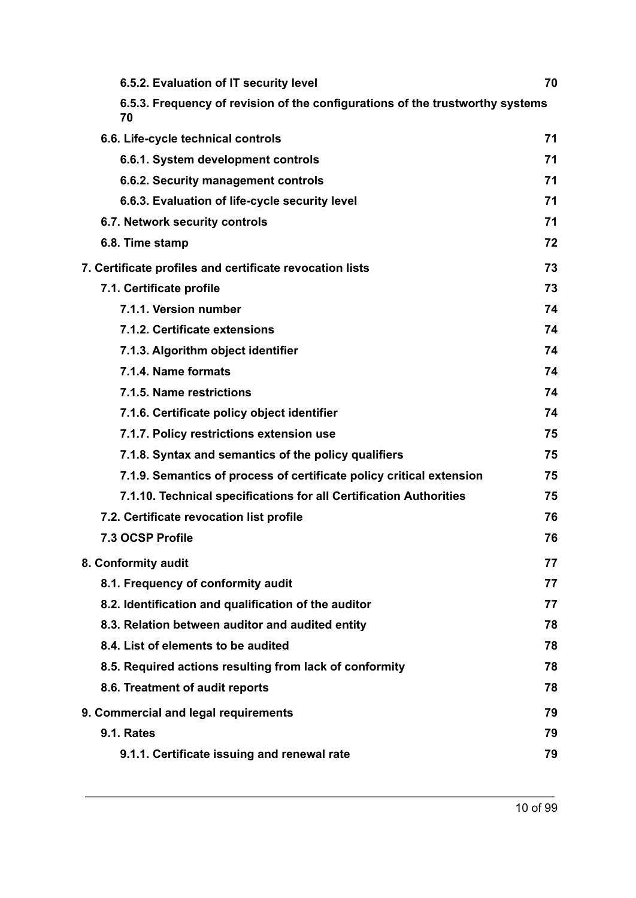**6.5.2. Evaluation of IT security level** 70

**6.5.3. Frequency of revision of the configurations of the trustworthy systems** 70

**6.6. Life-cycle technical controls** 71

**6.6.1. System development controls** 71

**6.6.2. Security management controls** 71

**6.6.3. Evaluation of life-cycle security level** 71

**6.7. Network security controls** 71

**6.8. Time stamp** 72

**7. Certificate profiles and certificate revocation lists** 73

**7.1. Certificate profile** 73

**7.1.1. Version number** 74

**7.1.2. Certificate extensions** 74

**7.1.3. Algorithm object identifier** 74

**7.1.4. Name formats** 74

**7.1.5. Name restrictions** 74

**7.1.6. Certificate policy object identifier** 74

**7.1.7. Policy restrictions extension use** 75

**7.1.8. Syntax and semantics of the policy qualifiers** 75

**7.1.9. Semantics of process of certificate policy critical extension** 75

**7.1.10. Technical specifications for all Certification Authorities** 75

**7.2. Certificate revocation list profile** 76

**7.3 OCSP Profile** 76

**8. Conformity audit** 77

**8.1. Frequency of conformity audit** 77

**8.2. Identification and qualification of the auditor** 77

**8.3. Relation between auditor and audited entity** 78

**8.4. List of elements to be audited** 78

**8.5. Required actions resulting from lack of conformity** 78

**8.6. Treatment of audit reports** 78

**9. Commercial and legal requirements** 79

**9.1. Rates** 79

**9.1.1. Certificate issuing and renewal rate** 79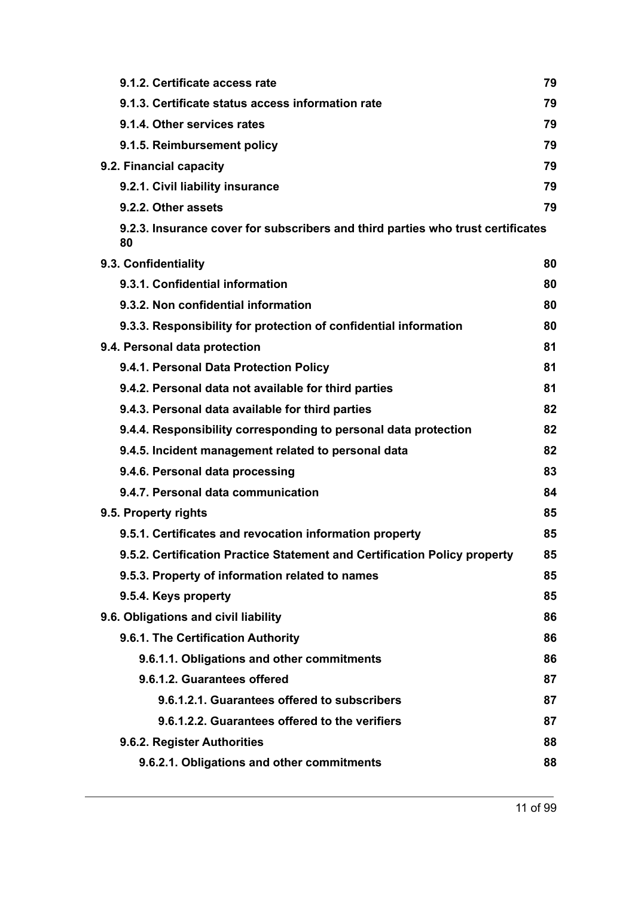**9.1.2. Certificate access rate** 79

**9.1.3. Certificate status access information rate** 79

**9.1.4. Other services rates** 79

**9.1.5. Reimbursement policy** 79

**9.2. Financial capacity** 79

**9.2.1. Civil liability insurance** 79

**9.2.2. Other assets** 79

**9.2.3. Insurance cover for subscribers and third parties who trust certificates** 80

**9.3. Confidentiality** 80

**9.3.1. Confidential information** 80

**9.3.2. Non confidential information** 80

**9.3.3. Responsibility for protection of confidential information** 80

**9.4. Personal data protection** 81

**9.4.1. Personal Data Protection Policy** 81

**9.4.2. Personal data not available for third parties** 81

**9.4.3. Personal data available for third parties** 82

**9.4.4. Responsibility corresponding to personal data protection** 82

**9.4.5. Incident management related to personal data** 82

**9.4.6. Personal data processing** 83

**9.4.7. Personal data communication** 84

**9.5. Property rights** 85

**9.5.1. Certificates and revocation information property** 85

**9.5.2. Certification Practice Statement and Certification Policy property** 85

**9.5.3. Property of information related to names** 85

**9.5.4. Keys property** 85

**9.6. Obligations and civil liability** 86

**9.6.1. The Certification Authority** 86

**9.6.1.1. Obligations and other commitments** 86

**9.6.1.2. Guarantees offered** 87

**9.6.1.2.1. Guarantees offered to subscribers** 87

**9.6.1.2.2. Guarantees offered to the verifiers** 87

**9.6.2. Register Authorities** 88

**9.6.2.1. Obligations and other commitments** 88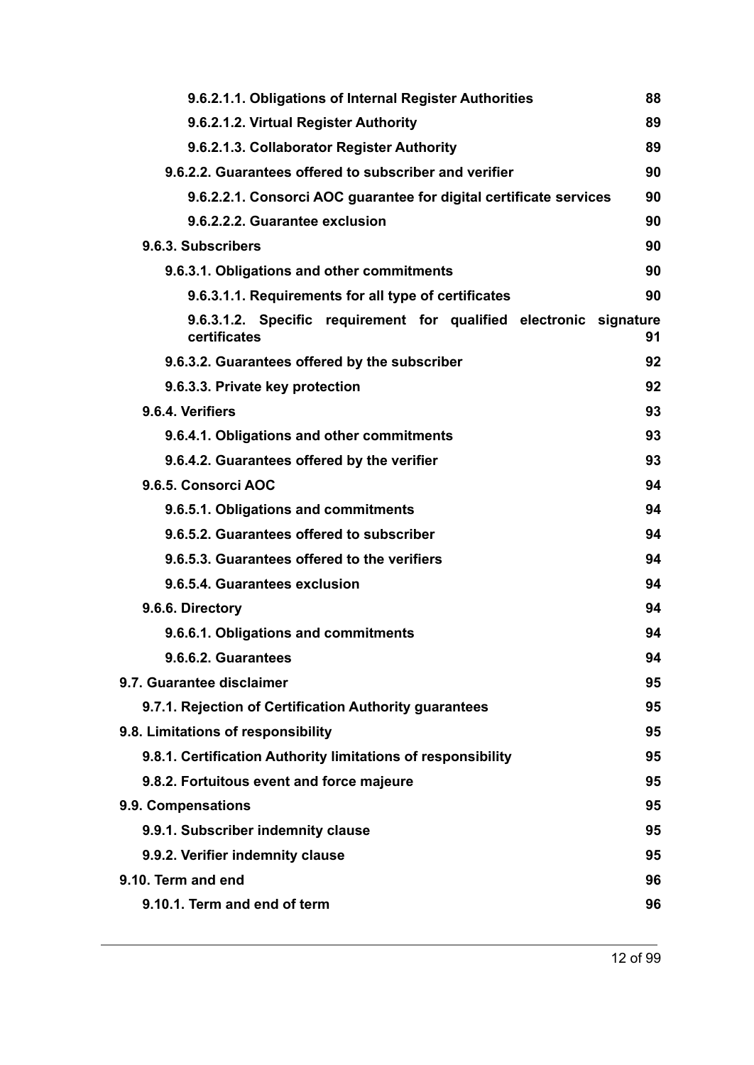9.6.2.1.1. Obligations of Internal Register Authorities 88

9.6.2.1.2. Virtual Register Authority 89

9.6.2.1.3. Collaborator Register Authority 89

9.6.2.2. Guarantees offered to subscriber and verifier 90

9.6.2.2.1. Consorci AOC guarantee for digital certificate services 90

9.6.2.2.2. Guarantee exclusion 90

9.6.3. Subscribers 90

9.6.3.1. Obligations and other commitments 90

9.6.3.1.1. Requirements for all type of certificates 90

9.6.3.1.2. Specific requirement for qualified electronic signature certificates 91

9.6.3.2. Guarantees offered by the subscriber 92

9.6.3.3. Private key protection 92

9.6.4. Verifiers 93

9.6.4.1. Obligations and other commitments 93

9.6.4.2. Guarantees offered by the verifier 93

9.6.5. Consorci AOC 94

9.6.5.1. Obligations and commitments 94

9.6.5.2. Guarantees offered to subscriber 94

9.6.5.3. Guarantees offered to the verifiers 94

9.6.5.4. Guarantees exclusion 94

9.6.6. Directory 94

9.6.6.1. Obligations and commitments 94

9.6.6.2. Guarantees 94

9.7. Guarantee disclaimer 95

9.7.1. Rejection of Certification Authority guarantees 95

9.8. Limitations of responsibility 95

9.8.1. Certification Authority limitations of responsibility 95

9.8.2. Fortuitous event and force majeure 95

9.9. Compensations 95

9.9.1. Subscriber indemnity clause 95

9.9.2. Verifier indemnity clause 95

9.10. Term and end 96

9.10.1. Term and end of term 96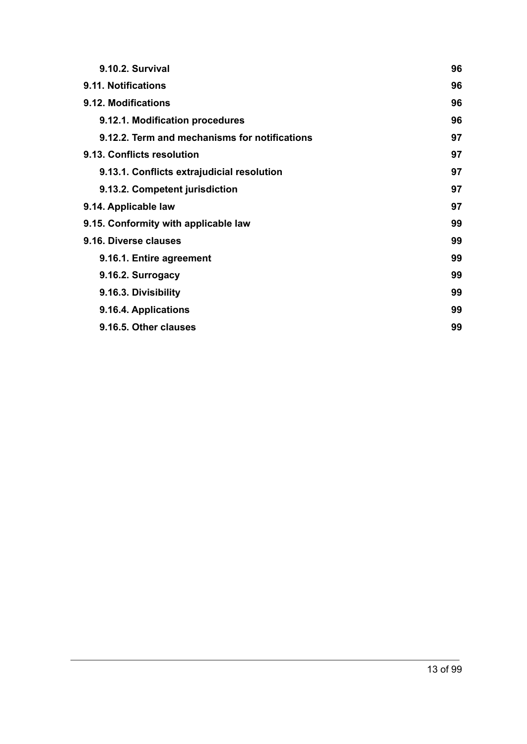**9.10.2. Survival** 96

**9.11. Notifications** 96

**9.12. Modifications** 96

**9.12.1. Modification procedures** 96

**9.12.2. Term and mechanisms for notifications** 97

**9.13. Conflicts resolution** 97

**9.13.1. Conflicts extrajudicial resolution** 97

**9.13.2. Competent jurisdiction** 97

**9.14. Applicable law** 97

**9.15. Conformity with applicable law** 99

**9.16. Diverse clauses** 99

**9.16.1. Entire agreement** 99

**9.16.2. Surrogacy** 99

**9.16.3. Divisibility** 99

**9.16.4. Applications** 99

**9.16.5. Other clauses** 99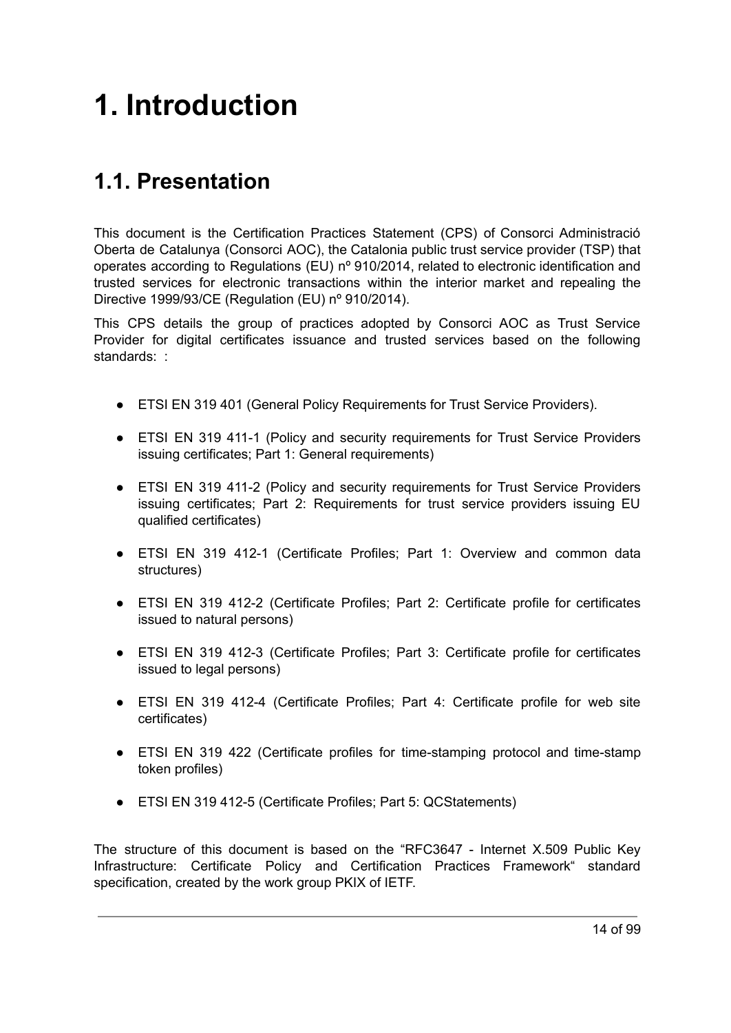# 1. Introduction

## 1.1. Presentation

This document is the Certification Practices Statement (CPS) of Consorci Administració Oberta de Catalunya (Consorci AOC), the Catalonia public trust service provider (TSP) that operates according to Regulations (EU) nº 910/2014, related to electronic identification and trusted services for electronic transactions within the interior market and repealing the Directive 1999/93/CE (Regulation (EU) nº 910/2014).

This CPS details the group of practices adopted by Consorci AOC as Trust Service Provider for digital certificates issuance and trusted services based on the following standards: :

- ETSI EN 319 401 (General Policy Requirements for Trust Service Providers).
- ETSI EN 319 411-1 (Policy and security requirements for Trust Service Providers issuing certificates; Part 1: General requirements)
- ETSI EN 319 411-2 (Policy and security requirements for Trust Service Providers issuing certificates; Part 2: Requirements for trust service providers issuing EU qualified certificates)
- ETSI EN 319 412-1 (Certificate Profiles; Part 1: Overview and common data structures)
- ETSI EN 319 412-2 (Certificate Profiles; Part 2: Certificate profile for certificates issued to natural persons)
- ETSI EN 319 412-3 (Certificate Profiles; Part 3: Certificate profile for certificates issued to legal persons)
- ETSI EN 319 412-4 (Certificate Profiles; Part 4: Certificate profile for web site certificates)
- ETSI EN 319 422 (Certificate profiles for time-stamping protocol and time-stamp token profiles)
- ETSI EN 319 412-5 (Certificate Profiles; Part 5: QCStatements)

The structure of this document is based on the "RFC3647 - Internet X.509 Public Key Infrastructure: Certificate Policy and Certification Practices Framework" standard specification, created by the work group PKIX of IETF.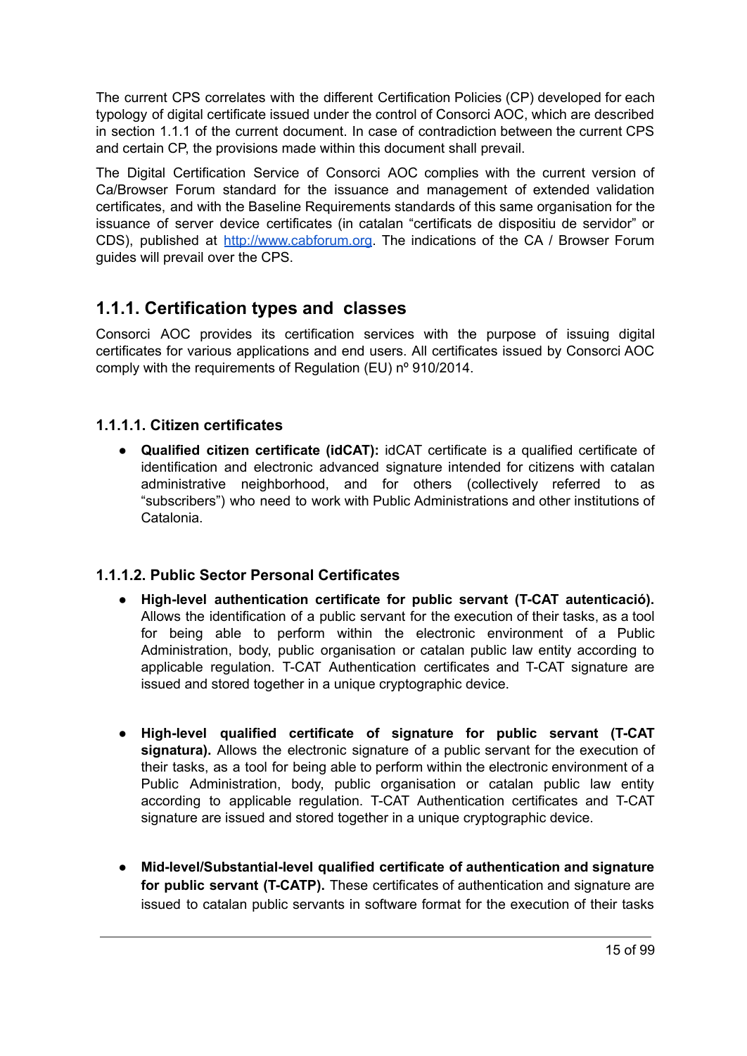The current CPS correlates with the different Certification Policies (CP) developed for each typology of digital certificate issued under the control of Consorci AOC, which are described in section 1.1.1 of the current document. In case of contradiction between the current CPS and certain CP, the provisions made within this document shall prevail.

The Digital Certification Service of Consorci AOC complies with the current version of Ca/Browser Forum standard for the issuance and management of extended validation certificates, and with the Baseline Requirements standards of this same organisation for the issuance of server device certificates (in catalan "certificats de dispositiu de servidor" or CDS), published at [http://www.cabforum.org](http://www.cabforum.org). The indications of the CA / Browser Forum guides will prevail over the CPS.

## 1.1.1. Certification types and classes

Consorci AOC provides its certification services with the purpose of issuing digital certificates for various applications and end users. All certificates issued by Consorci AOC comply with the requirements of Regulation (EU) nº 910/2014.

### 1.1.1.1. Citizen certificates

- **Qualified citizen certificate (idCAT):** idCAT certificate is a qualified certificate of identification and electronic advanced signature intended for citizens with catalan administrative neighborhood, and for others (collectively referred to as "subscribers") who need to work with Public Administrations and other institutions of Catalonia.

### 1.1.1.2. Public Sector Personal Certificates

- **High-level authentication certificate for public servant (T-CAT autenticació).** Allows the identification of a public servant for the execution of their tasks, as a tool for being able to perform within the electronic environment of a Public Administration, body, public organisation or catalan public law entity according to applicable regulation. T-CAT Authentication certificates and T-CAT signature are issued and stored together in a unique cryptographic device.

- **High-level qualified certificate of signature for public servant (T-CAT signatura).** Allows the electronic signature of a public servant for the execution of their tasks, as a tool for being able to perform within the electronic environment of a Public Administration, body, public organisation or catalan public law entity according to applicable regulation. T-CAT Authentication certificates and T-CAT signature are issued and stored together in a unique cryptographic device.

- **Mid-level/Substantial-level qualified certificate of authentication and signature for public servant (T-CATP).** These certificates of authentication and signature are issued to catalan public servants in software format for the execution of their tasks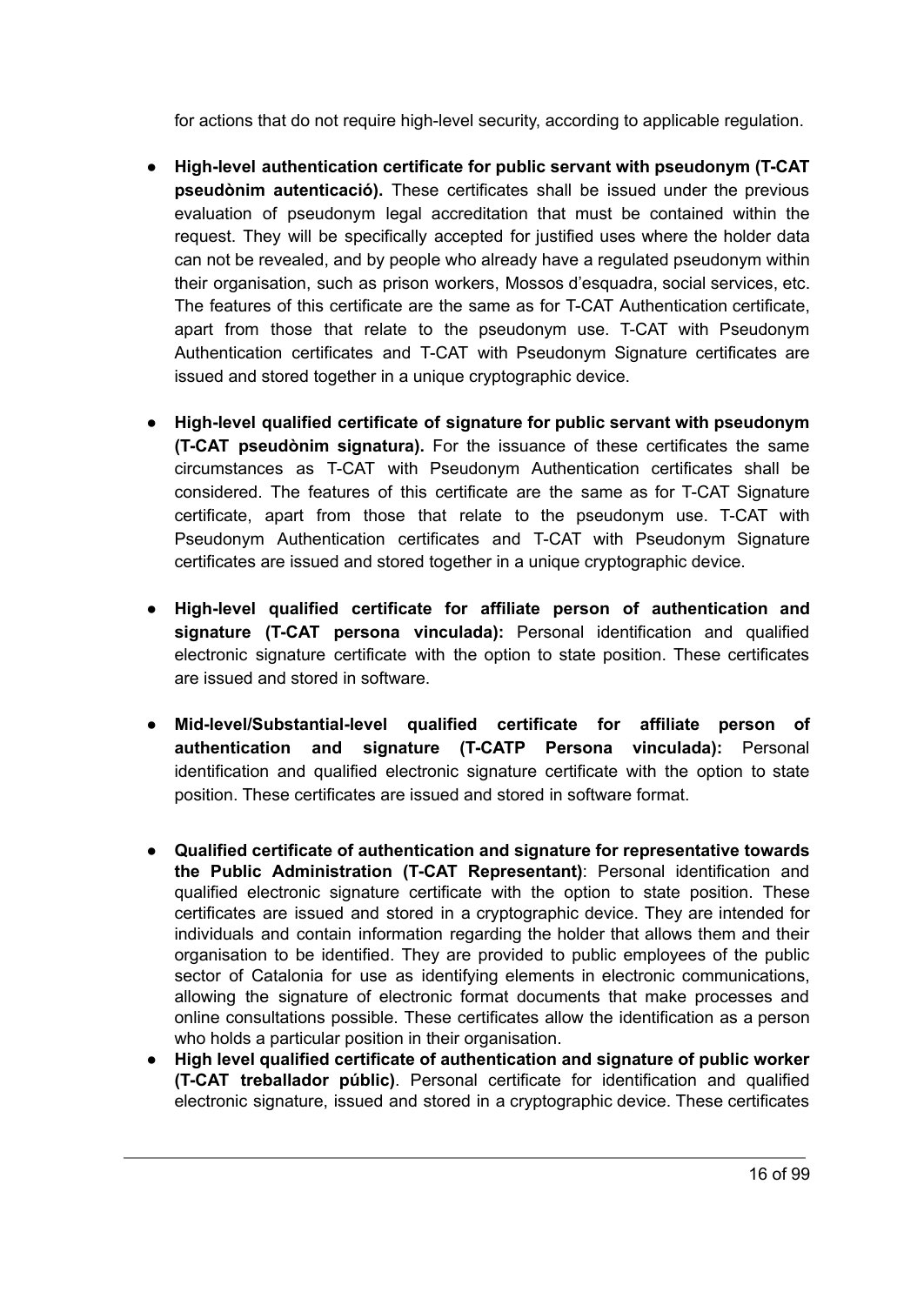for actions that do not require high-level security, according to applicable regulation.

- **High-level authentication certificate for public servant with pseudonym (T-CAT pseudònim autenticació).** These certificates shall be issued under the previous evaluation of pseudonym legal accreditation that must be contained within the request. They will be specifically accepted for justified uses where the holder data can not be revealed, and by people who already have a regulated pseudonym within their organisation, such as prison workers, Mossos d'esquadra, social services, etc. The features of this certificate are the same as for T-CAT Authentication certificate, apart from those that relate to the pseudonym use. T-CAT with Pseudonym Authentication certificates and T-CAT with Pseudonym Signature certificates are issued and stored together in a unique cryptographic device.

- **High-level qualified certificate of signature for public servant with pseudonym (T-CAT pseudònim signatura).** For the issuance of these certificates the same circumstances as T-CAT with Pseudonym Authentication certificates shall be considered. The features of this certificate are the same as for T-CAT Signature certificate, apart from those that relate to the pseudonym use. T-CAT with Pseudonym Authentication certificates and T-CAT with Pseudonym Signature certificates are issued and stored together in a unique cryptographic device.

- **High-level qualified certificate for affiliate person of authentication and signature (T-CAT persona vinculada):** Personal identification and qualified electronic signature certificate with the option to state position. These certificates are issued and stored in software.

- **Mid-level/Substantial-level qualified certificate for affiliate person of authentication and signature (T-CATP Persona vinculada):** Personal identification and qualified electronic signature certificate with the option to state position. These certificates are issued and stored in software format.

- **Qualified certificate of authentication and signature for representative towards the Public Administration (T-CAT Representant)**: Personal identification and qualified electronic signature certificate with the option to state position. These certificates are issued and stored in a cryptographic device. They are intended for individuals and contain information regarding the holder that allows them and their organisation to be identified. They are provided to public employees of the public sector of Catalonia for use as identifying elements in electronic communications, allowing the signature of electronic format documents that make processes and online consultations possible. These certificates allow the identification as a person who holds a particular position in their organisation.
- **High level qualified certificate of authentication and signature of public worker (T-CAT treballador públic)**. Personal certificate for identification and qualified electronic signature, issued and stored in a cryptographic device. These certificates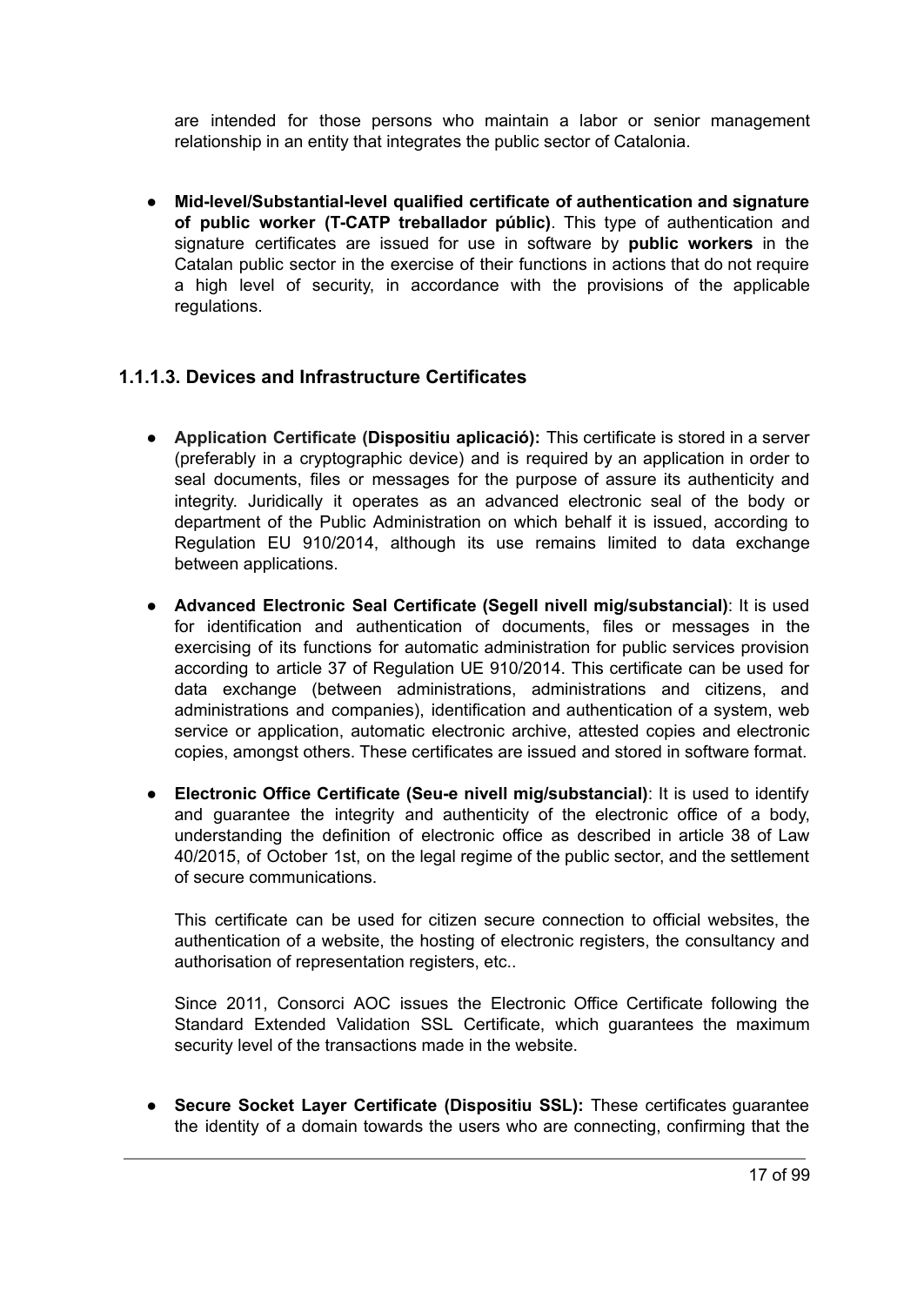are intended for those persons who maintain a labor or senior management relationship in an entity that integrates the public sector of Catalonia.

- **Mid-level/Substantial-level qualified certificate of authentication and signature of public worker (T-CATP treballador públic)**. This type of authentication and signature certificates are issued for use in software by **public workers** in the Catalan public sector in the exercise of their functions in actions that do not require a high level of security, in accordance with the provisions of the applicable regulations.

#### 1.1.1.3. Devices and Infrastructure Certificates

- **Application Certificate (Dispositiu aplicació):** This certificate is stored in a server (preferably in a cryptographic device) and is required by an application in order to seal documents, files or messages for the purpose of assure its authenticity and integrity. Juridically it operates as an advanced electronic seal of the body or department of the Public Administration on which behalf it is issued, according to Regulation EU 910/2014, although its use remains limited to data exchange between applications.

- **Advanced Electronic Seal Certificate (Segell nivell mig/substancial)**: It is used for identification and authentication of documents, files or messages in the exercising of its functions for automatic administration for public services provision according to article 37 of Regulation UE 910/2014. This certificate can be used for data exchange (between administrations, administrations and citizens, and administrations and companies), identification and authentication of a system, web service or application, automatic electronic archive, attested copies and electronic copies, amongst others. These certificates are issued and stored in software format.

- **Electronic Office Certificate (Seu-e nivell mig/substancial)**: It is used to identify and guarantee the integrity and authenticity of the electronic office of a body, understanding the definition of electronic office as described in article 38 of Law 40/2015, of October 1st, on the legal regime of the public sector, and the settlement of secure communications.

  This certificate can be used for citizen secure connection to official websites, the authentication of a website, the hosting of electronic registers, the consultancy and authorisation of representation registers, etc..

  Since 2011, Consorci AOC issues the Electronic Office Certificate following the Standard Extended Validation SSL Certificate, which guarantees the maximum security level of the transactions made in the website.

- **Secure Socket Layer Certificate (Dispositiu SSL):** These certificates guarantee the identity of a domain towards the users who are connecting, confirming that the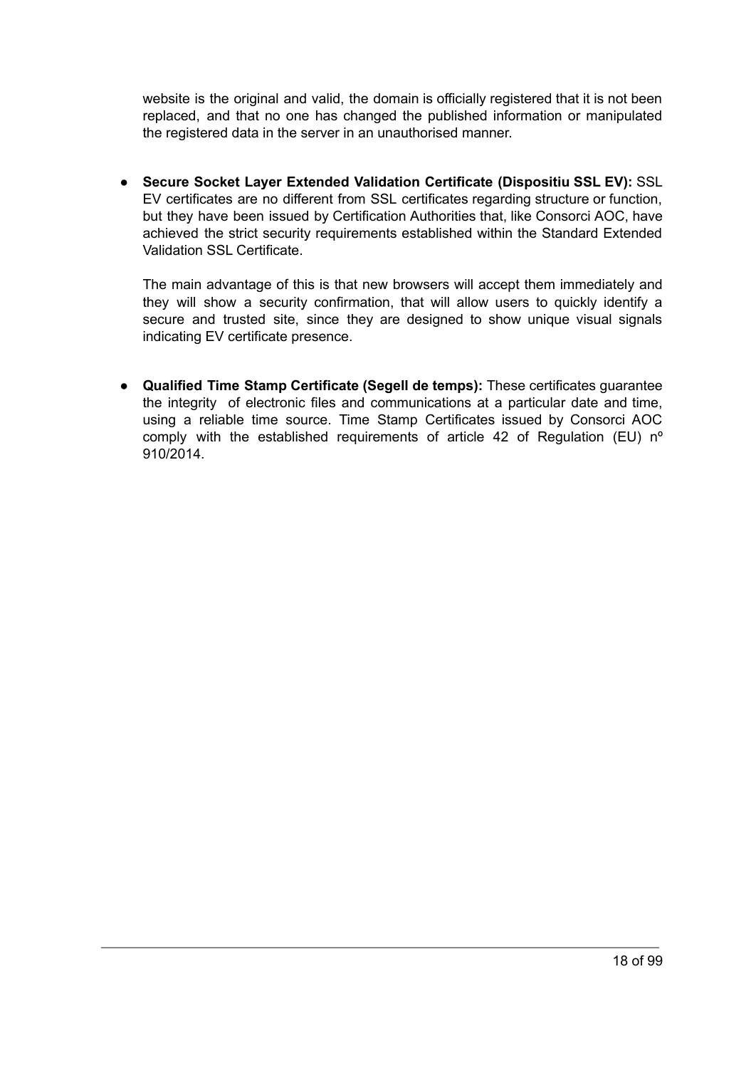website is the original and valid, the domain is officially registered that it is not been replaced, and that no one has changed the published information or manipulated the registered data in the server in an unauthorised manner.

- **Secure Socket Layer Extended Validation Certificate (Dispositiu SSL EV):** SSL EV certificates are no different from SSL certificates regarding structure or function, but they have been issued by Certification Authorities that, like Consorci AOC, have achieved the strict security requirements established within the Standard Extended Validation SSL Certificate.

  The main advantage of this is that new browsers will accept them immediately and they will show a security confirmation, that will allow users to quickly identify a secure and trusted site, since they are designed to show unique visual signals indicating EV certificate presence.

- **Qualified Time Stamp Certificate (Segell de temps):** These certificates guarantee the integrity of electronic files and communications at a particular date and time, using a reliable time source. Time Stamp Certificates issued by Consorci AOC comply with the established requirements of article 42 of Regulation (EU) nº 910/2014.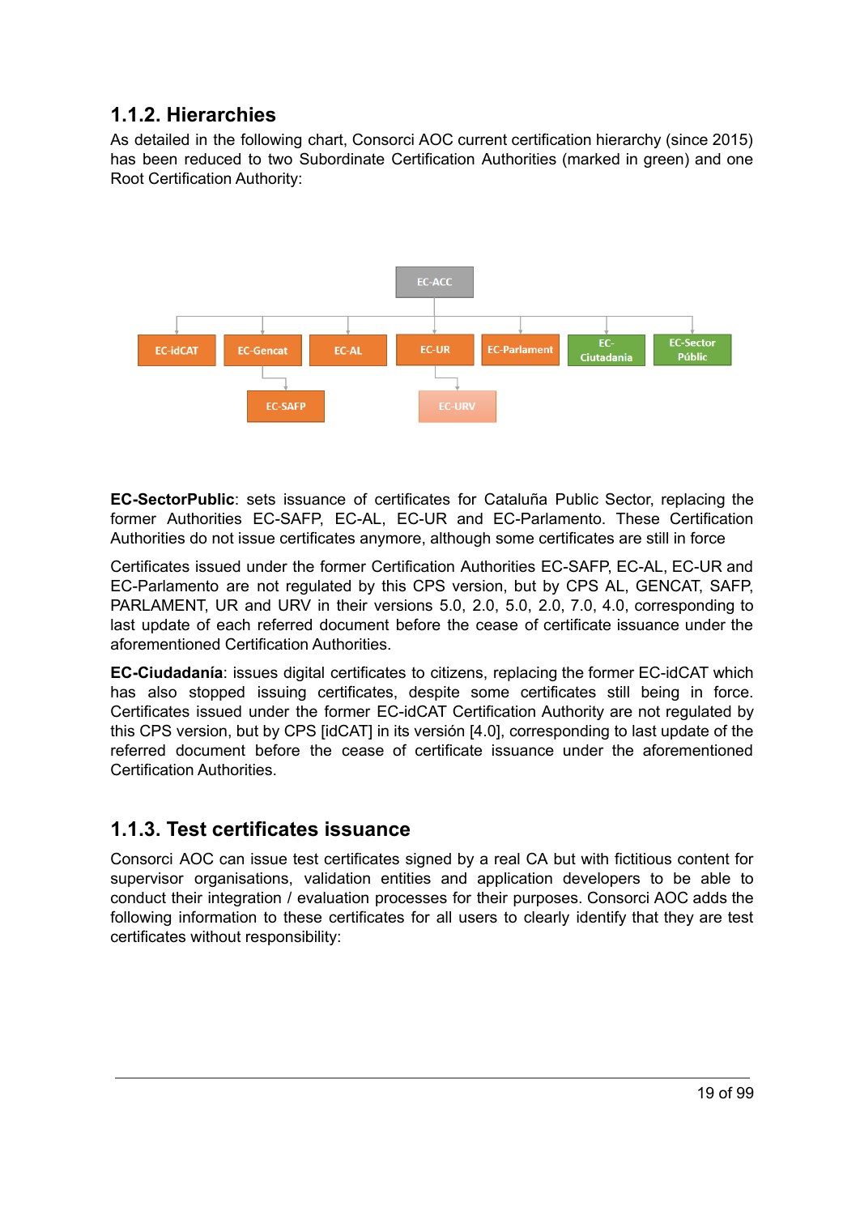### 1.1.2. Hierarchies

As detailed in the following chart, Consorci AOC current certification hierarchy (since 2015) has been reduced to two Subordinate Certification Authorities (marked in green) and one Root Certification Authority:

**EC-SectorPublic**: sets issuance of certificates for Cataluña Public Sector, replacing the former Authorities EC-SAFP, EC-AL, EC-UR and EC-Parlamento. These Certification Authorities do not issue certificates anymore, although some certificates are still in force

Certificates issued under the former Certification Authorities EC-SAFP, EC-AL, EC-UR and EC-Parlamento are not regulated by this CPS version, but by CPS AL, GENCAT, SAFP, PARLAMENT, UR and URV in their versions 5.0, 2.0, 5.0, 2.0, 7.0, 4.0, corresponding to last update of each referred document before the cease of certificate issuance under the aforementioned Certification Authorities.

**EC-Ciudadanía**: issues digital certificates to citizens, replacing the former EC-idCAT which has also stopped issuing certificates, despite some certificates still being in force. Certificates issued under the former EC-idCAT Certification Authority are not regulated by this CPS version, but by CPS [idCAT] in its versión [4.0], corresponding to last update of the referred document before the cease of certificate issuance under the aforementioned Certification Authorities.

### 1.1.3. Test certificates issuance

Consorci AOC can issue test certificates signed by a real CA but with fictitious content for supervisor organisations, validation entities and application developers to be able to conduct their integration / evaluation processes for their purposes. Consorci AOC adds the following information to these certificates for all users to clearly identify that they are test certificates without responsibility: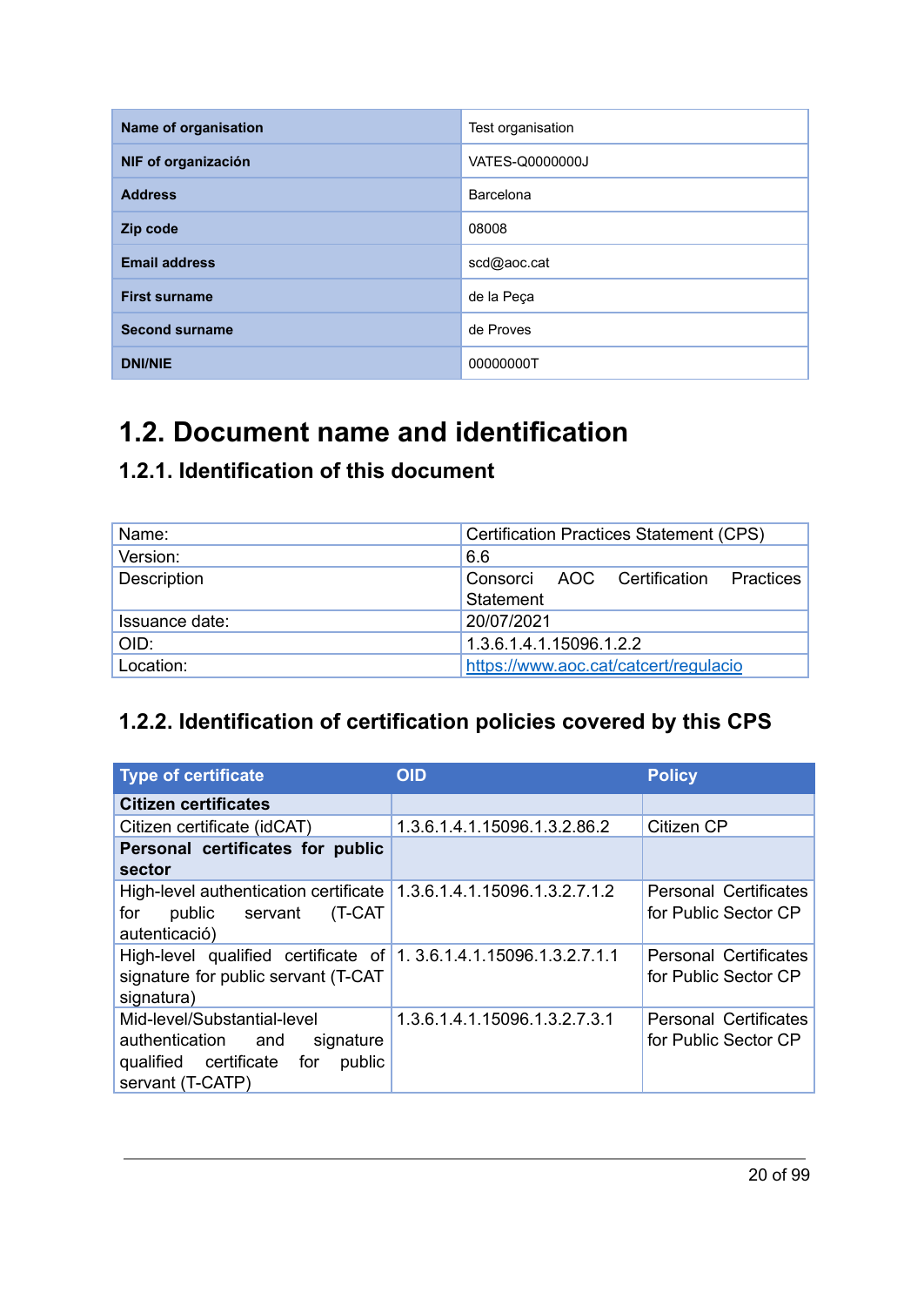| Name of organisation | Test organisation |
|---|---|
| NIF of organización | VATES-Q0000000J |
| Address | Barcelona |
| Zip code | 08008 |
| Email address | scd@aoc.cat |
| First surname | de la Peça |
| Second surname | de Proves |
| DNI/NIE | 00000000T |

# 1.2. Document name and identification

## 1.2.1. Identification of this document

| Name: | Certification Practices Statement (CPS) |
|---|---|
| Version: | 6.6 |
| Description | Consorci AOC Certification Practices Statement |
| Issuance date: | 20/07/2021 |
| OID: | 1.3.6.1.4.1.15096.1.2.2 |
| Location: | https://www.aoc.cat/catcert/regulacio |

## 1.2.2. Identification of certification policies covered by this CPS

| Type of certificate | OID | Policy |
|---|---|---|
| **Citizen certificates** | | |
| Citizen certificate (idCAT) | 1.3.6.1.4.1.15096.1.3.2.86.2 | Citizen CP |
| **Personal certificates for public sector** | | |
| High-level authentication certificate for public servant (T-CAT autenticació) | 1.3.6.1.4.1.15096.1.3.2.7.1.2 | Personal Certificates for Public Sector CP |
| High-level qualified certificate of signature for public servant (T-CAT signatura) | 1. 3.6.1.4.1.15096.1.3.2.7.1.1 | Personal Certificates for Public Sector CP |
| Mid-level/Substantial-level authentication and signature qualified certificate for public servant (T-CATP) | 1.3.6.1.4.1.15096.1.3.2.7.3.1 | Personal Certificates for Public Sector CP |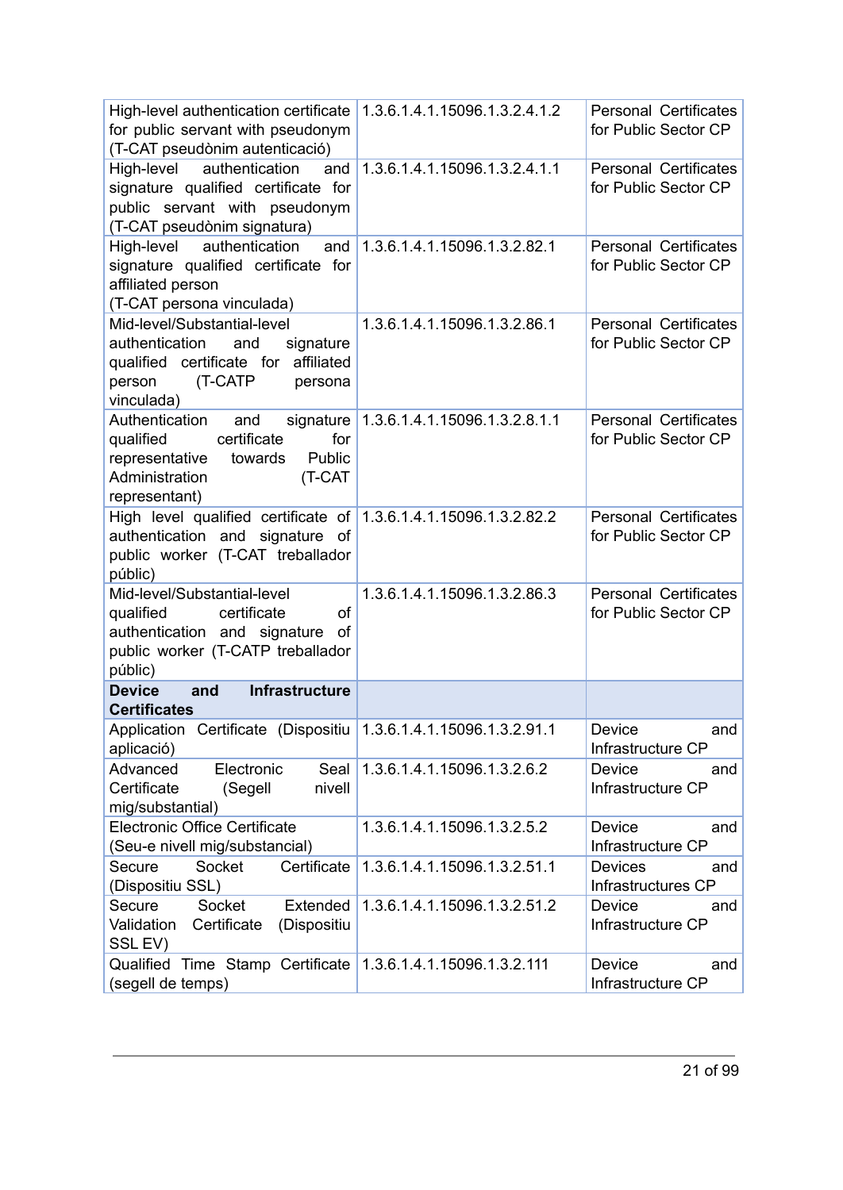| | | |
|---|---|---|
| High-level authentication certificate for public servant with pseudonym (T-CAT pseudònim autenticació) | 1.3.6.1.4.1.15096.1.3.2.4.1.2 | Personal Certificates for Public Sector CP |
| High-level authentication and signature qualified certificate for public servant with pseudonym (T-CAT pseudònim signatura) | 1.3.6.1.4.1.15096.1.3.2.4.1.1 | Personal Certificates for Public Sector CP |
| High-level authentication and signature qualified certificate for affiliated person (T-CAT persona vinculada) | 1.3.6.1.4.1.15096.1.3.2.82.1 | Personal Certificates for Public Sector CP |
| Mid-level/Substantial-level authentication and signature qualified certificate for affiliated person (T-CATP persona vinculada) | 1.3.6.1.4.1.15096.1.3.2.86.1 | Personal Certificates for Public Sector CP |
| Authentication and signature qualified certificate for representative towards Public Administration (T-CAT representant) | 1.3.6.1.4.1.15096.1.3.2.8.1.1 | Personal Certificates for Public Sector CP |
| High level qualified certificate of authentication and signature of public worker (T-CAT treballador públic) | 1.3.6.1.4.1.15096.1.3.2.82.2 | Personal Certificates for Public Sector CP |
| Mid-level/Substantial-level qualified certificate of authentication and signature of public worker (T-CATP treballador públic) | 1.3.6.1.4.1.15096.1.3.2.86.3 | Personal Certificates for Public Sector CP |
| **Device and Infrastructure Certificates** | | |
| Application Certificate (Dispositiu aplicació) | 1.3.6.1.4.1.15096.1.3.2.91.1 | Device and Infrastructure CP |
| Advanced Electronic Seal Certificate (Segell nivell mig/substantial) | 1.3.6.1.4.1.15096.1.3.2.6.2 | Device and Infrastructure CP |
| Electronic Office Certificate (Seu-e nivell mig/substancial) | 1.3.6.1.4.1.15096.1.3.2.5.2 | Device and Infrastructure CP |
| Secure Socket Certificate (Dispositiu SSL) | 1.3.6.1.4.1.15096.1.3.2.51.1 | Devices and Infrastructures CP |
| Secure Socket Extended Validation Certificate (Dispositiu SSL EV) | 1.3.6.1.4.1.15096.1.3.2.51.2 | Device and Infrastructure CP |
| Qualified Time Stamp Certificate (segell de temps) | 1.3.6.1.4.1.15096.1.3.2.111 | Device and Infrastructure CP |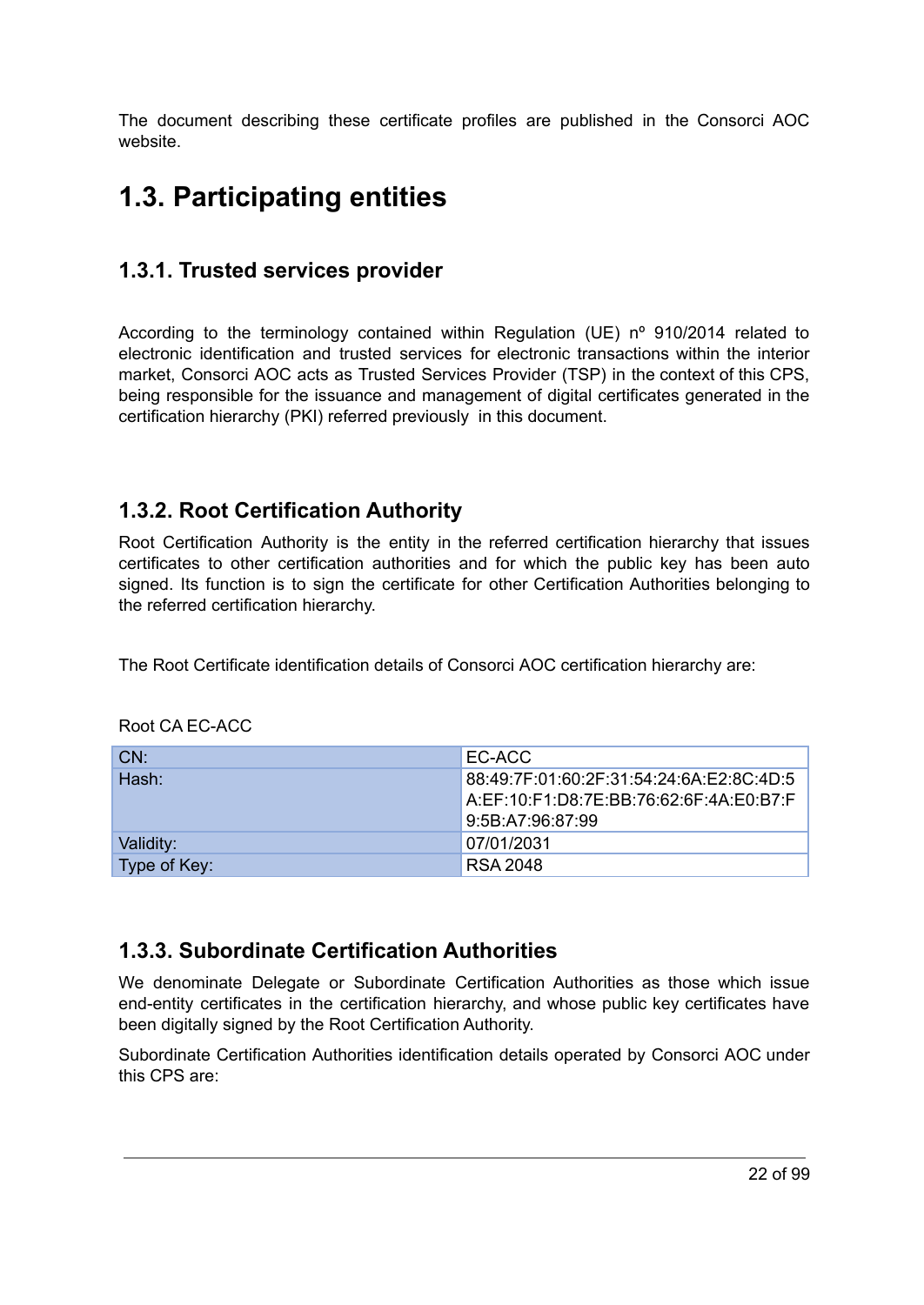The document describing these certificate profiles are published in the Consorci AOC website.

# 1.3. Participating entities

## 1.3.1. Trusted services provider

According to the terminology contained within Regulation (UE) nº 910/2014 related to electronic identification and trusted services for electronic transactions within the interior market, Consorci AOC acts as Trusted Services Provider (TSP) in the context of this CPS, being responsible for the issuance and management of digital certificates generated in the certification hierarchy (PKI) referred previously in this document.

## 1.3.2. Root Certification Authority

Root Certification Authority is the entity in the referred certification hierarchy that issues certificates to other certification authorities and for which the public key has been auto signed. Its function is to sign the certificate for other Certification Authorities belonging to the referred certification hierarchy.

The Root Certificate identification details of Consorci AOC certification hierarchy are:

Root CA EC-ACC

| CN: | EC-ACC |
|---|---|
| Hash: | 88:49:7F:01:60:2F:31:54:24:6A:E2:8C:4D:5A:EF:10:F1:D8:7E:BB:76:62:6F:4A:E0:B7:F9:5B:A7:96:87:99 |
| Validity: | 07/01/2031 |
| Type of Key: | RSA 2048 |

## 1.3.3. Subordinate Certification Authorities

We denominate Delegate or Subordinate Certification Authorities as those which issue end-entity certificates in the certification hierarchy, and whose public key certificates have been digitally signed by the Root Certification Authority.

Subordinate Certification Authorities identification details operated by Consorci AOC under this CPS are: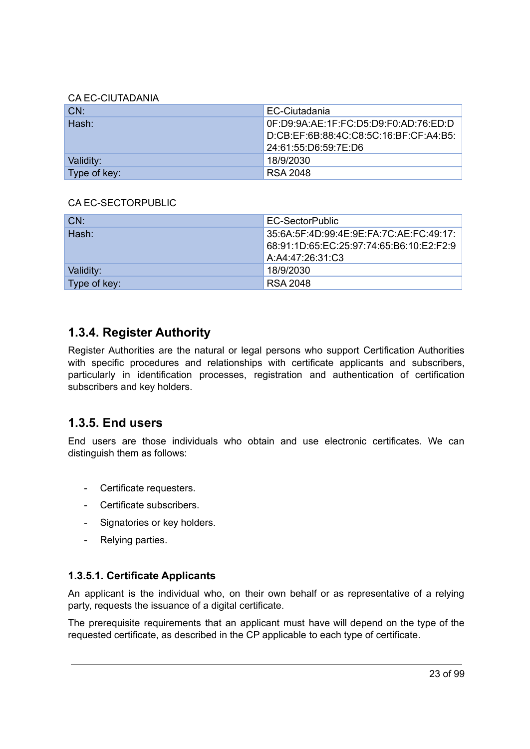CA EC-CIUTADANIA

| CN: | EC-Ciutadania |
|---|---|
| Hash: | 0F:D9:9A:AE:1F:FC:D5:D9:F0:AD:76:ED:DD:CB:EF:6B:88:4C:C8:5C:16:BF:CF:A4:B5:24:61:55:D6:59:7E:D6 |
| Validity: | 18/9/2030 |
| Type of key: | RSA 2048 |

CA EC-SECTORPUBLIC

| CN: | EC-SectorPublic |
|---|---|
| Hash: | 35:6A:5F:4D:99:4E:9E:FA:7C:AE:FC:49:17:68:91:1D:65:EC:25:97:74:65:B6:10:E2:F2:9A:A4:47:26:31:C3 |
| Validity: | 18/9/2030 |
| Type of key: | RSA 2048 |

## 1.3.4. Register Authority

Register Authorities are the natural or legal persons who support Certification Authorities with specific procedures and relationships with certificate applicants and subscribers, particularly in identification processes, registration and authentication of certification subscribers and key holders.

## 1.3.5. End users

End users are those individuals who obtain and use electronic certificates. We can distinguish them as follows:

- Certificate requesters.
- Certificate subscribers.
- Signatories or key holders.
- Relying parties.

### 1.3.5.1. Certificate Applicants

An applicant is the individual who, on their own behalf or as representative of a relying party, requests the issuance of a digital certificate.

The prerequisite requirements that an applicant must have will depend on the type of the requested certificate, as described in the CP applicable to each type of certificate.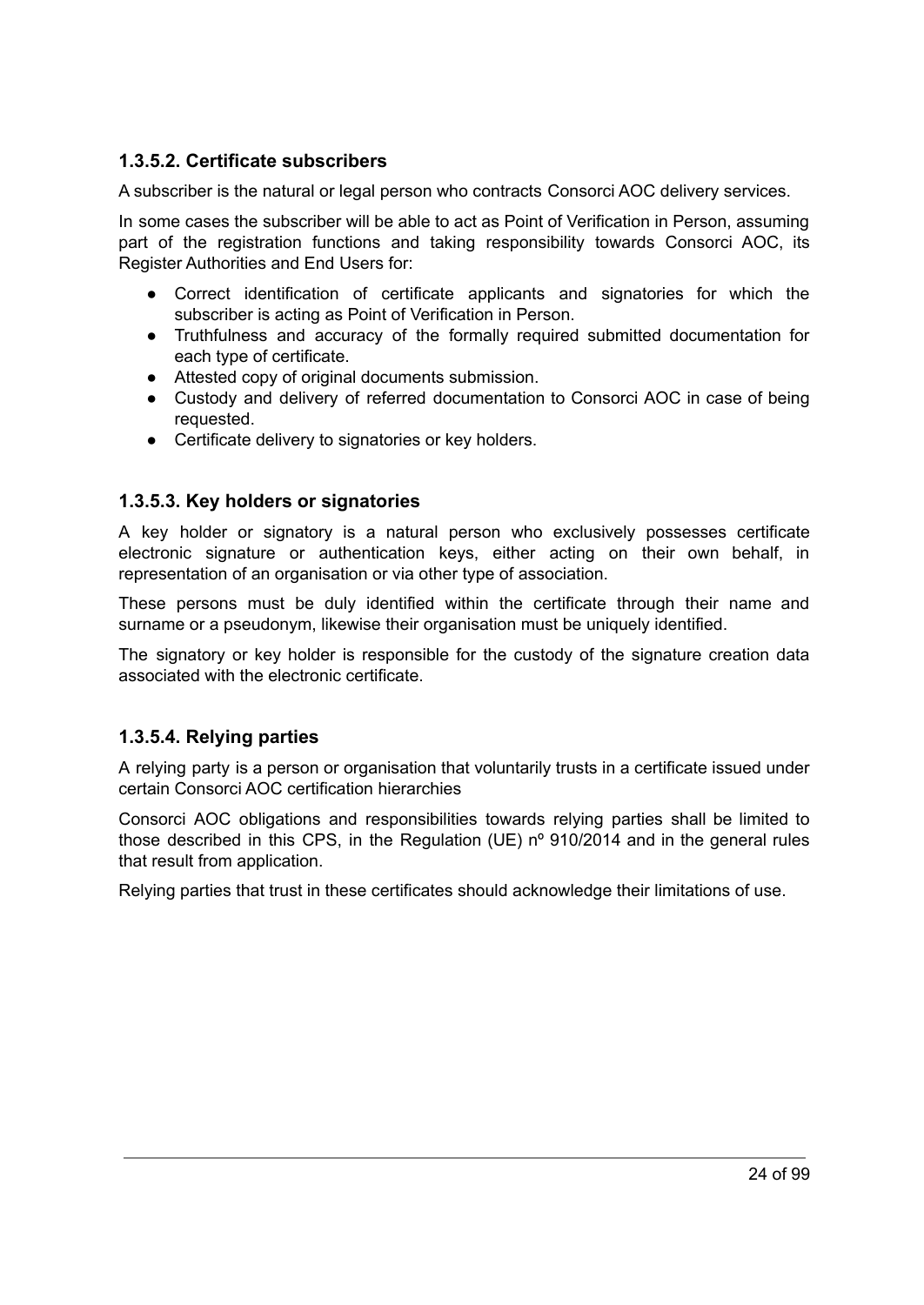#### 1.3.5.2. Certificate subscribers

A subscriber is the natural or legal person who contracts Consorci AOC delivery services.

In some cases the subscriber will be able to act as Point of Verification in Person, assuming part of the registration functions and taking responsibility towards Consorci AOC, its Register Authorities and End Users for:

- Correct identification of certificate applicants and signatories for which the subscriber is acting as Point of Verification in Person.
- Truthfulness and accuracy of the formally required submitted documentation for each type of certificate.
- Attested copy of original documents submission.
- Custody and delivery of referred documentation to Consorci AOC in case of being requested.
- Certificate delivery to signatories or key holders.

#### 1.3.5.3. Key holders or signatories

A key holder or signatory is a natural person who exclusively possesses certificate electronic signature or authentication keys, either acting on their own behalf, in representation of an organisation or via other type of association.

These persons must be duly identified within the certificate through their name and surname or a pseudonym, likewise their organisation must be uniquely identified.

The signatory or key holder is responsible for the custody of the signature creation data associated with the electronic certificate.

#### 1.3.5.4. Relying parties

A relying party is a person or organisation that voluntarily trusts in a certificate issued under certain Consorci AOC certification hierarchies

Consorci AOC obligations and responsibilities towards relying parties shall be limited to those described in this CPS, in the Regulation (UE) nº 910/2014 and in the general rules that result from application.

Relying parties that trust in these certificates should acknowledge their limitations of use.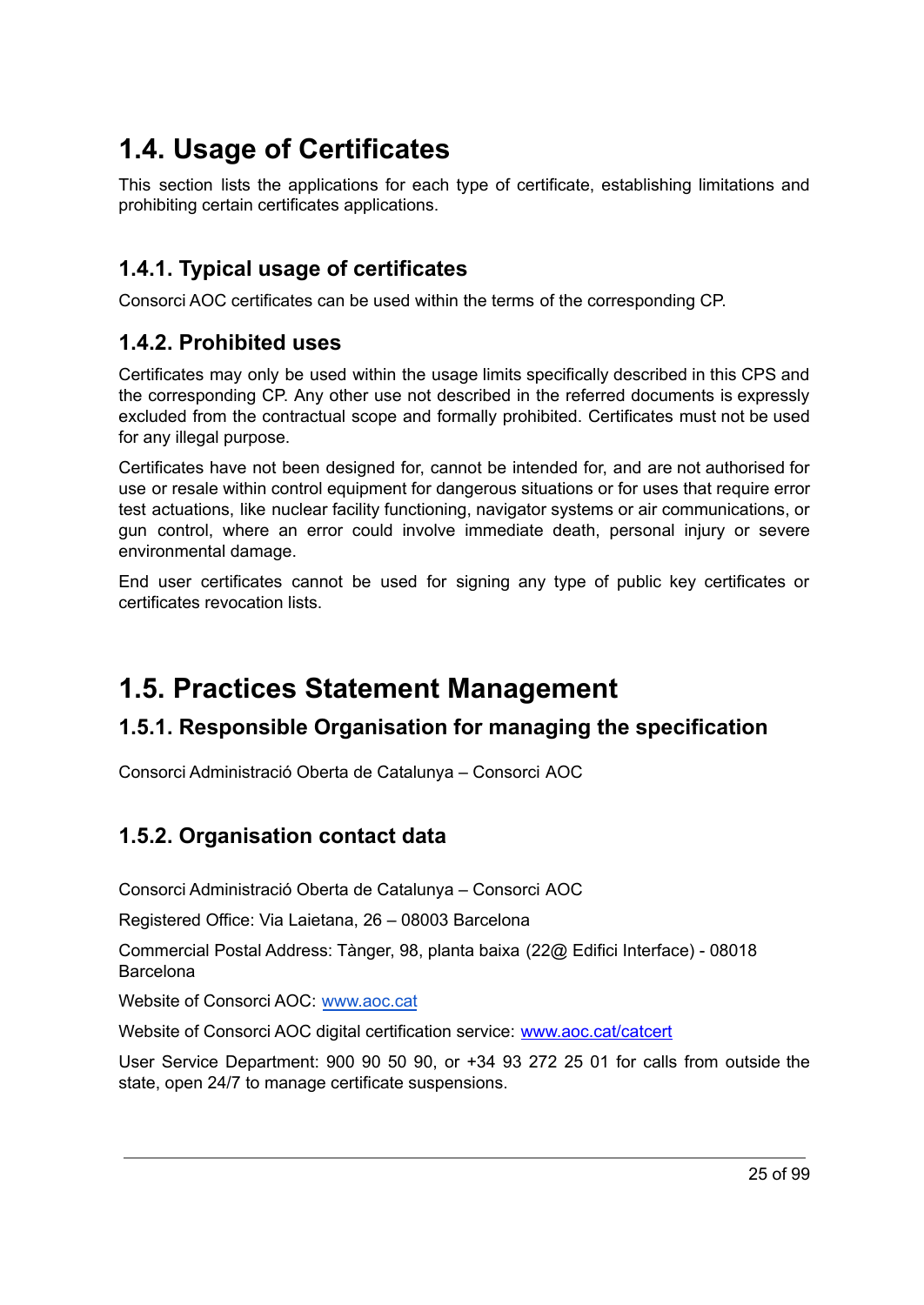# 1.4. Usage of Certificates

This section lists the applications for each type of certificate, establishing limitations and prohibiting certain certificates applications.

## 1.4.1. Typical usage of certificates

Consorci AOC certificates can be used within the terms of the corresponding CP.

## 1.4.2. Prohibited uses

Certificates may only be used within the usage limits specifically described in this CPS and the corresponding CP. Any other use not described in the referred documents is expressly excluded from the contractual scope and formally prohibited. Certificates must not be used for any illegal purpose.

Certificates have not been designed for, cannot be intended for, and are not authorised for use or resale within control equipment for dangerous situations or for uses that require error test actuations, like nuclear facility functioning, navigator systems or air communications, or gun control, where an error could involve immediate death, personal injury or severe environmental damage.

End user certificates cannot be used for signing any type of public key certificates or certificates revocation lists.

# 1.5. Practices Statement Management

## 1.5.1. Responsible Organisation for managing the specification

Consorci Administració Oberta de Catalunya – Consorci AOC

## 1.5.2. Organisation contact data

Consorci Administració Oberta de Catalunya – Consorci AOC

Registered Office: Via Laietana, 26 – 08003 Barcelona

Commercial Postal Address: Tànger, 98, planta baixa (22@ Edifici Interface) - 08018 Barcelona

Website of Consorci AOC: [www.aoc.cat](http://www.aoc.cat)

Website of Consorci AOC digital certification service: [www.aoc.cat/catcert](http://www.aoc.cat/catcert)

User Service Department: 900 90 50 90, or +34 93 272 25 01 for calls from outside the state, open 24/7 to manage certificate suspensions.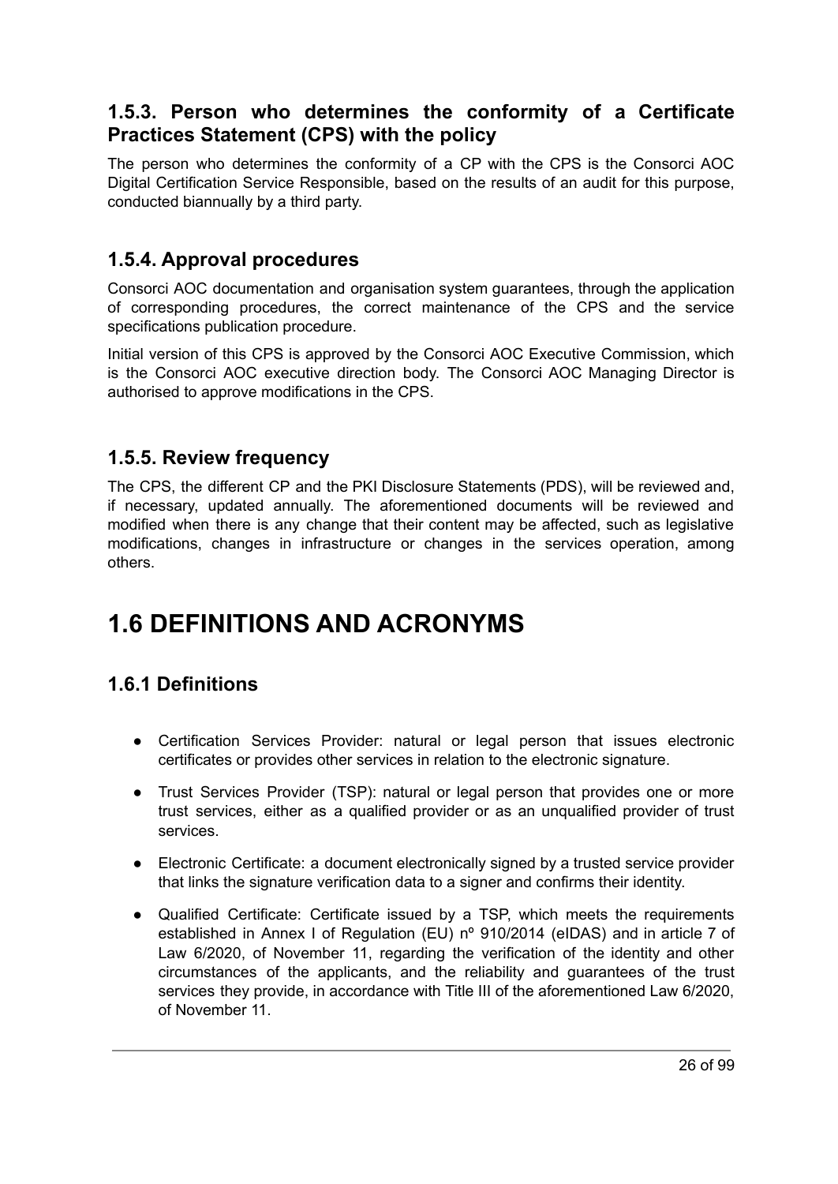### 1.5.3. Person who determines the conformity of a Certificate Practices Statement (CPS) with the policy

The person who determines the conformity of a CP with the CPS is the Consorci AOC Digital Certification Service Responsible, based on the results of an audit for this purpose, conducted biannually by a third party.

### 1.5.4. Approval procedures

Consorci AOC documentation and organisation system guarantees, through the application of corresponding procedures, the correct maintenance of the CPS and the service specifications publication procedure.

Initial version of this CPS is approved by the Consorci AOC Executive Commission, which is the Consorci AOC executive direction body. The Consorci AOC Managing Director is authorised to approve modifications in the CPS.

### 1.5.5. Review frequency

The CPS, the different CP and the PKI Disclosure Statements (PDS), will be reviewed and, if necessary, updated annually. The aforementioned documents will be reviewed and modified when there is any change that their content may be affected, such as legislative modifications, changes in infrastructure or changes in the services operation, among others.

## 1.6 DEFINITIONS AND ACRONYMS

### 1.6.1 Definitions

- Certification Services Provider: natural or legal person that issues electronic certificates or provides other services in relation to the electronic signature.
- Trust Services Provider (TSP): natural or legal person that provides one or more trust services, either as a qualified provider or as an unqualified provider of trust services.
- Electronic Certificate: a document electronically signed by a trusted service provider that links the signature verification data to a signer and confirms their identity.
- Qualified Certificate: Certificate issued by a TSP, which meets the requirements established in Annex I of Regulation (EU) nº 910/2014 (eIDAS) and in article 7 of Law 6/2020, of November 11, regarding the verification of the identity and other circumstances of the applicants, and the reliability and guarantees of the trust services they provide, in accordance with Title III of the aforementioned Law 6/2020, of November 11.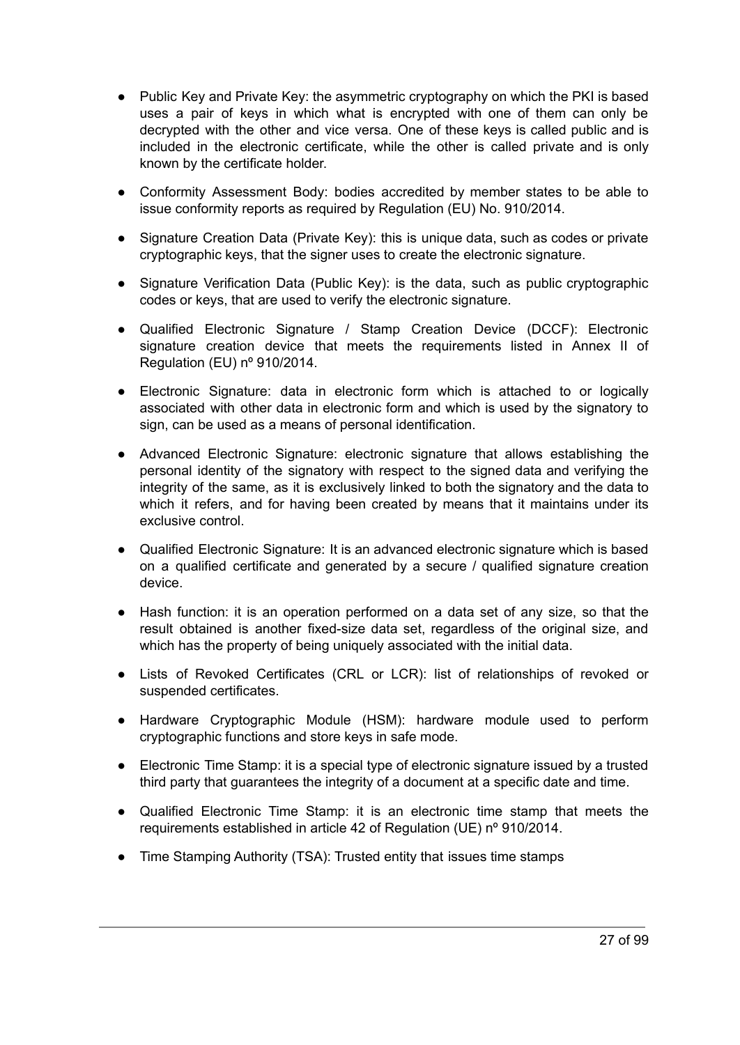- Public Key and Private Key: the asymmetric cryptography on which the PKI is based uses a pair of keys in which what is encrypted with one of them can only be decrypted with the other and vice versa. One of these keys is called public and is included in the electronic certificate, while the other is called private and is only known by the certificate holder.
- Conformity Assessment Body: bodies accredited by member states to be able to issue conformity reports as required by Regulation (EU) No. 910/2014.
- Signature Creation Data (Private Key): this is unique data, such as codes or private cryptographic keys, that the signer uses to create the electronic signature.
- Signature Verification Data (Public Key): is the data, such as public cryptographic codes or keys, that are used to verify the electronic signature.
- Qualified Electronic Signature / Stamp Creation Device (DCCF): Electronic signature creation device that meets the requirements listed in Annex II of Regulation (EU) nº 910/2014.
- Electronic Signature: data in electronic form which is attached to or logically associated with other data in electronic form and which is used by the signatory to sign, can be used as a means of personal identification.
- Advanced Electronic Signature: electronic signature that allows establishing the personal identity of the signatory with respect to the signed data and verifying the integrity of the same, as it is exclusively linked to both the signatory and the data to which it refers, and for having been created by means that it maintains under its exclusive control.
- Qualified Electronic Signature: It is an advanced electronic signature which is based on a qualified certificate and generated by a secure / qualified signature creation device.
- Hash function: it is an operation performed on a data set of any size, so that the result obtained is another fixed-size data set, regardless of the original size, and which has the property of being uniquely associated with the initial data.
- Lists of Revoked Certificates (CRL or LCR): list of relationships of revoked or suspended certificates.
- Hardware Cryptographic Module (HSM): hardware module used to perform cryptographic functions and store keys in safe mode.
- Electronic Time Stamp: it is a special type of electronic signature issued by a trusted third party that guarantees the integrity of a document at a specific date and time.
- Qualified Electronic Time Stamp: it is an electronic time stamp that meets the requirements established in article 42 of Regulation (UE) nº 910/2014.
- Time Stamping Authority (TSA): Trusted entity that issues time stamps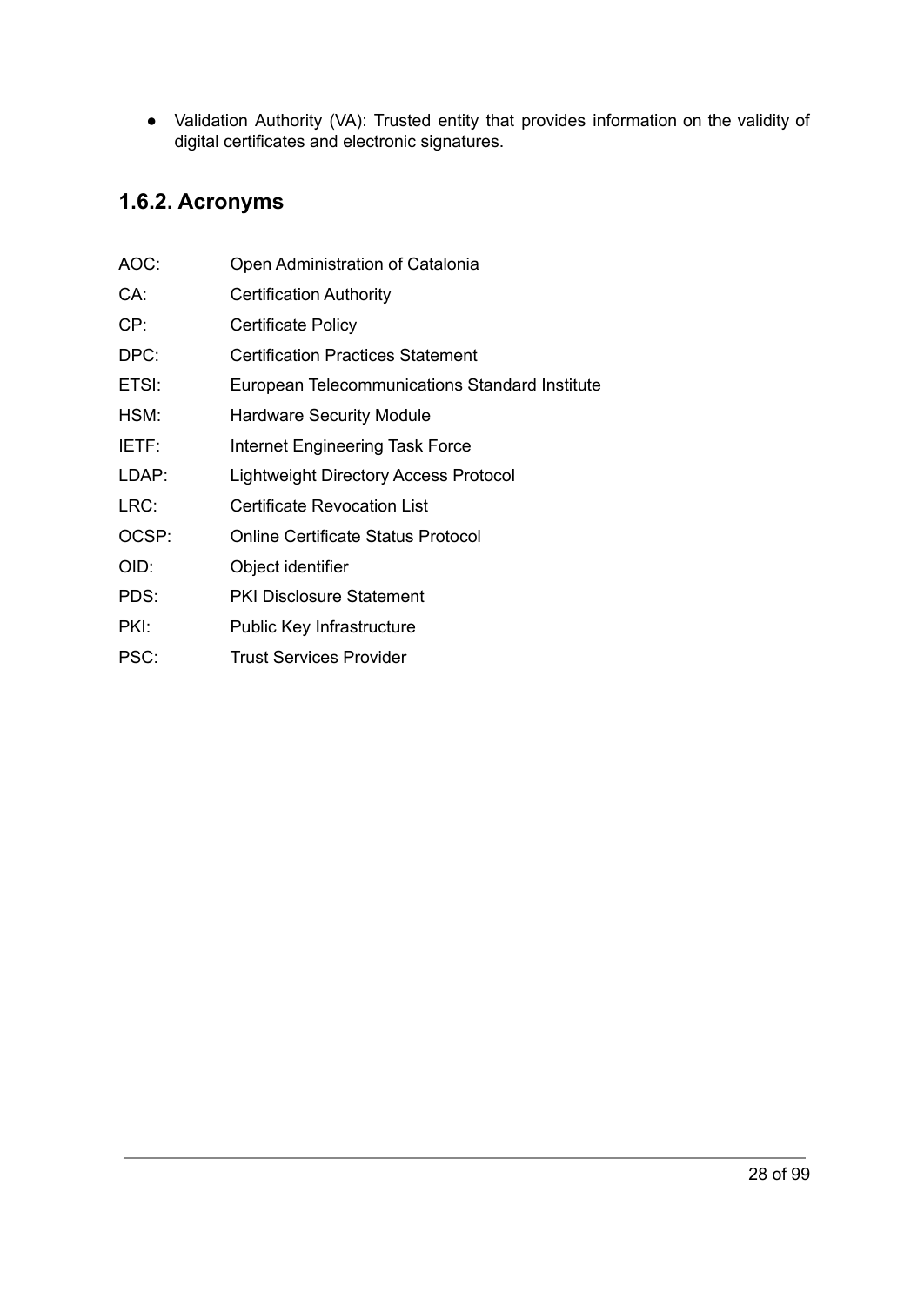- Validation Authority (VA): Trusted entity that provides information on the validity of digital certificates and electronic signatures.

### 1.6.2. Acronyms

AOC: Open Administration of Catalonia

CA: Certification Authority

CP: Certificate Policy

DPC: Certification Practices Statement

ETSI: European Telecommunications Standard Institute

HSM: Hardware Security Module

IETF: Internet Engineering Task Force

LDAP: Lightweight Directory Access Protocol

LRC: Certificate Revocation List

OCSP: Online Certificate Status Protocol

OID: Object identifier

PDS: PKI Disclosure Statement

PKI: Public Key Infrastructure

PSC: Trust Services Provider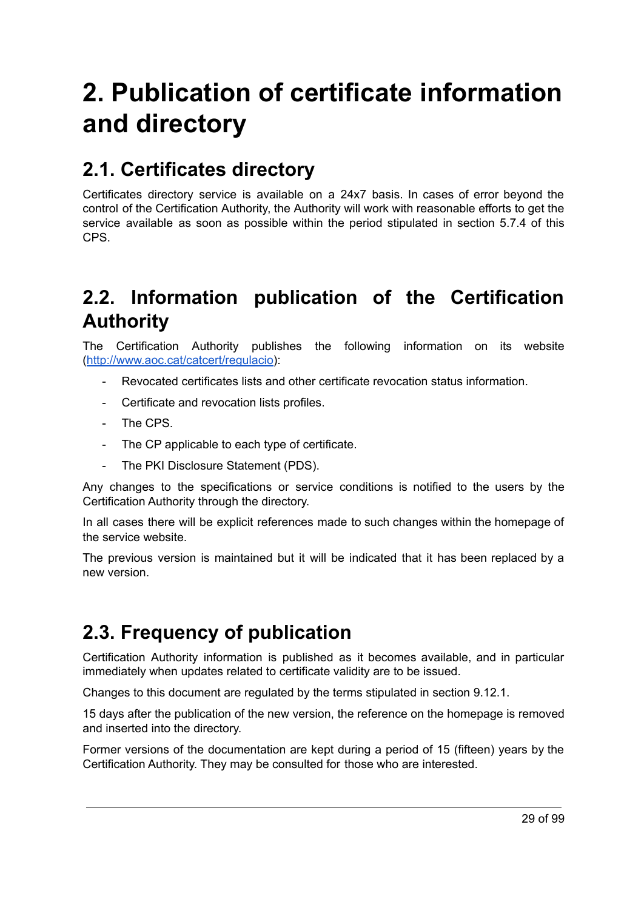# 2. Publication of certificate information and directory

## 2.1. Certificates directory

Certificates directory service is available on a 24x7 basis. In cases of error beyond the control of the Certification Authority, the Authority will work with reasonable efforts to get the service available as soon as possible within the period stipulated in section 5.7.4 of this CPS.

## 2.2. Information publication of the Certification Authority

The Certification Authority publishes the following information on its website (http://www.aoc.cat/catcert/regulacio):

- Revocated certificates lists and other certificate revocation status information.
- Certificate and revocation lists profiles.
- The CPS.
- The CP applicable to each type of certificate.
- The PKI Disclosure Statement (PDS).

Any changes to the specifications or service conditions is notified to the users by the Certification Authority through the directory.

In all cases there will be explicit references made to such changes within the homepage of the service website.

The previous version is maintained but it will be indicated that it has been replaced by a new version.

## 2.3. Frequency of publication

Certification Authority information is published as it becomes available, and in particular immediately when updates related to certificate validity are to be issued.

Changes to this document are regulated by the terms stipulated in section 9.12.1.

15 days after the publication of the new version, the reference on the homepage is removed and inserted into the directory.

Former versions of the documentation are kept during a period of 15 (fifteen) years by the Certification Authority. They may be consulted for those who are interested.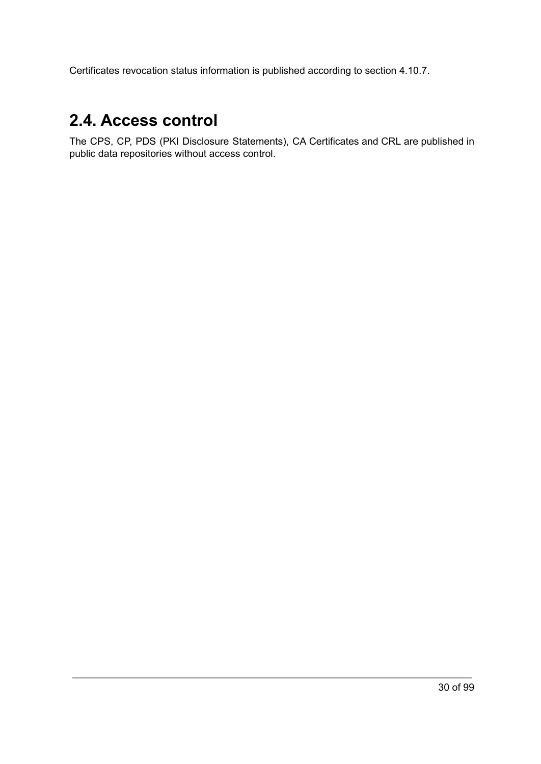Certificates revocation status information is published according to section 4.10.7.

## 2.4. Access control

The CPS, CP, PDS (PKI Disclosure Statements), CA Certificates and CRL are published in public data repositories without access control.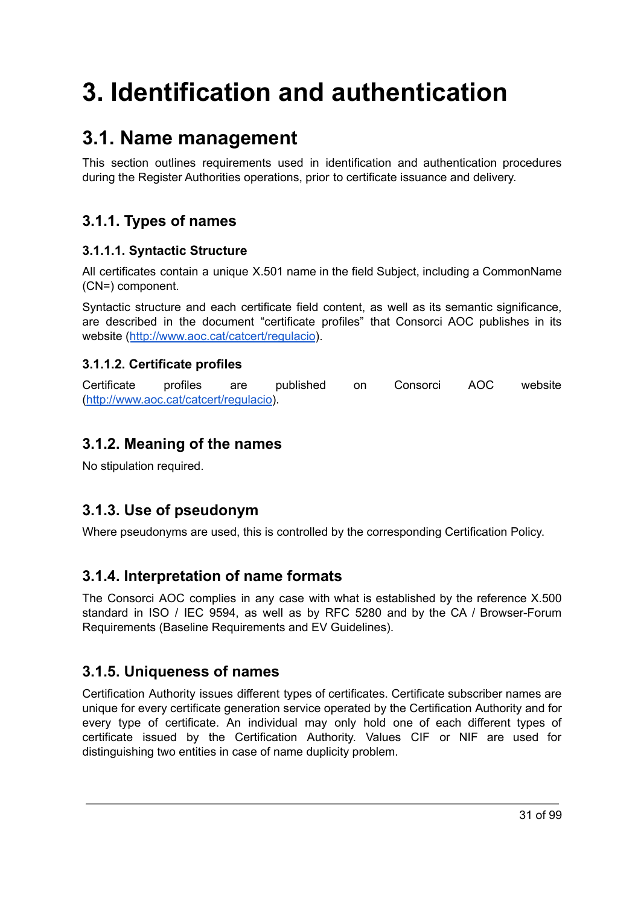# 3. Identification and authentication

## 3.1. Name management

This section outlines requirements used in identification and authentication procedures during the Register Authorities operations, prior to certificate issuance and delivery.

### 3.1.1. Types of names

#### 3.1.1.1. Syntactic Structure

All certificates contain a unique X.501 name in the field Subject, including a CommonName (CN=) component.

Syntactic structure and each certificate field content, as well as its semantic significance, are described in the document “certificate profiles” that Consorci AOC publishes in its website (http://www.aoc.cat/catcert/regulacio).

#### 3.1.1.2. Certificate profiles

Certificate profiles are published on Consorci AOC website (http://www.aoc.cat/catcert/regulacio).

### 3.1.2. Meaning of the names

No stipulation required.

### 3.1.3. Use of pseudonym

Where pseudonyms are used, this is controlled by the corresponding Certification Policy.

### 3.1.4. Interpretation of name formats

The Consorci AOC complies in any case with what is established by the reference X.500 standard in ISO / IEC 9594, as well as by RFC 5280 and by the CA / Browser-Forum Requirements (Baseline Requirements and EV Guidelines).

### 3.1.5. Uniqueness of names

Certification Authority issues different types of certificates. Certificate subscriber names are unique for every certificate generation service operated by the Certification Authority and for every type of certificate. An individual may only hold one of each different types of certificate issued by the Certification Authority. Values CIF or NIF are used for distinguishing two entities in case of name duplicity problem.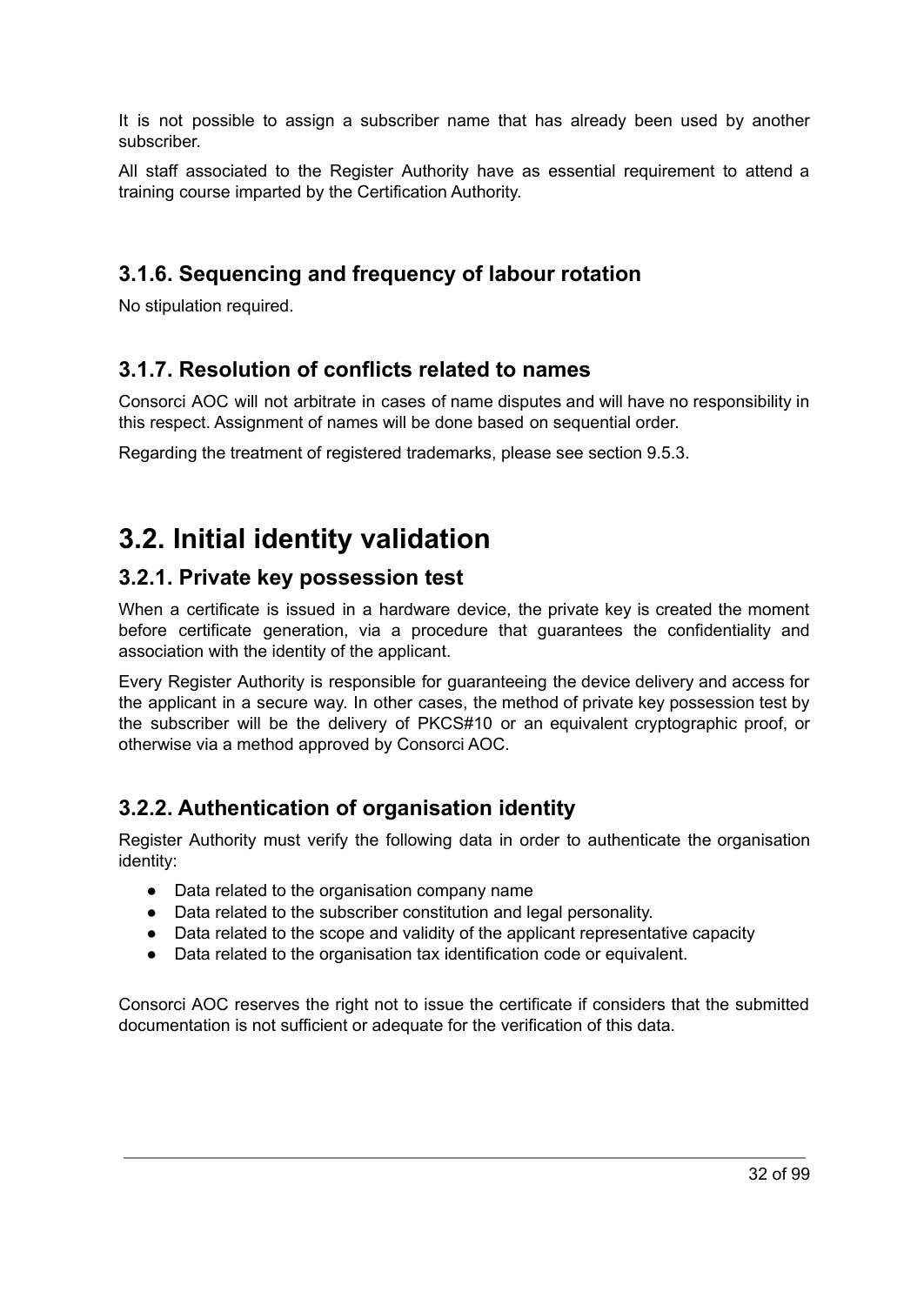It is not possible to assign a subscriber name that has already been used by another subscriber.

All staff associated to the Register Authority have as essential requirement to attend a training course imparted by the Certification Authority.

### 3.1.6. Sequencing and frequency of labour rotation

No stipulation required.

### 3.1.7. Resolution of conflicts related to names

Consorci AOC will not arbitrate in cases of name disputes and will have no responsibility in this respect. Assignment of names will be done based on sequential order.

Regarding the treatment of registered trademarks, please see section 9.5.3.

## 3.2. Initial identity validation

### 3.2.1. Private key possession test

When a certificate is issued in a hardware device, the private key is created the moment before certificate generation, via a procedure that guarantees the confidentiality and association with the identity of the applicant.

Every Register Authority is responsible for guaranteeing the device delivery and access for the applicant in a secure way. In other cases, the method of private key possession test by the subscriber will be the delivery of PKCS#10 or an equivalent cryptographic proof, or otherwise via a method approved by Consorci AOC.

### 3.2.2. Authentication of organisation identity

Register Authority must verify the following data in order to authenticate the organisation identity:

- Data related to the organisation company name
- Data related to the subscriber constitution and legal personality.
- Data related to the scope and validity of the applicant representative capacity
- Data related to the organisation tax identification code or equivalent.

Consorci AOC reserves the right not to issue the certificate if considers that the submitted documentation is not sufficient or adequate for the verification of this data.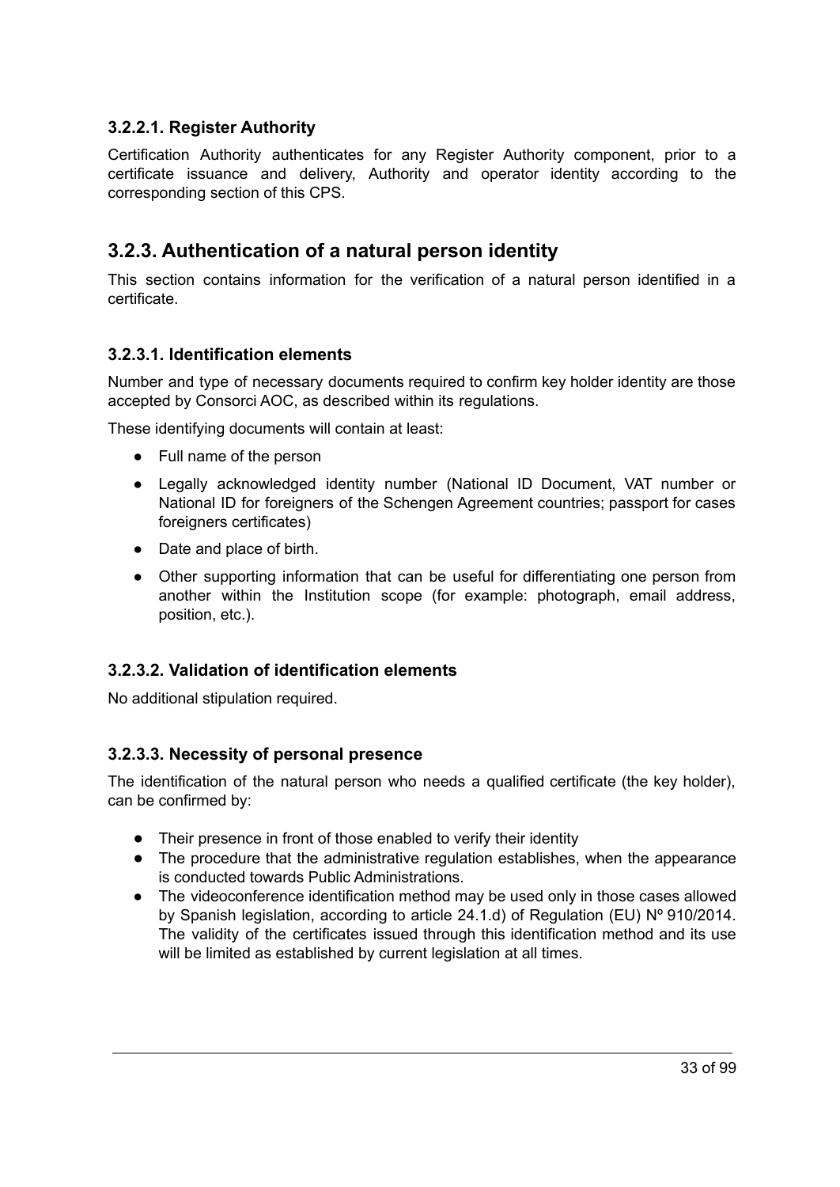### 3.2.2.1. Register Authority

Certification Authority authenticates for any Register Authority component, prior to a certificate issuance and delivery, Authority and operator identity according to the corresponding section of this CPS.

## 3.2.3. Authentication of a natural person identity

This section contains information for the verification of a natural person identified in a certificate.

### 3.2.3.1. Identification elements

Number and type of necessary documents required to confirm key holder identity are those accepted by Consorci AOC, as described within its regulations.

These identifying documents will contain at least:

- Full name of the person
- Legally acknowledged identity number (National ID Document, VAT number or National ID for foreigners of the Schengen Agreement countries; passport for cases foreigners certificates)
- Date and place of birth.
- Other supporting information that can be useful for differentiating one person from another within the Institution scope (for example: photograph, email address, position, etc.).

### 3.2.3.2. Validation of identification elements

No additional stipulation required.

### 3.2.3.3. Necessity of personal presence

The identification of the natural person who needs a qualified certificate (the key holder), can be confirmed by:

- Their presence in front of those enabled to verify their identity
- The procedure that the administrative regulation establishes, when the appearance is conducted towards Public Administrations.
- The videoconference identification method may be used only in those cases allowed by Spanish legislation, according to article 24.1.d) of Regulation (EU) Nº 910/2014. The validity of the certificates issued through this identification method and its use will be limited as established by current legislation at all times.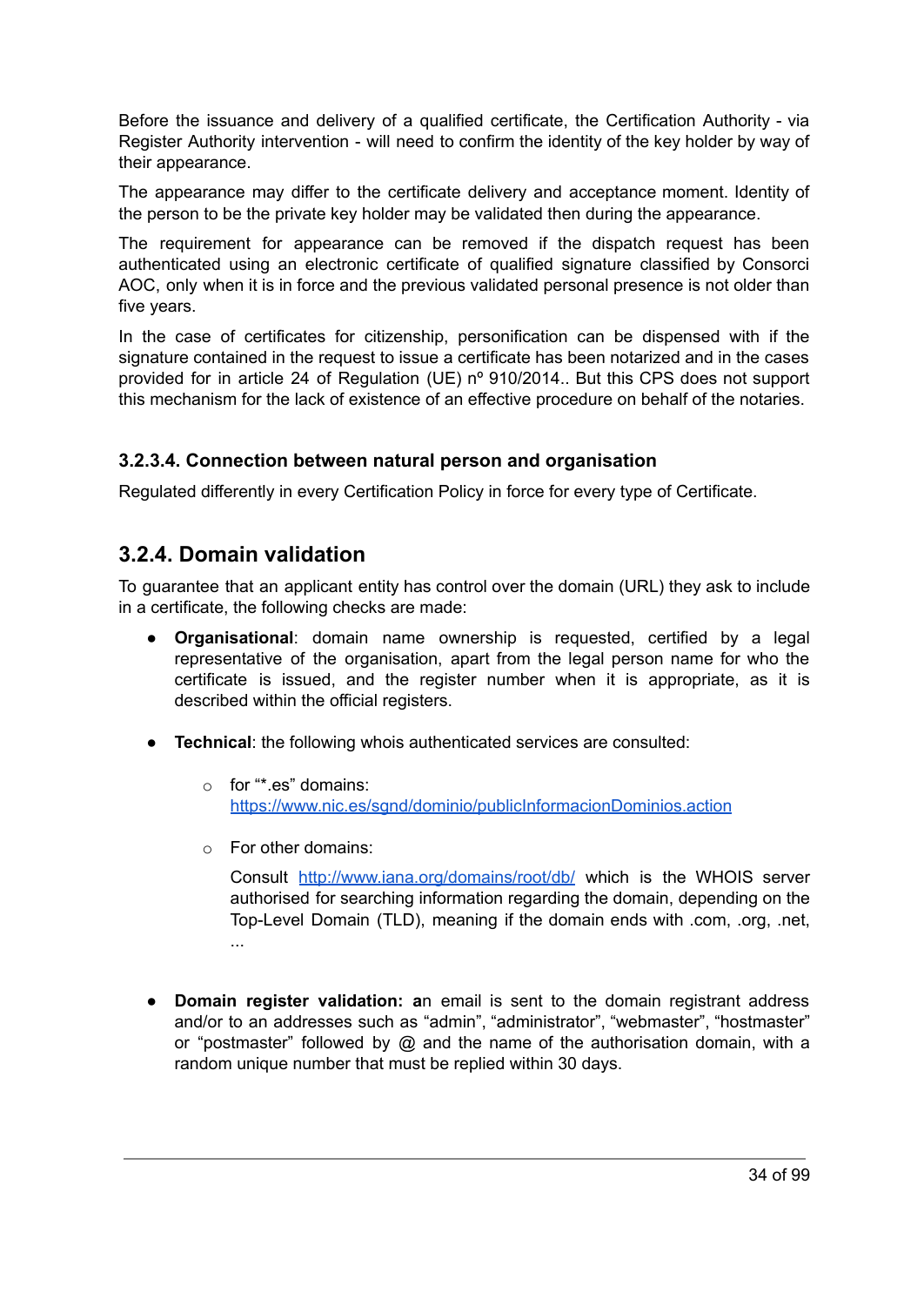Before the issuance and delivery of a qualified certificate, the Certification Authority - via Register Authority intervention - will need to confirm the identity of the key holder by way of their appearance.

The appearance may differ to the certificate delivery and acceptance moment. Identity of the person to be the private key holder may be validated then during the appearance.

The requirement for appearance can be removed if the dispatch request has been authenticated using an electronic certificate of qualified signature classified by Consorci AOC, only when it is in force and the previous validated personal presence is not older than five years.

In the case of certificates for citizenship, personification can be dispensed with if the signature contained in the request to issue a certificate has been notarized and in the cases provided for in article 24 of Regulation (UE) nº 910/2014.. But this CPS does not support this mechanism for the lack of existence of an effective procedure on behalf of the notaries.

### 3.2.3.4. Connection between natural person and organisation

Regulated differently in every Certification Policy in force for every type of Certificate.

## 3.2.4. Domain validation

To guarantee that an applicant entity has control over the domain (URL) they ask to include in a certificate, the following checks are made:

- **Organisational**: domain name ownership is requested, certified by a legal representative of the organisation, apart from the legal person name for who the certificate is issued, and the register number when it is appropriate, as it is described within the official registers.

- **Technical**: the following whois authenticated services are consulted:

  - for "*.es" domains: [https://www.nic.es/sgnd/dominio/publicInformacionDominios.action](https://www.nic.es/sgnd/dominio/publicInformacionDominios.action)

  - For other domains:

    Consult [http://www.iana.org/domains/root/db/](http://www.iana.org/domains/root/db/) which is the WHOIS server authorised for searching information regarding the domain, depending on the Top-Level Domain (TLD), meaning if the domain ends with .com, .org, .net, ...

- **Domain register validation: a**n email is sent to the domain registrant address and/or to an addresses such as "admin", "administrator", "webmaster", "hostmaster" or "postmaster" followed by @ and the name of the authorisation domain, with a random unique number that must be replied within 30 days.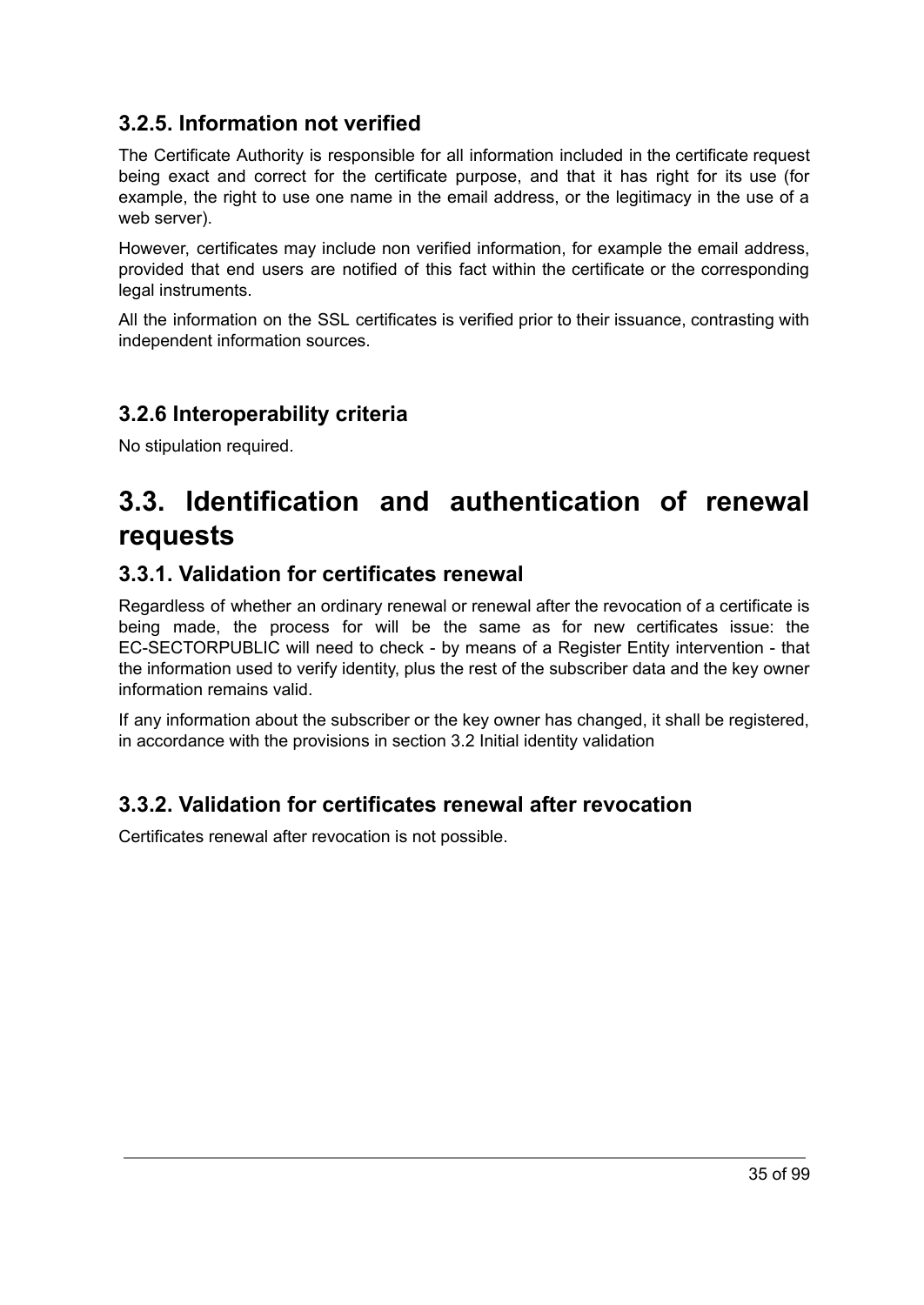### 3.2.5. Information not verified

The Certificate Authority is responsible for all information included in the certificate request being exact and correct for the certificate purpose, and that it has right for its use (for example, the right to use one name in the email address, or the legitimacy in the use of a web server).

However, certificates may include non verified information, for example the email address, provided that end users are notified of this fact within the certificate or the corresponding legal instruments.

All the information on the SSL certificates is verified prior to their issuance, contrasting with independent information sources.

### 3.2.6 Interoperability criteria

No stipulation required.

## 3.3. Identification and authentication of renewal requests

### 3.3.1. Validation for certificates renewal

Regardless of whether an ordinary renewal or renewal after the revocation of a certificate is being made, the process for will be the same as for new certificates issue: the EC-SECTORPUBLIC will need to check - by means of a Register Entity intervention - that the information used to verify identity, plus the rest of the subscriber data and the key owner information remains valid.

If any information about the subscriber or the key owner has changed, it shall be registered, in accordance with the provisions in section 3.2 Initial identity validation

### 3.3.2. Validation for certificates renewal after revocation

Certificates renewal after revocation is not possible.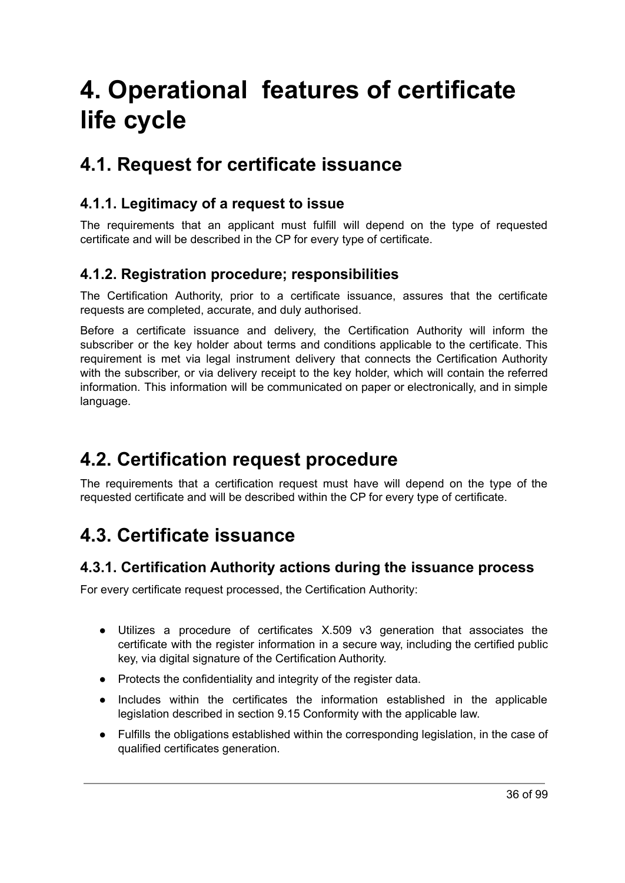# 4. Operational features of certificate life cycle

## 4.1. Request for certificate issuance

### 4.1.1. Legitimacy of a request to issue

The requirements that an applicant must fulfill will depend on the type of requested certificate and will be described in the CP for every type of certificate.

### 4.1.2. Registration procedure; responsibilities

The Certification Authority, prior to a certificate issuance, assures that the certificate requests are completed, accurate, and duly authorised.

Before a certificate issuance and delivery, the Certification Authority will inform the subscriber or the key holder about terms and conditions applicable to the certificate. This requirement is met via legal instrument delivery that connects the Certification Authority with the subscriber, or via delivery receipt to the key holder, which will contain the referred information. This information will be communicated on paper or electronically, and in simple language.

## 4.2. Certification request procedure

The requirements that a certification request must have will depend on the type of the requested certificate and will be described within the CP for every type of certificate.

## 4.3. Certificate issuance

### 4.3.1. Certification Authority actions during the issuance process

For every certificate request processed, the Certification Authority:

- Utilizes a procedure of certificates X.509 v3 generation that associates the certificate with the register information in a secure way, including the certified public key, via digital signature of the Certification Authority.
- Protects the confidentiality and integrity of the register data.
- Includes within the certificates the information established in the applicable legislation described in section 9.15 Conformity with the applicable law.
- Fulfills the obligations established within the corresponding legislation, in the case of qualified certificates generation.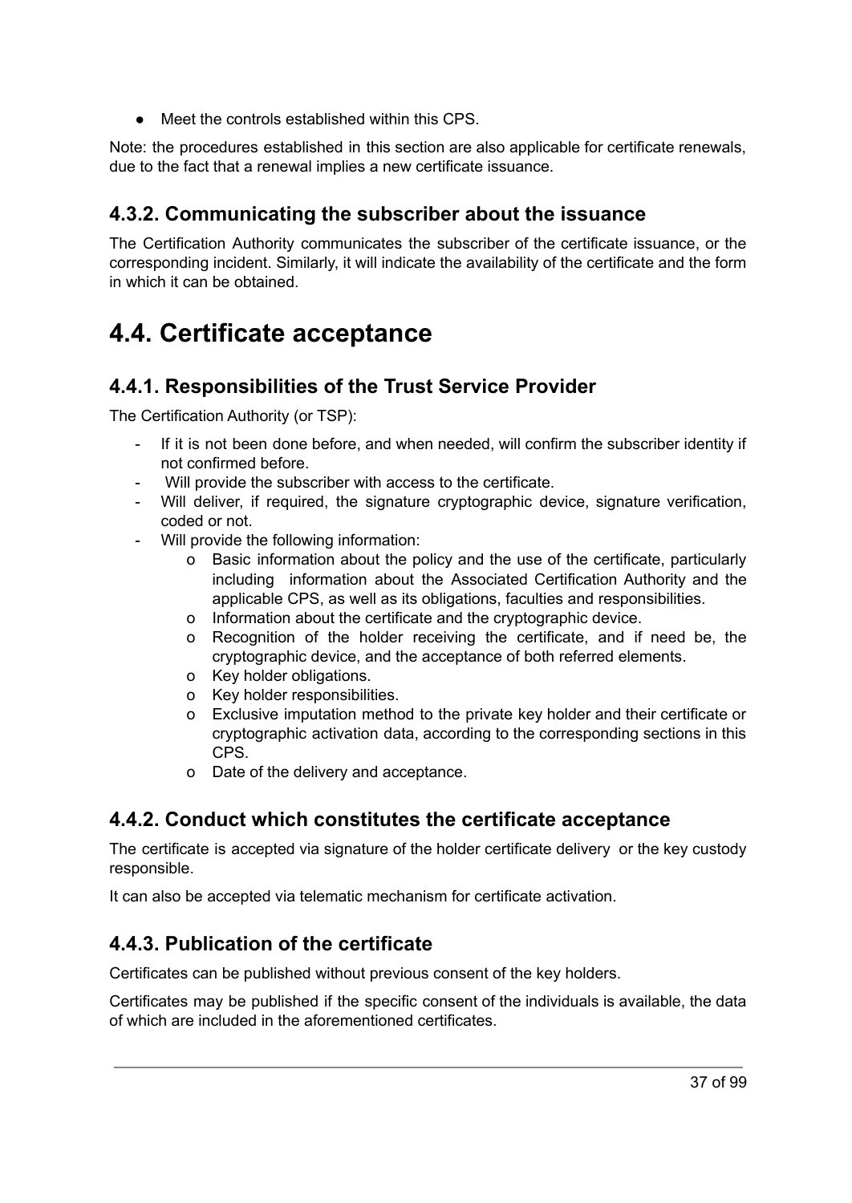- Meet the controls established within this CPS.

Note: the procedures established in this section are also applicable for certificate renewals, due to the fact that a renewal implies a new certificate issuance.

### 4.3.2. Communicating the subscriber about the issuance

The Certification Authority communicates the subscriber of the certificate issuance, or the corresponding incident. Similarly, it will indicate the availability of the certificate and the form in which it can be obtained.

## 4.4. Certificate acceptance

### 4.4.1. Responsibilities of the Trust Service Provider

The Certification Authority (or TSP):

- If it is not been done before, and when needed, will confirm the subscriber identity if not confirmed before.
- Will provide the subscriber with access to the certificate.
- Will deliver, if required, the signature cryptographic device, signature verification, coded or not.
- Will provide the following information:
    - Basic information about the policy and the use of the certificate, particularly including information about the Associated Certification Authority and the applicable CPS, as well as its obligations, faculties and responsibilities.
    - Information about the certificate and the cryptographic device.
    - Recognition of the holder receiving the certificate, and if need be, the cryptographic device, and the acceptance of both referred elements.
    - Key holder obligations.
    - Key holder responsibilities.
    - Exclusive imputation method to the private key holder and their certificate or cryptographic activation data, according to the corresponding sections in this CPS.
    - Date of the delivery and acceptance.

### 4.4.2. Conduct which constitutes the certificate acceptance

The certificate is accepted via signature of the holder certificate delivery or the key custody responsible.

It can also be accepted via telematic mechanism for certificate activation.

### 4.4.3. Publication of the certificate

Certificates can be published without previous consent of the key holders.

Certificates may be published if the specific consent of the individuals is available, the data of which are included in the aforementioned certificates.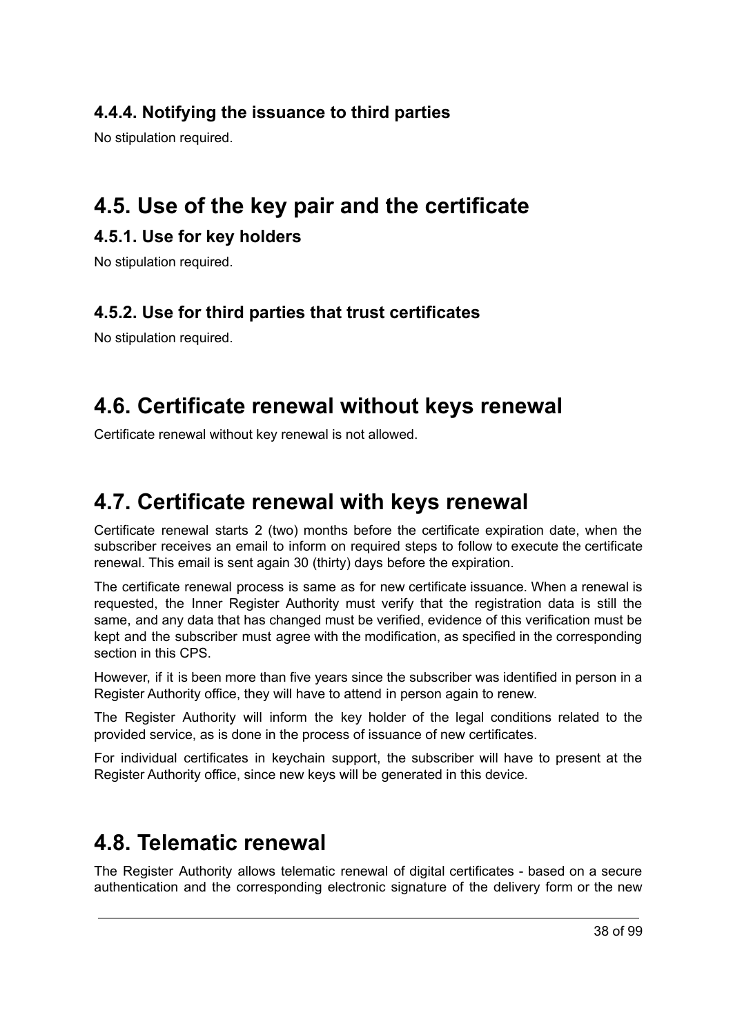### 4.4.4. Notifying the issuance to third parties

No stipulation required.

## 4.5. Use of the key pair and the certificate

### 4.5.1. Use for key holders

No stipulation required.

### 4.5.2. Use for third parties that trust certificates

No stipulation required.

## 4.6. Certificate renewal without keys renewal

Certificate renewal without key renewal is not allowed.

## 4.7. Certificate renewal with keys renewal

Certificate renewal starts 2 (two) months before the certificate expiration date, when the subscriber receives an email to inform on required steps to follow to execute the certificate renewal. This email is sent again 30 (thirty) days before the expiration.

The certificate renewal process is same as for new certificate issuance. When a renewal is requested, the Inner Register Authority must verify that the registration data is still the same, and any data that has changed must be verified, evidence of this verification must be kept and the subscriber must agree with the modification, as specified in the corresponding section in this CPS.

However, if it is been more than five years since the subscriber was identified in person in a Register Authority office, they will have to attend in person again to renew.

The Register Authority will inform the key holder of the legal conditions related to the provided service, as is done in the process of issuance of new certificates.

For individual certificates in keychain support, the subscriber will have to present at the Register Authority office, since new keys will be generated in this device.

## 4.8. Telematic renewal

The Register Authority allows telematic renewal of digital certificates - based on a secure authentication and the corresponding electronic signature of the delivery form or the new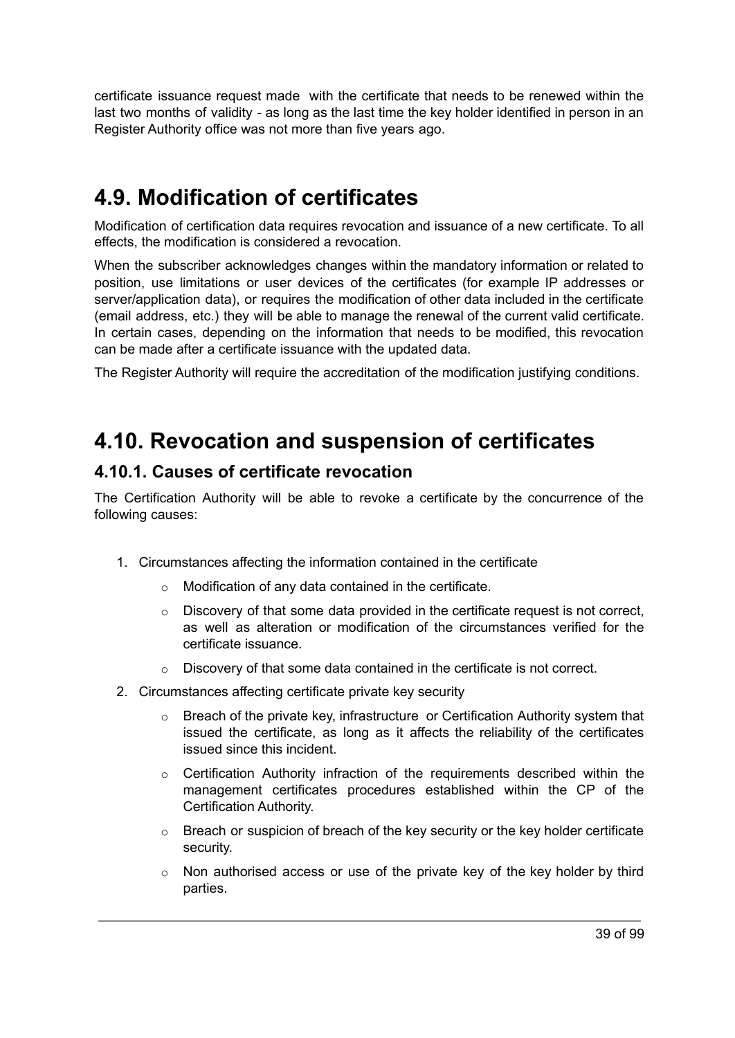certificate issuance request made with the certificate that needs to be renewed within the last two months of validity - as long as the last time the key holder identified in person in an Register Authority office was not more than five years ago.

# 4.9. Modification of certificates

Modification of certification data requires revocation and issuance of a new certificate. To all effects, the modification is considered a revocation.

When the subscriber acknowledges changes within the mandatory information or related to position, use limitations or user devices of the certificates (for example IP addresses or server/application data), or requires the modification of other data included in the certificate (email address, etc.) they will be able to manage the renewal of the current valid certificate. In certain cases, depending on the information that needs to be modified, this revocation can be made after a certificate issuance with the updated data.

The Register Authority will require the accreditation of the modification justifying conditions.

# 4.10. Revocation and suspension of certificates

## 4.10.1. Causes of certificate revocation

The Certification Authority will be able to revoke a certificate by the concurrence of the following causes:

1. Circumstances affecting the information contained in the certificate
   - Modification of any data contained in the certificate.
   - Discovery of that some data provided in the certificate request is not correct, as well as alteration or modification of the circumstances verified for the certificate issuance.
   - Discovery of that some data contained in the certificate is not correct.
2. Circumstances affecting certificate private key security
   - Breach of the private key, infrastructure or Certification Authority system that issued the certificate, as long as it affects the reliability of the certificates issued since this incident.
   - Certification Authority infraction of the requirements described within the management certificates procedures established within the CP of the Certification Authority.
   - Breach or suspicion of breach of the key security or the key holder certificate security.
   - Non authorised access or use of the private key of the key holder by third parties.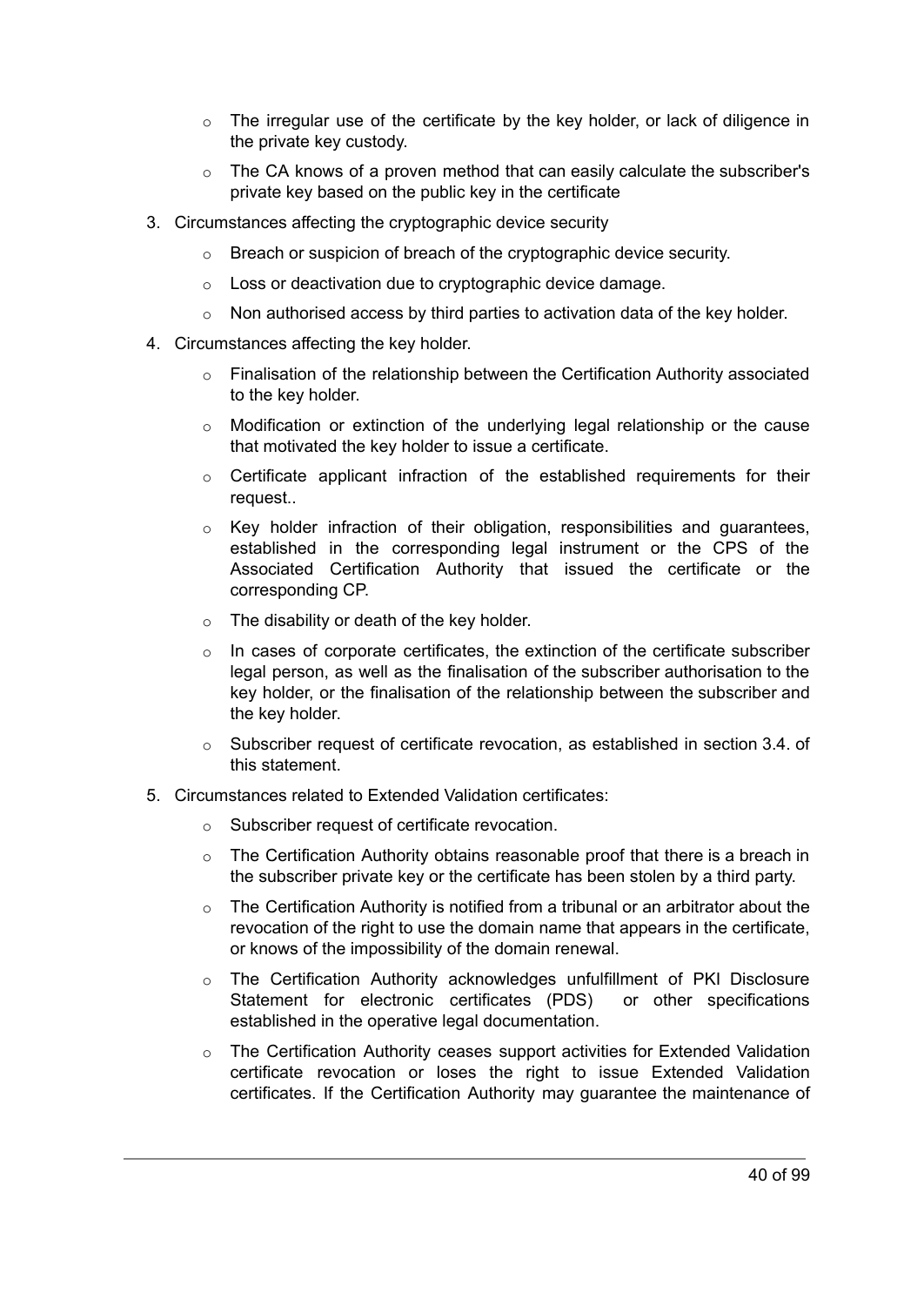- The irregular use of the certificate by the key holder, or lack of diligence in the private key custody.
- The CA knows of a proven method that can easily calculate the subscriber's private key based on the public key in the certificate

3. Circumstances affecting the cryptographic device security
   - Breach or suspicion of breach of the cryptographic device security.
   - Loss or deactivation due to cryptographic device damage.
   - Non authorised access by third parties to activation data of the key holder.
4. Circumstances affecting the key holder.
   - Finalisation of the relationship between the Certification Authority associated to the key holder.
   - Modification or extinction of the underlying legal relationship or the cause that motivated the key holder to issue a certificate.
   - Certificate applicant infraction of the established requirements for their request..
   - Key holder infraction of their obligation, responsibilities and guarantees, established in the corresponding legal instrument or the CPS of the Associated Certification Authority that issued the certificate or the corresponding CP.
   - The disability or death of the key holder.
   - In cases of corporate certificates, the extinction of the certificate subscriber legal person, as well as the finalisation of the subscriber authorisation to the key holder, or the finalisation of the relationship between the subscriber and the key holder.
   - Subscriber request of certificate revocation, as established in section 3.4. of this statement.
5. Circumstances related to Extended Validation certificates:
   - Subscriber request of certificate revocation.
   - The Certification Authority obtains reasonable proof that there is a breach in the subscriber private key or the certificate has been stolen by a third party.
   - The Certification Authority is notified from a tribunal or an arbitrator about the revocation of the right to use the domain name that appears in the certificate, or knows of the impossibility of the domain renewal.
   - The Certification Authority acknowledges unfulfillment of PKI Disclosure Statement for electronic certificates (PDS) or other specifications established in the operative legal documentation.
   - The Certification Authority ceases support activities for Extended Validation certificate revocation or loses the right to issue Extended Validation certificates. If the Certification Authority may guarantee the maintenance of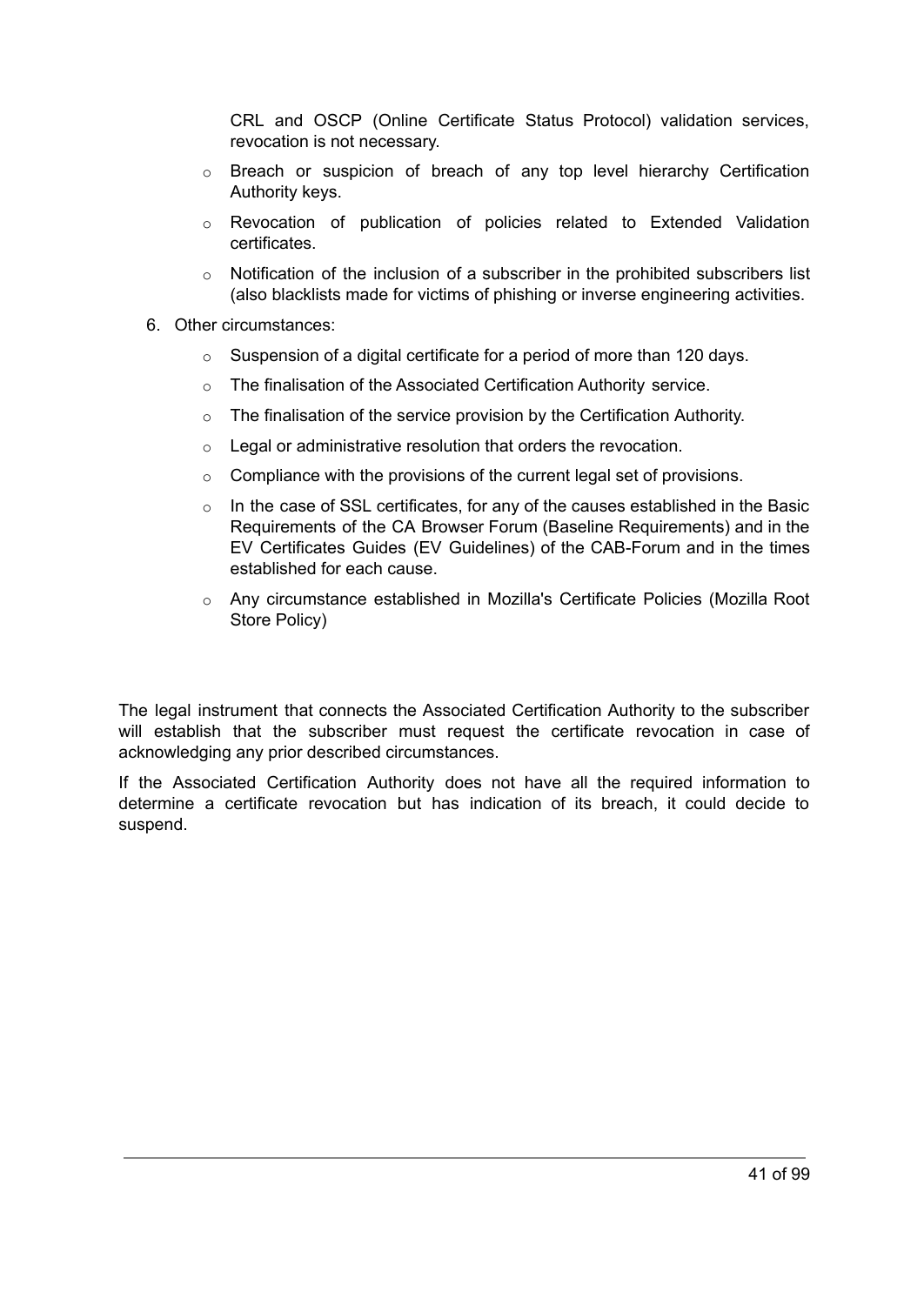CRL and OSCP (Online Certificate Status Protocol) validation services, revocation is not necessary.

- Breach or suspicion of breach of any top level hierarchy Certification Authority keys.
- Revocation of publication of policies related to Extended Validation certificates.
- Notification of the inclusion of a subscriber in the prohibited subscribers list (also blacklists made for victims of phishing or inverse engineering activities.

6. Other circumstances:
   - Suspension of a digital certificate for a period of more than 120 days.
   - The finalisation of the Associated Certification Authority service.
   - The finalisation of the service provision by the Certification Authority.
   - Legal or administrative resolution that orders the revocation.
   - Compliance with the provisions of the current legal set of provisions.
   - In the case of SSL certificates, for any of the causes established in the Basic Requirements of the CA Browser Forum (Baseline Requirements) and in the EV Certificates Guides (EV Guidelines) of the CAB-Forum and in the times established for each cause.
   - Any circumstance established in Mozilla's Certificate Policies (Mozilla Root Store Policy)

The legal instrument that connects the Associated Certification Authority to the subscriber will establish that the subscriber must request the certificate revocation in case of acknowledging any prior described circumstances.

If the Associated Certification Authority does not have all the required information to determine a certificate revocation but has indication of its breach, it could decide to suspend.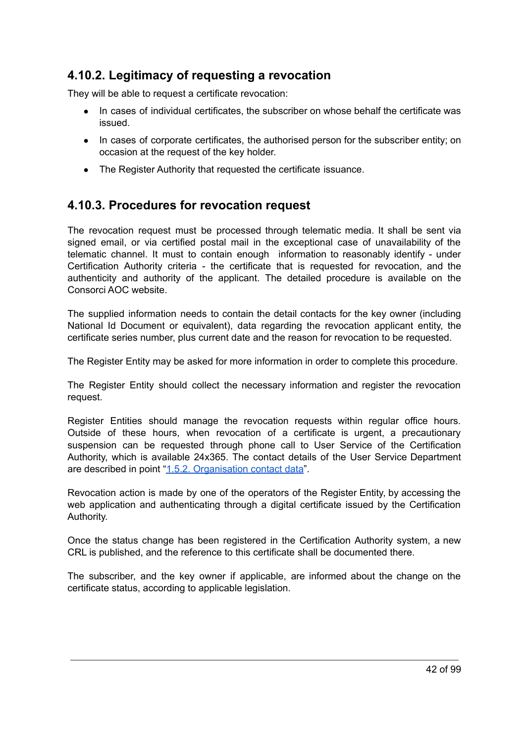## 4.10.2. Legitimacy of requesting a revocation

They will be able to request a certificate revocation:

- In cases of individual certificates, the subscriber on whose behalf the certificate was issued.
- In cases of corporate certificates, the authorised person for the subscriber entity; on occasion at the request of the key holder.
- The Register Authority that requested the certificate issuance.

## 4.10.3. Procedures for revocation request

The revocation request must be processed through telematic media. It shall be sent via signed email, or via certified postal mail in the exceptional case of unavailability of the telematic channel. It must to contain enough information to reasonably identify - under Certification Authority criteria - the certificate that is requested for revocation, and the authenticity and authority of the applicant. The detailed procedure is available on the Consorci AOC website.

The supplied information needs to contain the detail contacts for the key owner (including National Id Document or equivalent), data regarding the revocation applicant entity, the certificate series number, plus current date and the reason for revocation to be requested.

The Register Entity may be asked for more information in order to complete this procedure.

The Register Entity should collect the necessary information and register the revocation request.

Register Entities should manage the revocation requests within regular office hours. Outside of these hours, when revocation of a certificate is urgent, a precautionary suspension can be requested through phone call to User Service of the Certification Authority, which is available 24x365. The contact details of the User Service Department are described in point "1.5.2. Organisation contact data".

Revocation action is made by one of the operators of the Register Entity, by accessing the web application and authenticating through a digital certificate issued by the Certification Authority.

Once the status change has been registered in the Certification Authority system, a new CRL is published, and the reference to this certificate shall be documented there.

The subscriber, and the key owner if applicable, are informed about the change on the certificate status, according to applicable legislation.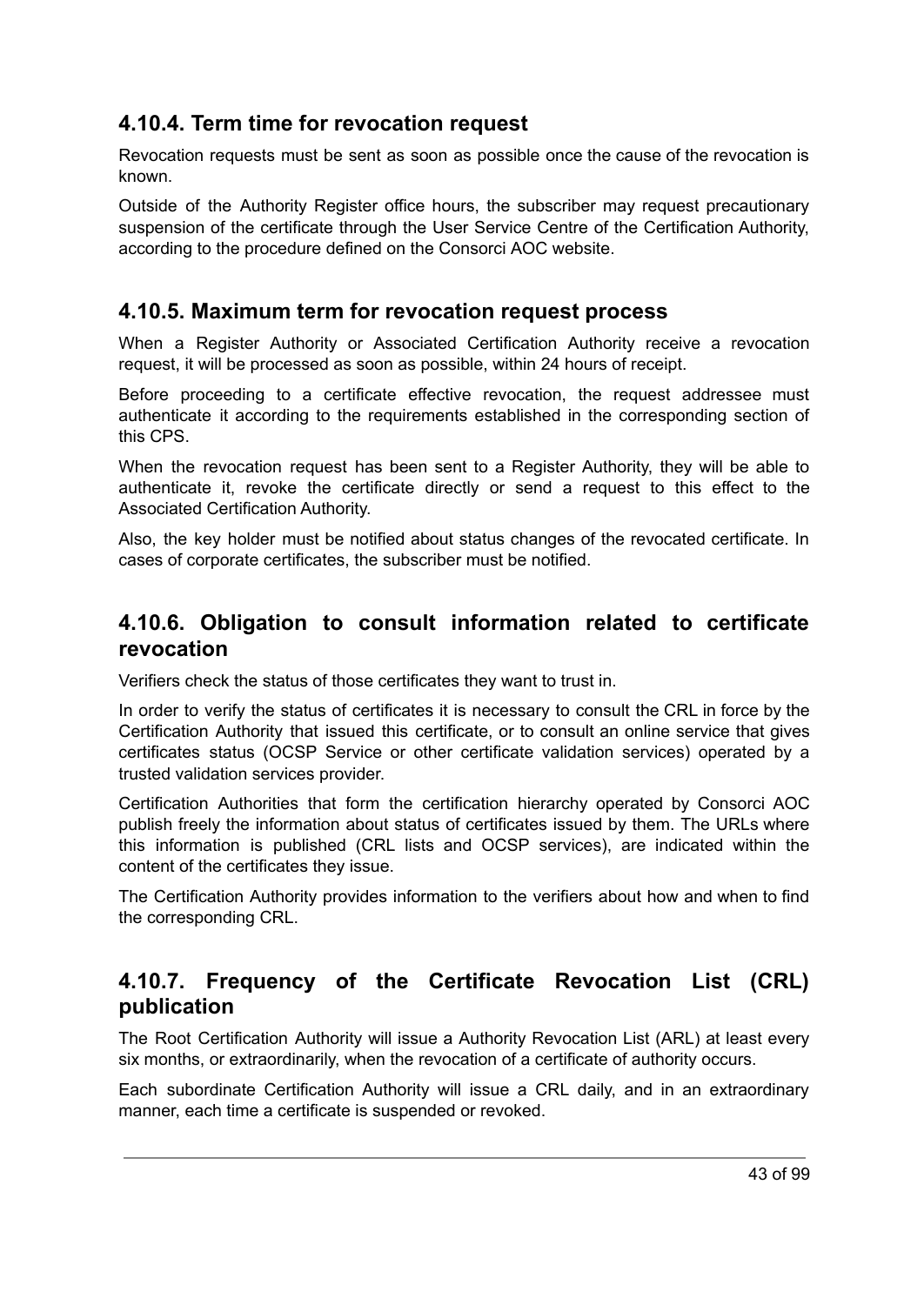### 4.10.4. Term time for revocation request

Revocation requests must be sent as soon as possible once the cause of the revocation is known.

Outside of the Authority Register office hours, the subscriber may request precautionary suspension of the certificate through the User Service Centre of the Certification Authority, according to the procedure defined on the Consorci AOC website.

### 4.10.5. Maximum term for revocation request process

When a Register Authority or Associated Certification Authority receive a revocation request, it will be processed as soon as possible, within 24 hours of receipt.

Before proceeding to a certificate effective revocation, the request addressee must authenticate it according to the requirements established in the corresponding section of this CPS.

When the revocation request has been sent to a Register Authority, they will be able to authenticate it, revoke the certificate directly or send a request to this effect to the Associated Certification Authority.

Also, the key holder must be notified about status changes of the revocated certificate. In cases of corporate certificates, the subscriber must be notified.

### 4.10.6. Obligation to consult information related to certificate revocation

Verifiers check the status of those certificates they want to trust in.

In order to verify the status of certificates it is necessary to consult the CRL in force by the Certification Authority that issued this certificate, or to consult an online service that gives certificates status (OCSP Service or other certificate validation services) operated by a trusted validation services provider.

Certification Authorities that form the certification hierarchy operated by Consorci AOC publish freely the information about status of certificates issued by them. The URLs where this information is published (CRL lists and OCSP services), are indicated within the content of the certificates they issue.

The Certification Authority provides information to the verifiers about how and when to find the corresponding CRL.

### 4.10.7. Frequency of the Certificate Revocation List (CRL) publication

The Root Certification Authority will issue a Authority Revocation List (ARL) at least every six months, or extraordinarily, when the revocation of a certificate of authority occurs.

Each subordinate Certification Authority will issue a CRL daily, and in an extraordinary manner, each time a certificate is suspended or revoked.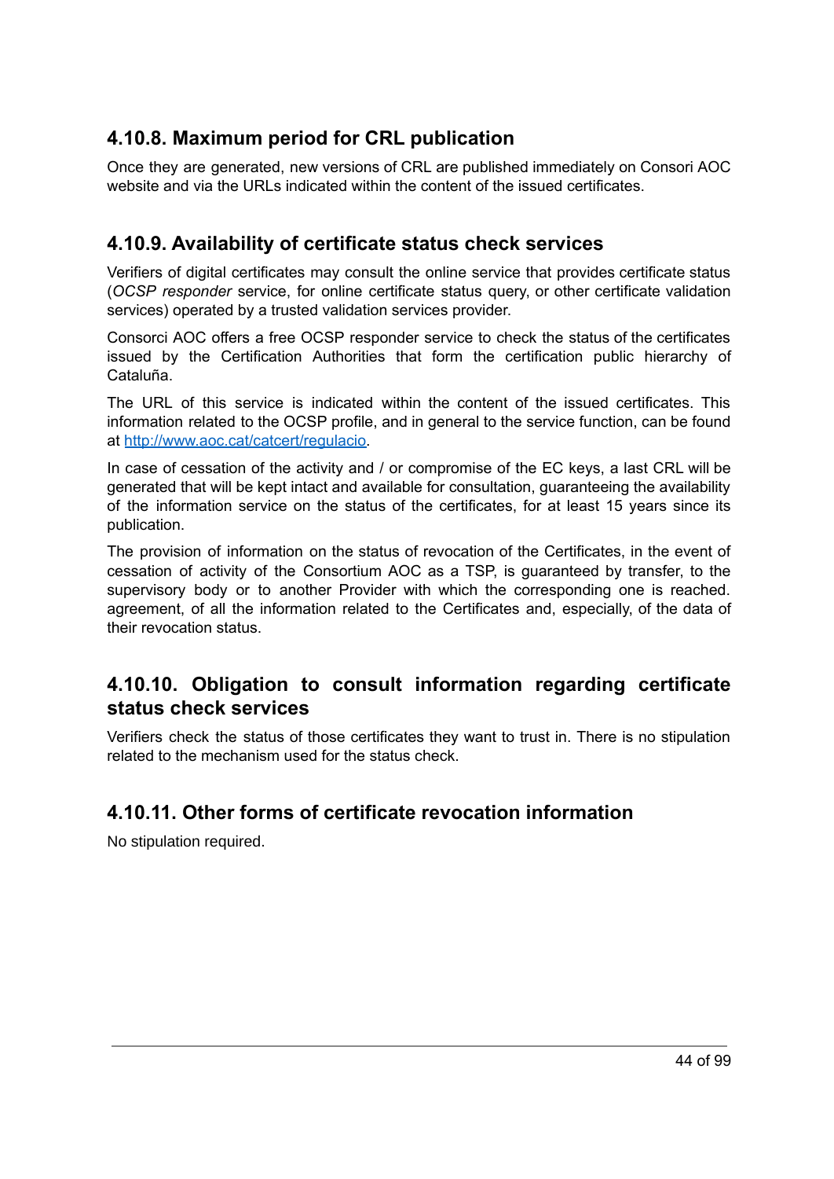### 4.10.8. Maximum period for CRL publication

Once they are generated, new versions of CRL are published immediately on Consori AOC website and via the URLs indicated within the content of the issued certificates.

### 4.10.9. Availability of certificate status check services

Verifiers of digital certificates may consult the online service that provides certificate status (*OCSP responder* service, for online certificate status query, or other certificate validation services) operated by a trusted validation services provider.

Consorci AOC offers a free OCSP responder service to check the status of the certificates issued by the Certification Authorities that form the certification public hierarchy of Cataluña.

The URL of this service is indicated within the content of the issued certificates. This information related to the OCSP profile, and in general to the service function, can be found at [http://www.aoc.cat/catcert/regulacio](http://www.aoc.cat/catcert/regulacio).

In case of cessation of the activity and / or compromise of the EC keys, a last CRL will be generated that will be kept intact and available for consultation, guaranteeing the availability of the information service on the status of the certificates, for at least 15 years since its publication.

The provision of information on the status of revocation of the Certificates, in the event of cessation of activity of the Consortium AOC as a TSP, is guaranteed by transfer, to the supervisory body or to another Provider with which the corresponding one is reached. agreement, of all the information related to the Certificates and, especially, of the data of their revocation status.

### 4.10.10. Obligation to consult information regarding certificate status check services

Verifiers check the status of those certificates they want to trust in. There is no stipulation related to the mechanism used for the status check.

### 4.10.11. Other forms of certificate revocation information

No stipulation required.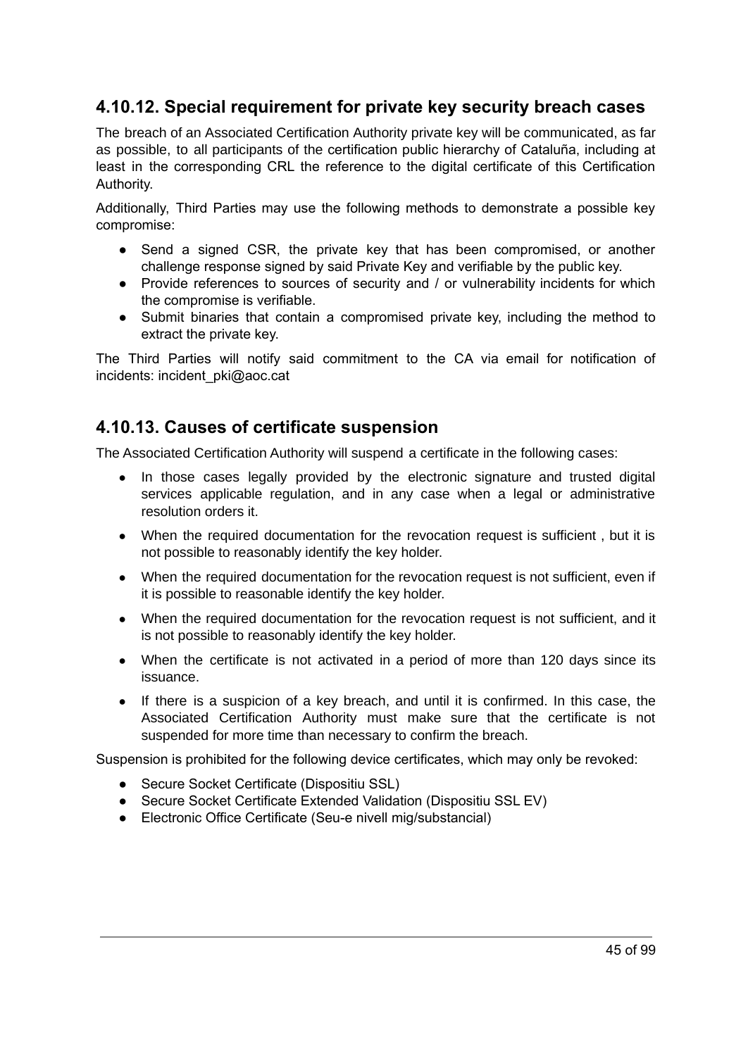### 4.10.12. Special requirement for private key security breach cases

The breach of an Associated Certification Authority private key will be communicated, as far as possible, to all participants of the certification public hierarchy of Cataluña, including at least in the corresponding CRL the reference to the digital certificate of this Certification Authority.

Additionally, Third Parties may use the following methods to demonstrate a possible key compromise:

- Send a signed CSR, the private key that has been compromised, or another challenge response signed by said Private Key and verifiable by the public key.
- Provide references to sources of security and / or vulnerability incidents for which the compromise is verifiable.
- Submit binaries that contain a compromised private key, including the method to extract the private key.

The Third Parties will notify said commitment to the CA via email for notification of incidents: incident_pki@aoc.cat

### 4.10.13. Causes of certificate suspension

The Associated Certification Authority will suspend a certificate in the following cases:

- In those cases legally provided by the electronic signature and trusted digital services applicable regulation, and in any case when a legal or administrative resolution orders it.
- When the required documentation for the revocation request is sufficient , but it is not possible to reasonably identify the key holder.
- When the required documentation for the revocation request is not sufficient, even if it is possible to reasonable identify the key holder.
- When the required documentation for the revocation request is not sufficient, and it is not possible to reasonably identify the key holder.
- When the certificate is not activated in a period of more than 120 days since its issuance.
- If there is a suspicion of a key breach, and until it is confirmed. In this case, the Associated Certification Authority must make sure that the certificate is not suspended for more time than necessary to confirm the breach.

Suspension is prohibited for the following device certificates, which may only be revoked:

- Secure Socket Certificate (Dispositiu SSL)
- Secure Socket Certificate Extended Validation (Dispositiu SSL EV)
- Electronic Office Certificate (Seu-e nivell mig/substancial)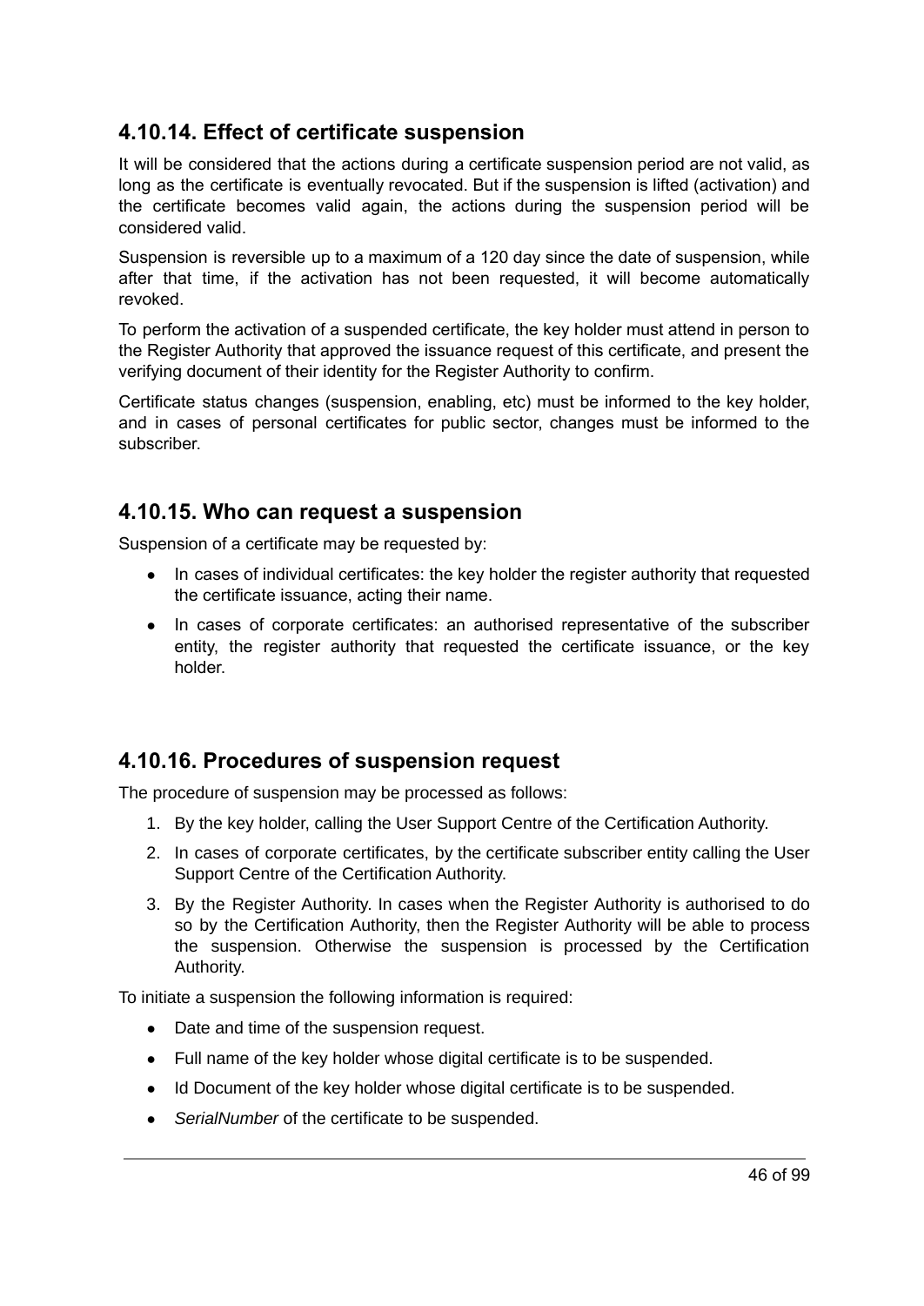## 4.10.14. Effect of certificate suspension

It will be considered that the actions during a certificate suspension period are not valid, as long as the certificate is eventually revocated. But if the suspension is lifted (activation) and the certificate becomes valid again, the actions during the suspension period will be considered valid.

Suspension is reversible up to a maximum of a 120 day since the date of suspension, while after that time, if the activation has not been requested, it will become automatically revoked.

To perform the activation of a suspended certificate, the key holder must attend in person to the Register Authority that approved the issuance request of this certificate, and present the verifying document of their identity for the Register Authority to confirm.

Certificate status changes (suspension, enabling, etc) must be informed to the key holder, and in cases of personal certificates for public sector, changes must be informed to the subscriber.

## 4.10.15. Who can request a suspension

Suspension of a certificate may be requested by:

- In cases of individual certificates: the key holder the register authority that requested the certificate issuance, acting their name.
- In cases of corporate certificates: an authorised representative of the subscriber entity, the register authority that requested the certificate issuance, or the key holder.

## 4.10.16. Procedures of suspension request

The procedure of suspension may be processed as follows:

1. By the key holder, calling the User Support Centre of the Certification Authority.
2. In cases of corporate certificates, by the certificate subscriber entity calling the User Support Centre of the Certification Authority.
3. By the Register Authority. In cases when the Register Authority is authorised to do so by the Certification Authority, then the Register Authority will be able to process the suspension. Otherwise the suspension is processed by the Certification Authority.

To initiate a suspension the following information is required:

- Date and time of the suspension request.
- Full name of the key holder whose digital certificate is to be suspended.
- Id Document of the key holder whose digital certificate is to be suspended.
- *SerialNumber* of the certificate to be suspended.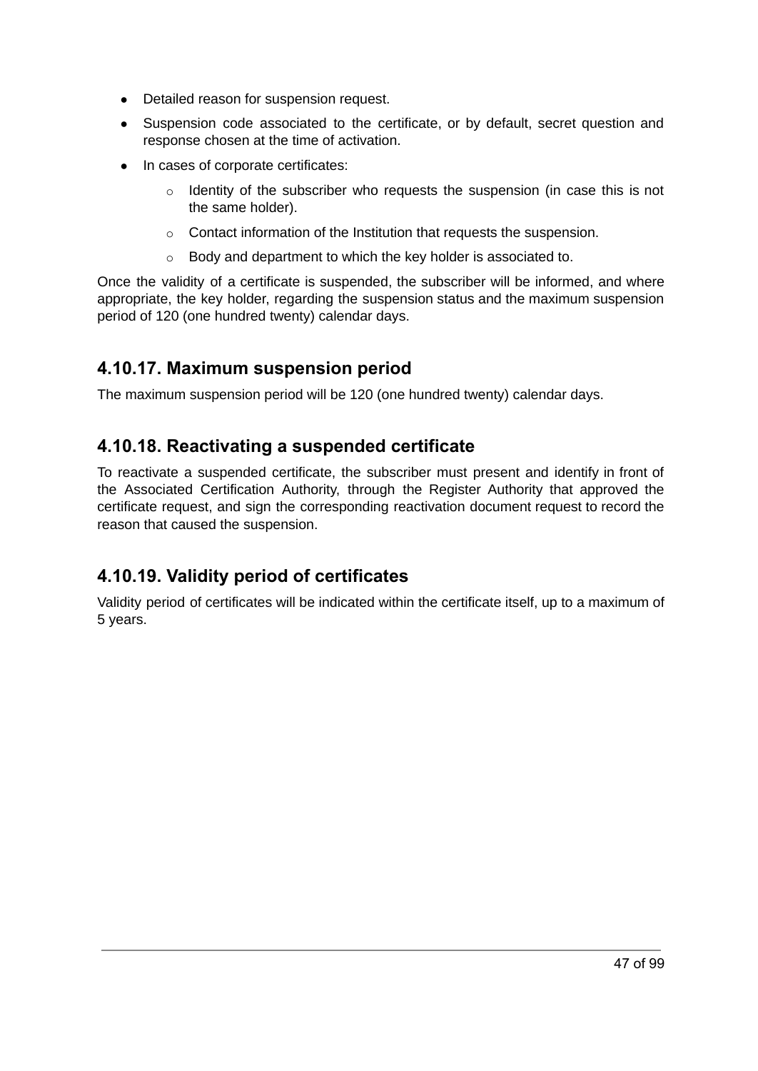- Detailed reason for suspension request.
- Suspension code associated to the certificate, or by default, secret question and response chosen at the time of activation.
- In cases of corporate certificates:
  - Identity of the subscriber who requests the suspension (in case this is not the same holder).
  - Contact information of the Institution that requests the suspension.
  - Body and department to which the key holder is associated to.

Once the validity of a certificate is suspended, the subscriber will be informed, and where appropriate, the key holder, regarding the suspension status and the maximum suspension period of 120 (one hundred twenty) calendar days.

### 4.10.17. Maximum suspension period

The maximum suspension period will be 120 (one hundred twenty) calendar days.

### 4.10.18. Reactivating a suspended certificate

To reactivate a suspended certificate, the subscriber must present and identify in front of the Associated Certification Authority, through the Register Authority that approved the certificate request, and sign the corresponding reactivation document request to record the reason that caused the suspension.

### 4.10.19. Validity period of certificates

Validity period of certificates will be indicated within the certificate itself, up to a maximum of 5 years.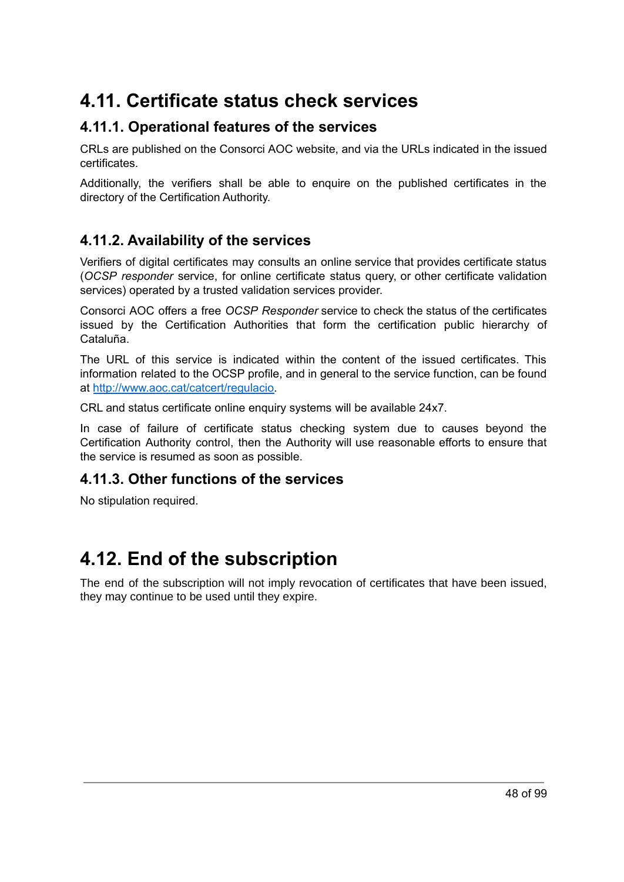# 4.11. Certificate status check services

## 4.11.1. Operational features of the services

CRLs are published on the Consorci AOC website, and via the URLs indicated in the issued certificates.

Additionally, the verifiers shall be able to enquire on the published certificates in the directory of the Certification Authority.

## 4.11.2. Availability of the services

Verifiers of digital certificates may consults an online service that provides certificate status (*OCSP responder* service, for online certificate status query, or other certificate validation services) operated by a trusted validation services provider.

Consorci AOC offers a free *OCSP Responder* service to check the status of the certificates issued by the Certification Authorities that form the certification public hierarchy of Cataluña.

The URL of this service is indicated within the content of the issued certificates. This information related to the OCSP profile, and in general to the service function, can be found at http://www.aoc.cat/catcert/regulacio.

CRL and status certificate online enquiry systems will be available 24x7.

In case of failure of certificate status checking system due to causes beyond the Certification Authority control, then the Authority will use reasonable efforts to ensure that the service is resumed as soon as possible.

## 4.11.3. Other functions of the services

No stipulation required.

# 4.12. End of the subscription

The end of the subscription will not imply revocation of certificates that have been issued, they may continue to be used until they expire.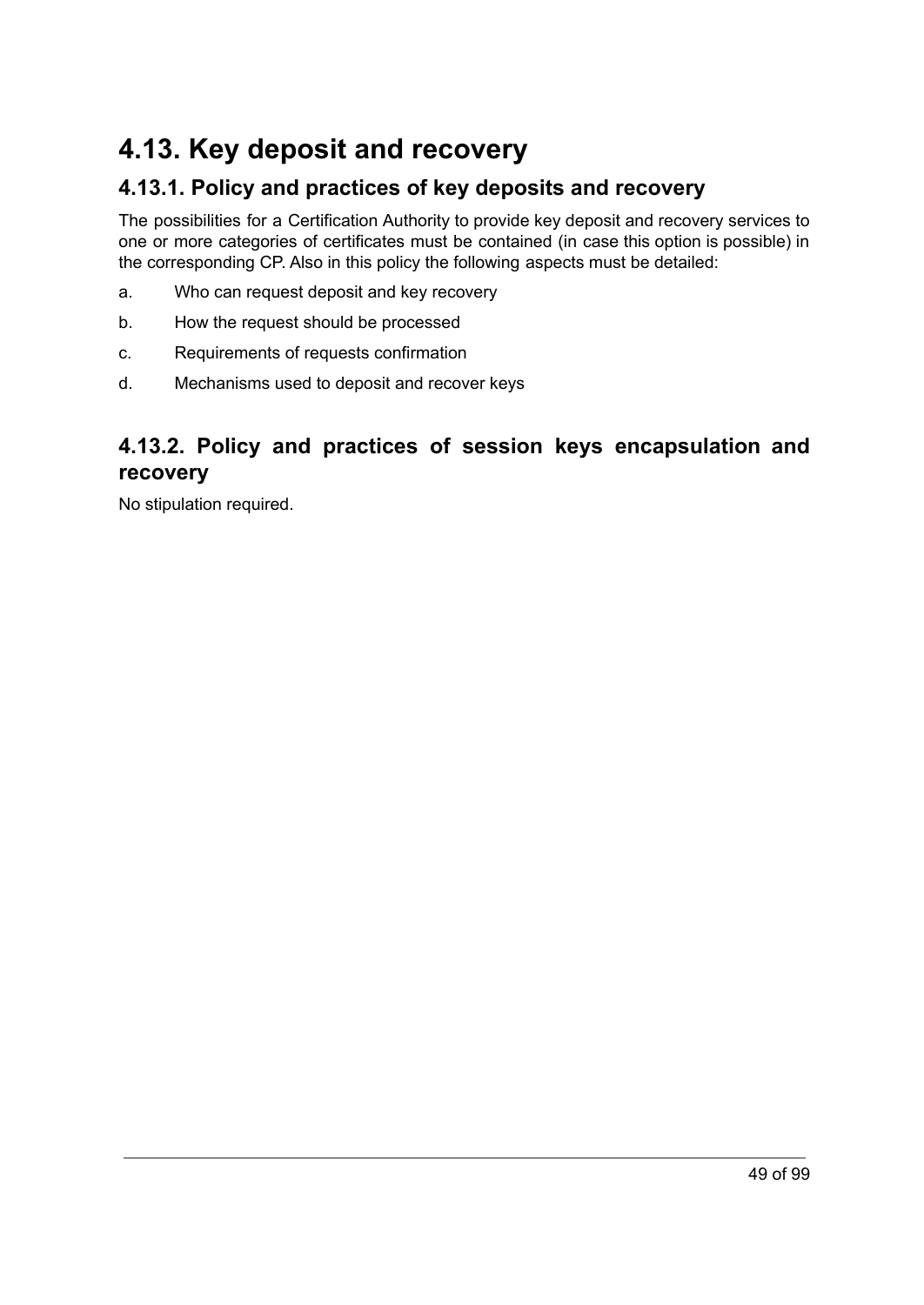# 4.13. Key deposit and recovery

## 4.13.1. Policy and practices of key deposits and recovery

The possibilities for a Certification Authority to provide key deposit and recovery services to one or more categories of certificates must be contained (in case this option is possible) in the corresponding CP. Also in this policy the following aspects must be detailed:

a. Who can request deposit and key recovery

b. How the request should be processed

c. Requirements of requests confirmation

d. Mechanisms used to deposit and recover keys

## 4.13.2. Policy and practices of session keys encapsulation and recovery

No stipulation required.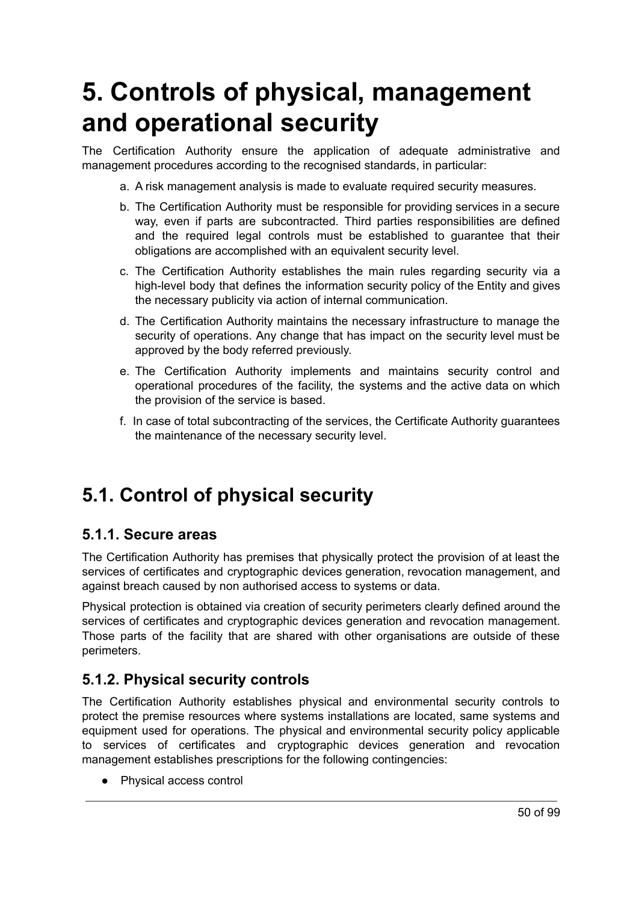# 5. Controls of physical, management and operational security

The Certification Authority ensure the application of adequate administrative and management procedures according to the recognised standards, in particular:

a. A risk management analysis is made to evaluate required security measures.
b. The Certification Authority must be responsible for providing services in a secure way, even if parts are subcontracted. Third parties responsibilities are defined and the required legal controls must be established to guarantee that their obligations are accomplished with an equivalent security level.
c. The Certification Authority establishes the main rules regarding security via a high-level body that defines the information security policy of the Entity and gives the necessary publicity via action of internal communication.
d. The Certification Authority maintains the necessary infrastructure to manage the security of operations. Any change that has impact on the security level must be approved by the body referred previously.
e. The Certification Authority implements and maintains security control and operational procedures of the facility, the systems and the active data on which the provision of the service is based.
f. In case of total subcontracting of the services, the Certificate Authority guarantees the maintenance of the necessary security level.

## 5.1. Control of physical security

### 5.1.1. Secure areas

The Certification Authority has premises that physically protect the provision of at least the services of certificates and cryptographic devices generation, revocation management, and against breach caused by non authorised access to systems or data.

Physical protection is obtained via creation of security perimeters clearly defined around the services of certificates and cryptographic devices generation and revocation management. Those parts of the facility that are shared with other organisations are outside of these perimeters.

### 5.1.2. Physical security controls

The Certification Authority establishes physical and environmental security controls to protect the premise resources where systems installations are located, same systems and equipment used for operations. The physical and environmental security policy applicable to services of certificates and cryptographic devices generation and revocation management establishes prescriptions for the following contingencies:

- Physical access control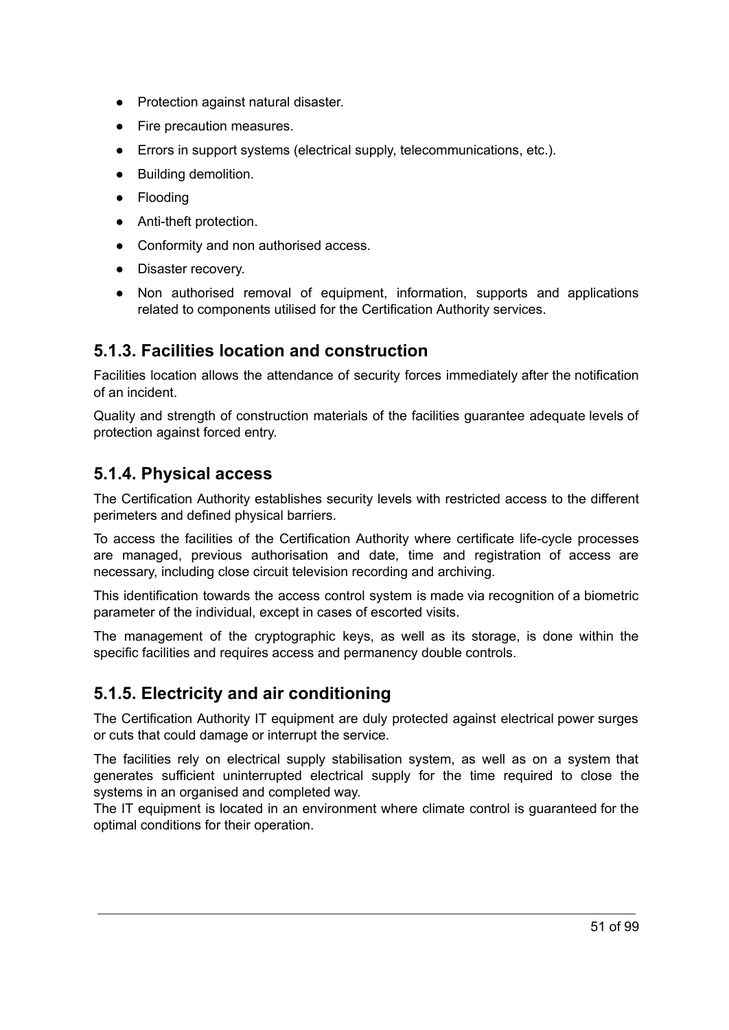- Protection against natural disaster.
- Fire precaution measures.
- Errors in support systems (electrical supply, telecommunications, etc.).
- Building demolition.
- Flooding
- Anti-theft protection.
- Conformity and non authorised access.
- Disaster recovery.
- Non authorised removal of equipment, information, supports and applications related to components utilised for the Certification Authority services.

### 5.1.3. Facilities location and construction

Facilities location allows the attendance of security forces immediately after the notification of an incident.

Quality and strength of construction materials of the facilities guarantee adequate levels of protection against forced entry.

### 5.1.4. Physical access

The Certification Authority establishes security levels with restricted access to the different perimeters and defined physical barriers.

To access the facilities of the Certification Authority where certificate life-cycle processes are managed, previous authorisation and date, time and registration of access are necessary, including close circuit television recording and archiving.

This identification towards the access control system is made via recognition of a biometric parameter of the individual, except in cases of escorted visits.

The management of the cryptographic keys, as well as its storage, is done within the specific facilities and requires access and permanency double controls.

### 5.1.5. Electricity and air conditioning

The Certification Authority IT equipment are duly protected against electrical power surges or cuts that could damage or interrupt the service.

The facilities rely on electrical supply stabilisation system, as well as on a system that generates sufficient uninterrupted electrical supply for the time required to close the systems in an organised and completed way.
The IT equipment is located in an environment where climate control is guaranteed for the optimal conditions for their operation.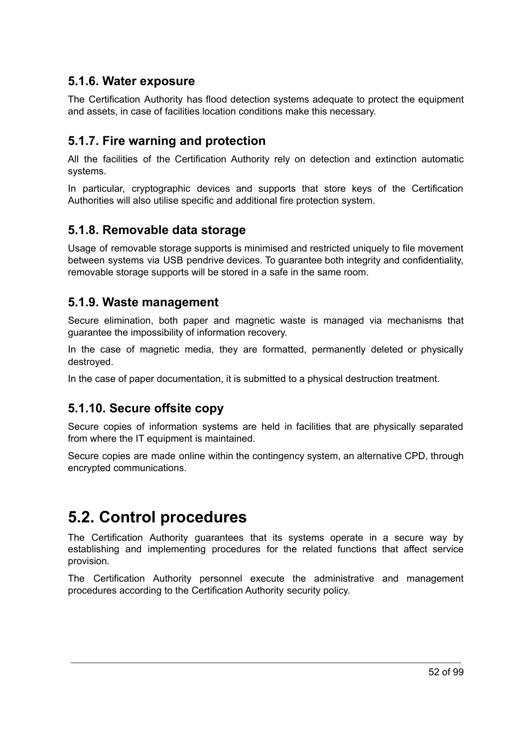### 5.1.6. Water exposure

The Certification Authority has flood detection systems adequate to protect the equipment and assets, in case of facilities location conditions make this necessary.

### 5.1.7. Fire warning and protection

All the facilities of the Certification Authority rely on detection and extinction automatic systems.

In particular, cryptographic devices and supports that store keys of the Certification Authorities will also utilise specific and additional fire protection system.

### 5.1.8. Removable data storage

Usage of removable storage supports is minimised and restricted uniquely to file movement between systems via USB pendrive devices. To guarantee both integrity and confidentiality, removable storage supports will be stored in a safe in the same room.

### 5.1.9. Waste management

Secure elimination, both paper and magnetic waste is managed via mechanisms that guarantee the impossibility of information recovery.

In the case of magnetic media, they are formatted, permanently deleted or physically destroyed.

In the case of paper documentation, it is submitted to a physical destruction treatment.

### 5.1.10. Secure offsite copy

Secure copies of information systems are held in facilities that are physically separated from where the IT equipment is maintained.

Secure copies are made online within the contingency system, an alternative CPD, through encrypted communications.

## 5.2. Control procedures

The Certification Authority guarantees that its systems operate in a secure way by establishing and implementing procedures for the related functions that affect service provision.

The Certification Authority personnel execute the administrative and management procedures according to the Certification Authority security policy.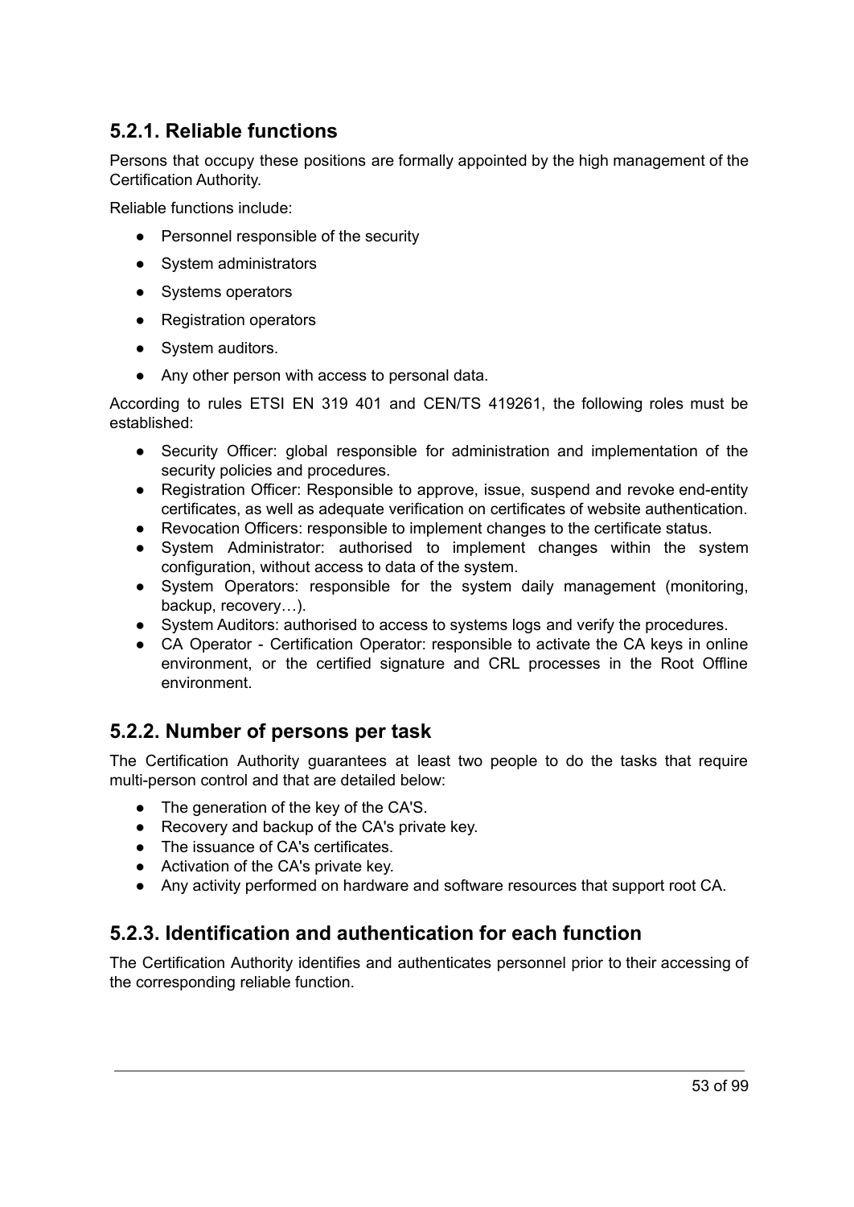### 5.2.1. Reliable functions

Persons that occupy these positions are formally appointed by the high management of the Certification Authority.

Reliable functions include:

- Personnel responsible of the security
- System administrators
- Systems operators
- Registration operators
- System auditors.
- Any other person with access to personal data.

According to rules ETSI EN 319 401 and CEN/TS 419261, the following roles must be established:

- Security Officer: global responsible for administration and implementation of the security policies and procedures.
- Registration Officer: Responsible to approve, issue, suspend and revoke end-entity certificates, as well as adequate verification on certificates of website authentication.
- Revocation Officers: responsible to implement changes to the certificate status.
- System Administrator: authorised to implement changes within the system configuration, without access to data of the system.
- System Operators: responsible for the system daily management (monitoring, backup, recovery…).
- System Auditors: authorised to access to systems logs and verify the procedures.
- CA Operator - Certification Operator: responsible to activate the CA keys in online environment, or the certified signature and CRL processes in the Root Offline environment.

### 5.2.2. Number of persons per task

The Certification Authority guarantees at least two people to do the tasks that require multi-person control and that are detailed below:

- The generation of the key of the CA'S.
- Recovery and backup of the CA's private key.
- The issuance of CA's certificates.
- Activation of the CA's private key.
- Any activity performed on hardware and software resources that support root CA.

### 5.2.3. Identification and authentication for each function

The Certification Authority identifies and authenticates personnel prior to their accessing of the corresponding reliable function.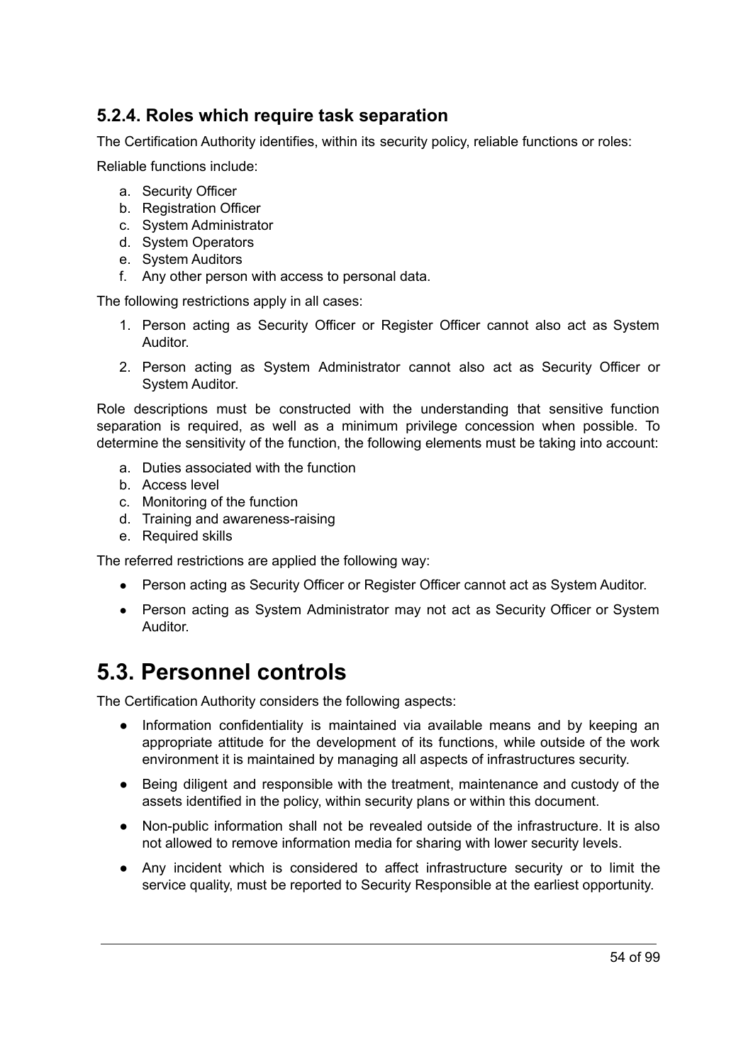### 5.2.4. Roles which require task separation

The Certification Authority identifies, within its security policy, reliable functions or roles:

Reliable functions include:

a. Security Officer
b. Registration Officer
c. System Administrator
d. System Operators
e. System Auditors
f. Any other person with access to personal data.

The following restrictions apply in all cases:

1. Person acting as Security Officer or Register Officer cannot also act as System Auditor.
2. Person acting as System Administrator cannot also act as Security Officer or System Auditor.

Role descriptions must be constructed with the understanding that sensitive function separation is required, as well as a minimum privilege concession when possible. To determine the sensitivity of the function, the following elements must be taking into account:

a. Duties associated with the function
b. Access level
c. Monitoring of the function
d. Training and awareness-raising
e. Required skills

The referred restrictions are applied the following way:

- Person acting as Security Officer or Register Officer cannot act as System Auditor.
- Person acting as System Administrator may not act as Security Officer or System Auditor.

# 5.3. Personnel controls

The Certification Authority considers the following aspects:

- Information confidentiality is maintained via available means and by keeping an appropriate attitude for the development of its functions, while outside of the work environment it is maintained by managing all aspects of infrastructures security.
- Being diligent and responsible with the treatment, maintenance and custody of the assets identified in the policy, within security plans or within this document.
- Non-public information shall not be revealed outside of the infrastructure. It is also not allowed to remove information media for sharing with lower security levels.
- Any incident which is considered to affect infrastructure security or to limit the service quality, must be reported to Security Responsible at the earliest opportunity.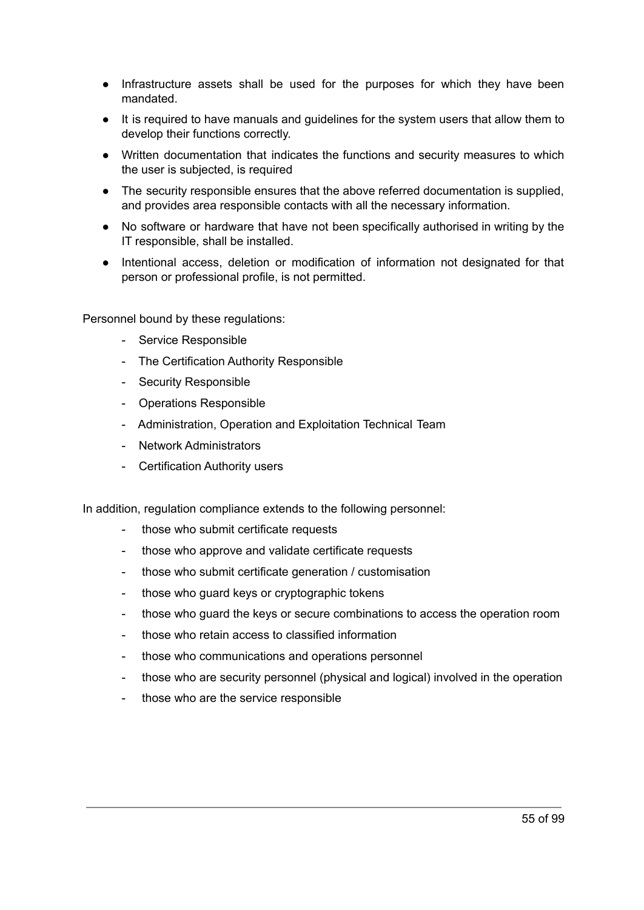- Infrastructure assets shall be used for the purposes for which they have been mandated.
- It is required to have manuals and guidelines for the system users that allow them to develop their functions correctly.
- Written documentation that indicates the functions and security measures to which the user is subjected, is required
- The security responsible ensures that the above referred documentation is supplied, and provides area responsible contacts with all the necessary information.
- No software or hardware that have not been specifically authorised in writing by the IT responsible, shall be installed.
- Intentional access, deletion or modification of information not designated for that person or professional profile, is not permitted.

Personnel bound by these regulations:

- Service Responsible
- The Certification Authority Responsible
- Security Responsible
- Operations Responsible
- Administration, Operation and Exploitation Technical Team
- Network Administrators
- Certification Authority users

In addition, regulation compliance extends to the following personnel:

- those who submit certificate requests
- those who approve and validate certificate requests
- those who submit certificate generation / customisation
- those who guard keys or cryptographic tokens
- those who guard the keys or secure combinations to access the operation room
- those who retain access to classified information
- those who communications and operations personnel
- those who are security personnel (physical and logical) involved in the operation
- those who are the service responsible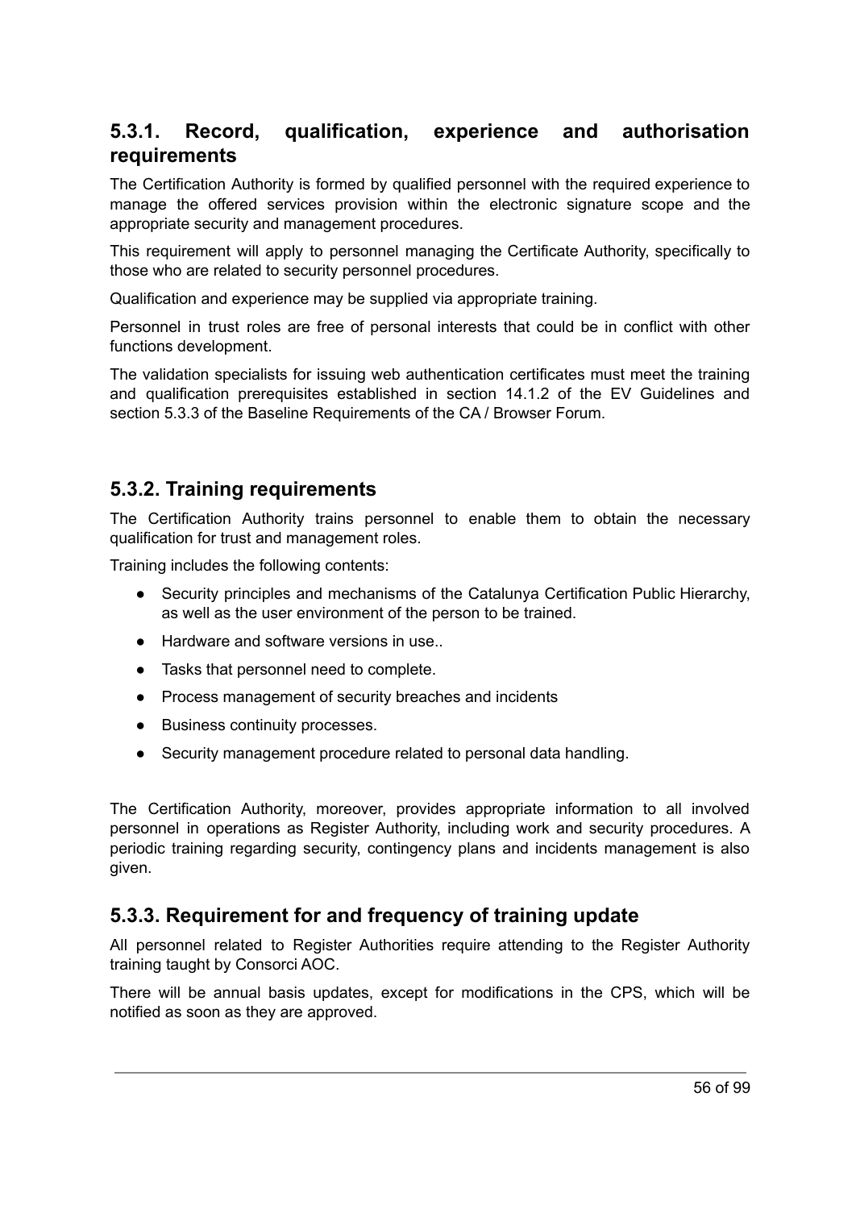### 5.3.1. Record, qualification, experience and authorisation requirements

The Certification Authority is formed by qualified personnel with the required experience to manage the offered services provision within the electronic signature scope and the appropriate security and management procedures.

This requirement will apply to personnel managing the Certificate Authority, specifically to those who are related to security personnel procedures.

Qualification and experience may be supplied via appropriate training.

Personnel in trust roles are free of personal interests that could be in conflict with other functions development.

The validation specialists for issuing web authentication certificates must meet the training and qualification prerequisites established in section 14.1.2 of the EV Guidelines and section 5.3.3 of the Baseline Requirements of the CA / Browser Forum.

### 5.3.2. Training requirements

The Certification Authority trains personnel to enable them to obtain the necessary qualification for trust and management roles.

Training includes the following contents:

- Security principles and mechanisms of the Catalunya Certification Public Hierarchy, as well as the user environment of the person to be trained.
- Hardware and software versions in use..
- Tasks that personnel need to complete.
- Process management of security breaches and incidents
- Business continuity processes.
- Security management procedure related to personal data handling.

The Certification Authority, moreover, provides appropriate information to all involved personnel in operations as Register Authority, including work and security procedures. A periodic training regarding security, contingency plans and incidents management is also given.

### 5.3.3. Requirement for and frequency of training update

All personnel related to Register Authorities require attending to the Register Authority training taught by Consorci AOC.

There will be annual basis updates, except for modifications in the CPS, which will be notified as soon as they are approved.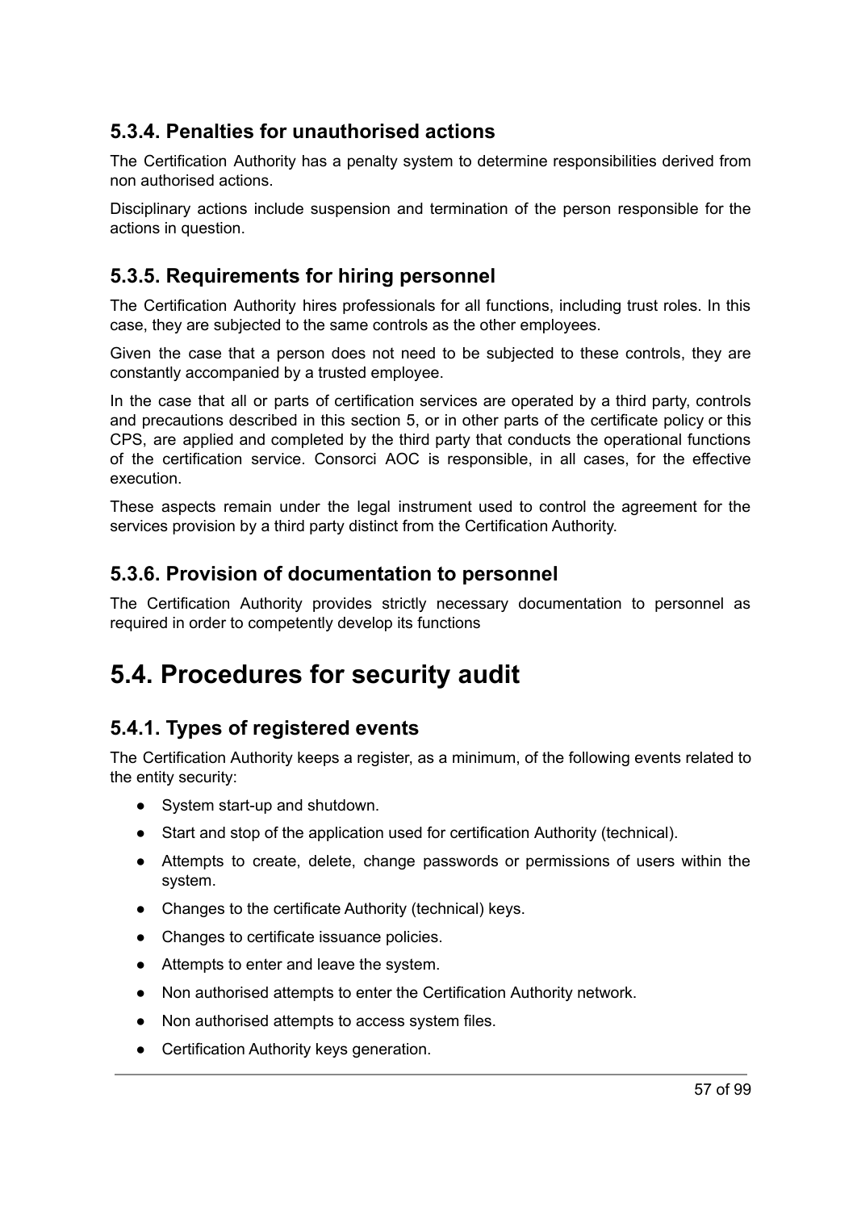### 5.3.4. Penalties for unauthorised actions

The Certification Authority has a penalty system to determine responsibilities derived from non authorised actions.

Disciplinary actions include suspension and termination of the person responsible for the actions in question.

### 5.3.5. Requirements for hiring personnel

The Certification Authority hires professionals for all functions, including trust roles. In this case, they are subjected to the same controls as the other employees.

Given the case that a person does not need to be subjected to these controls, they are constantly accompanied by a trusted employee.

In the case that all or parts of certification services are operated by a third party, controls and precautions described in this section 5, or in other parts of the certificate policy or this CPS, are applied and completed by the third party that conducts the operational functions of the certification service. Consorci AOC is responsible, in all cases, for the effective execution.

These aspects remain under the legal instrument used to control the agreement for the services provision by a third party distinct from the Certification Authority.

### 5.3.6. Provision of documentation to personnel

The Certification Authority provides strictly necessary documentation to personnel as required in order to competently develop its functions

## 5.4. Procedures for security audit

### 5.4.1. Types of registered events

The Certification Authority keeps a register, as a minimum, of the following events related to the entity security:

- System start-up and shutdown.
- Start and stop of the application used for certification Authority (technical).
- Attempts to create, delete, change passwords or permissions of users within the system.
- Changes to the certificate Authority (technical) keys.
- Changes to certificate issuance policies.
- Attempts to enter and leave the system.
- Non authorised attempts to enter the Certification Authority network.
- Non authorised attempts to access system files.
- Certification Authority keys generation.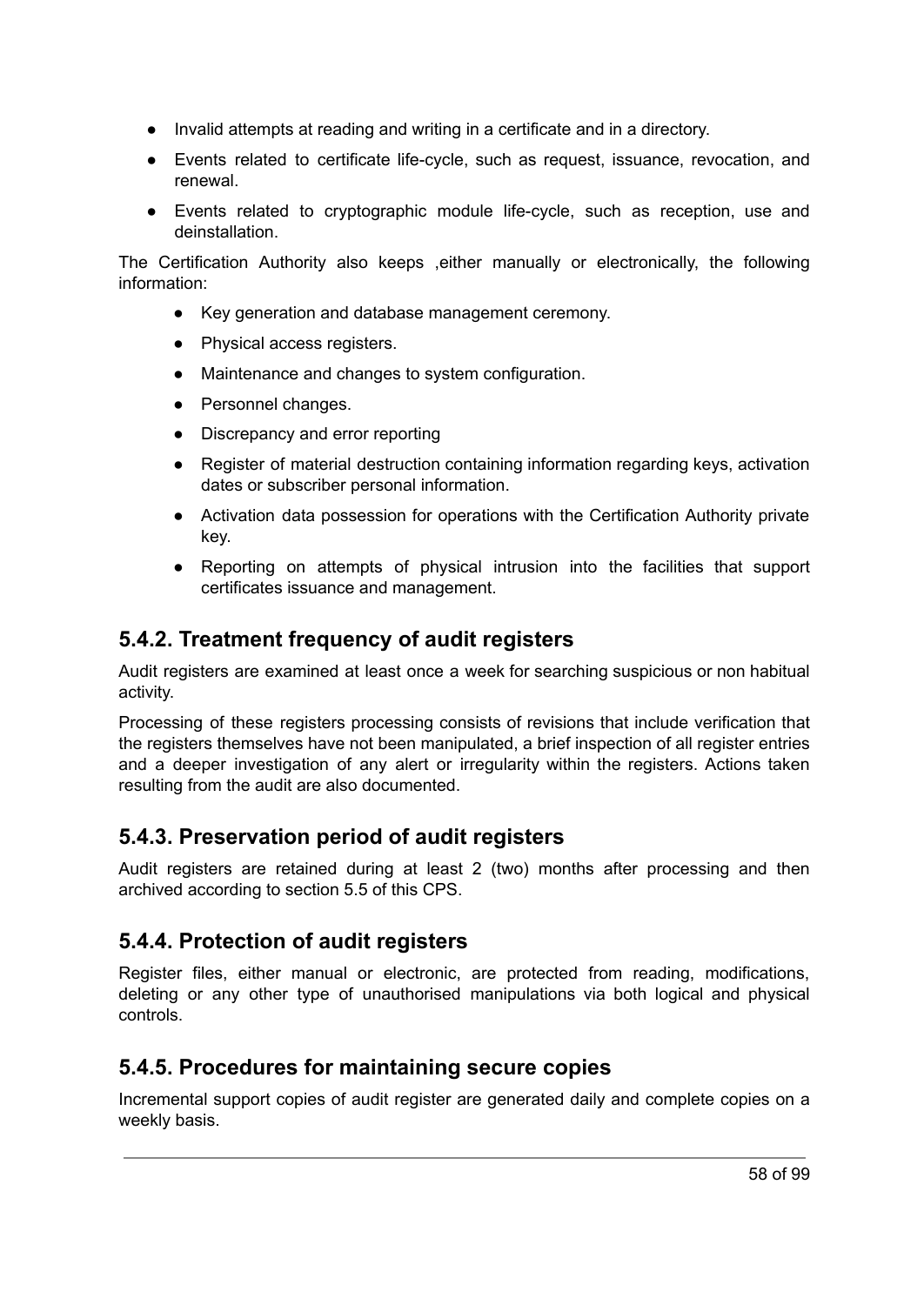- Invalid attempts at reading and writing in a certificate and in a directory.
- Events related to certificate life-cycle, such as request, issuance, revocation, and renewal.
- Events related to cryptographic module life-cycle, such as reception, use and deinstallation.

The Certification Authority also keeps ,either manually or electronically, the following information:

- Key generation and database management ceremony.
- Physical access registers.
- Maintenance and changes to system configuration.
- Personnel changes.
- Discrepancy and error reporting
- Register of material destruction containing information regarding keys, activation dates or subscriber personal information.
- Activation data possession for operations with the Certification Authority private key.
- Reporting on attempts of physical intrusion into the facilities that support certificates issuance and management.

## 5.4.2. Treatment frequency of audit registers

Audit registers are examined at least once a week for searching suspicious or non habitual activity.

Processing of these registers processing consists of revisions that include verification that the registers themselves have not been manipulated, a brief inspection of all register entries and a deeper investigation of any alert or irregularity within the registers. Actions taken resulting from the audit are also documented.

## 5.4.3. Preservation period of audit registers

Audit registers are retained during at least 2 (two) months after processing and then archived according to section 5.5 of this CPS.

## 5.4.4. Protection of audit registers

Register files, either manual or electronic, are protected from reading, modifications, deleting or any other type of unauthorised manipulations via both logical and physical controls.

## 5.4.5. Procedures for maintaining secure copies

Incremental support copies of audit register are generated daily and complete copies on a weekly basis.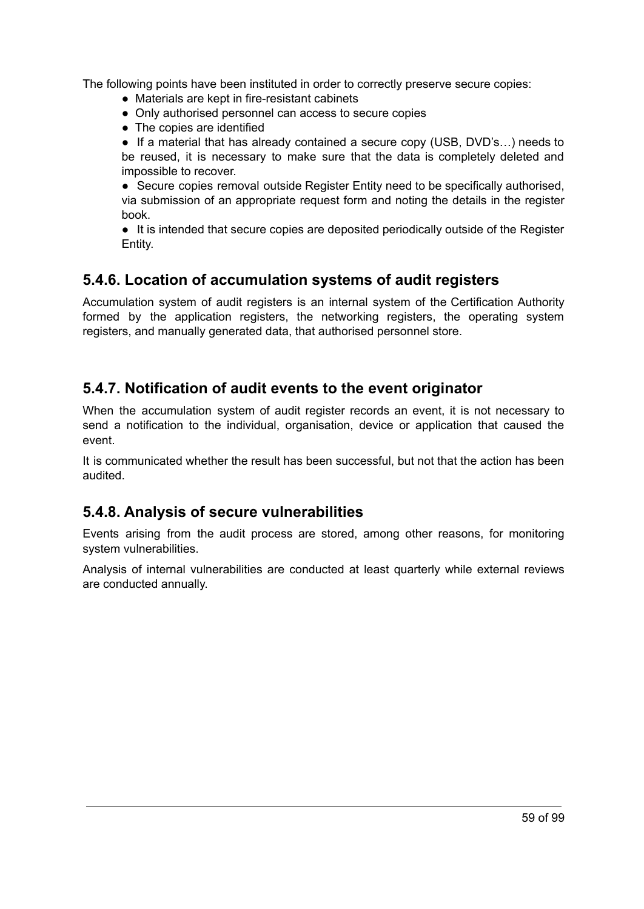The following points have been instituted in order to correctly preserve secure copies:

- Materials are kept in fire-resistant cabinets
- Only authorised personnel can access to secure copies
- The copies are identified
- If a material that has already contained a secure copy (USB, DVD's…) needs to be reused, it is necessary to make sure that the data is completely deleted and impossible to recover.
- Secure copies removal outside Register Entity need to be specifically authorised, via submission of an appropriate request form and noting the details in the register book.
- It is intended that secure copies are deposited periodically outside of the Register Entity.

## 5.4.6. Location of accumulation systems of audit registers

Accumulation system of audit registers is an internal system of the Certification Authority formed by the application registers, the networking registers, the operating system registers, and manually generated data, that authorised personnel store.

## 5.4.7. Notification of audit events to the event originator

When the accumulation system of audit register records an event, it is not necessary to send a notification to the individual, organisation, device or application that caused the event.

It is communicated whether the result has been successful, but not that the action has been audited.

## 5.4.8. Analysis of secure vulnerabilities

Events arising from the audit process are stored, among other reasons, for monitoring system vulnerabilities.

Analysis of internal vulnerabilities are conducted at least quarterly while external reviews are conducted annually.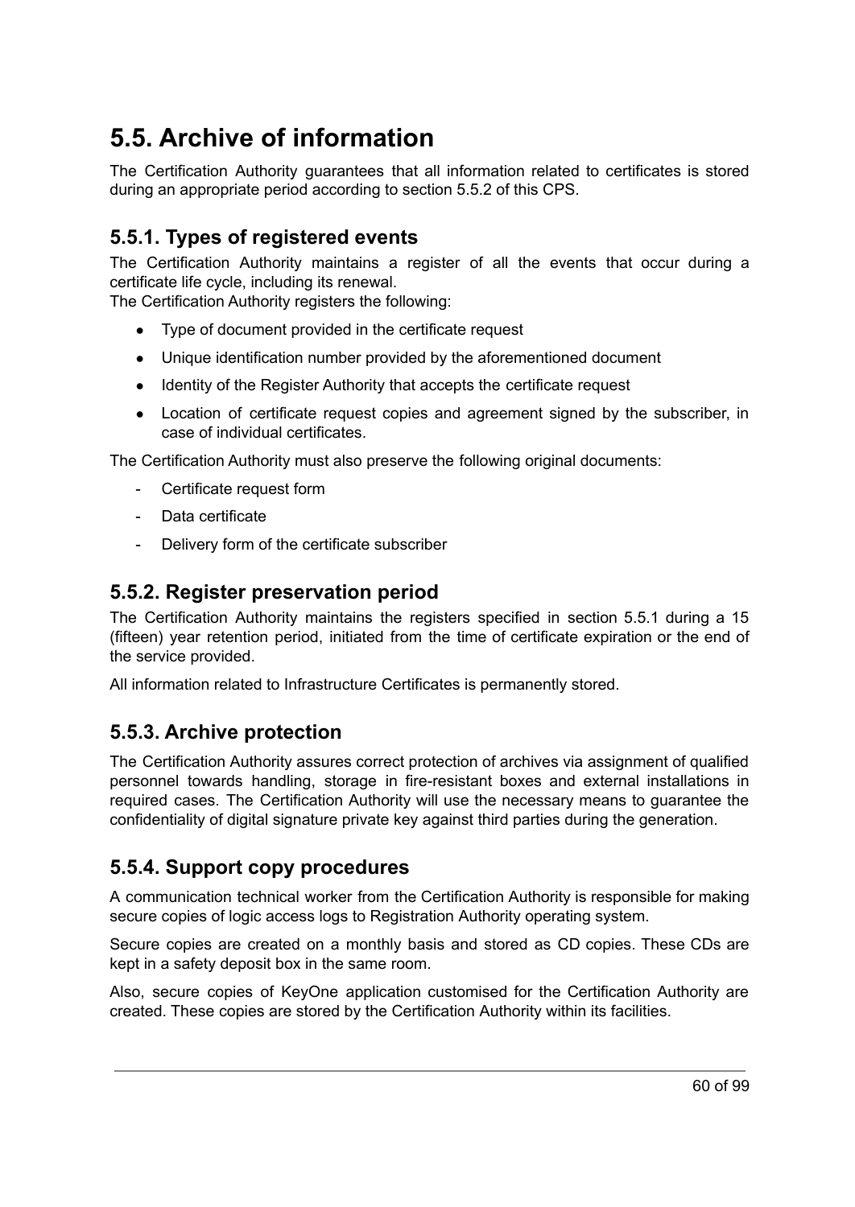# 5.5. Archive of information

The Certification Authority guarantees that all information related to certificates is stored during an appropriate period according to section 5.5.2 of this CPS.

## 5.5.1. Types of registered events

The Certification Authority maintains a register of all the events that occur during a certificate life cycle, including its renewal.
The Certification Authority registers the following:

- Type of document provided in the certificate request
- Unique identification number provided by the aforementioned document
- Identity of the Register Authority that accepts the certificate request
- Location of certificate request copies and agreement signed by the subscriber, in case of individual certificates.

The Certification Authority must also preserve the following original documents:

- Certificate request form
- Data certificate
- Delivery form of the certificate subscriber

## 5.5.2. Register preservation period

The Certification Authority maintains the registers specified in section 5.5.1 during a 15 (fifteen) year retention period, initiated from the time of certificate expiration or the end of the service provided.

All information related to Infrastructure Certificates is permanently stored.

## 5.5.3. Archive protection

The Certification Authority assures correct protection of archives via assignment of qualified personnel towards handling, storage in fire-resistant boxes and external installations in required cases. The Certification Authority will use the necessary means to guarantee the confidentiality of digital signature private key against third parties during the generation.

## 5.5.4. Support copy procedures

A communication technical worker from the Certification Authority is responsible for making secure copies of logic access logs to Registration Authority operating system.

Secure copies are created on a monthly basis and stored as CD copies. These CDs are kept in a safety deposit box in the same room.

Also, secure copies of KeyOne application customised for the Certification Authority are created. These copies are stored by the Certification Authority within its facilities.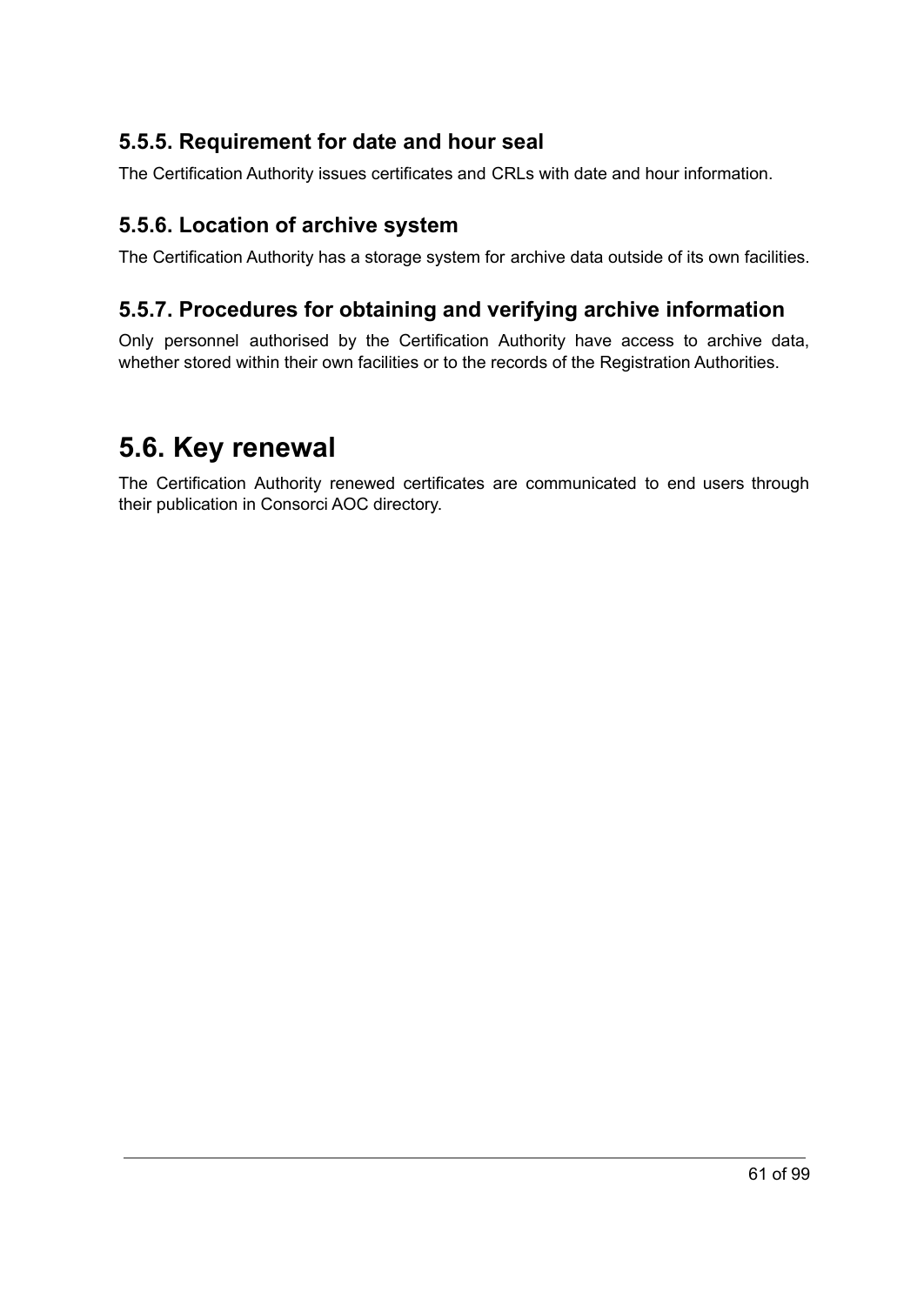### 5.5.5. Requirement for date and hour seal

The Certification Authority issues certificates and CRLs with date and hour information.

### 5.5.6. Location of archive system

The Certification Authority has a storage system for archive data outside of its own facilities.

### 5.5.7. Procedures for obtaining and verifying archive information

Only personnel authorised by the Certification Authority have access to archive data, whether stored within their own facilities or to the records of the Registration Authorities.

## 5.6. Key renewal

The Certification Authority renewed certificates are communicated to end users through their publication in Consorci AOC directory.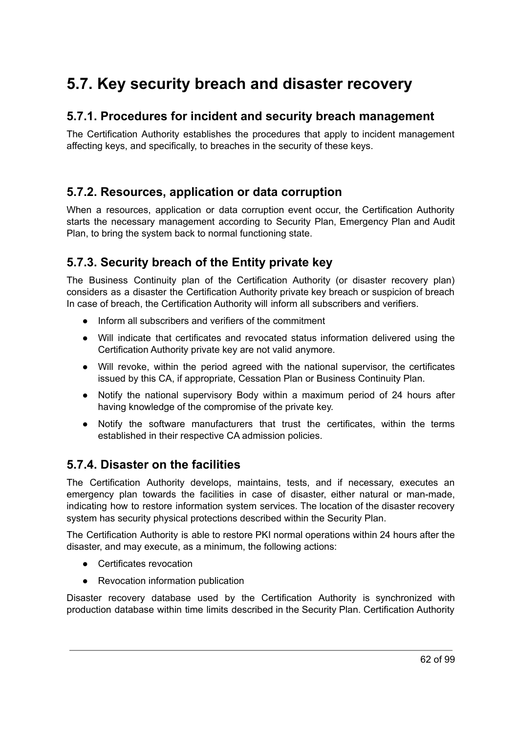# 5.7. Key security breach and disaster recovery

## 5.7.1. Procedures for incident and security breach management

The Certification Authority establishes the procedures that apply to incident management affecting keys, and specifically, to breaches in the security of these keys.

## 5.7.2. Resources, application or data corruption

When a resources, application or data corruption event occur, the Certification Authority starts the necessary management according to Security Plan, Emergency Plan and Audit Plan, to bring the system back to normal functioning state.

## 5.7.3. Security breach of the Entity private key

The Business Continuity plan of the Certification Authority (or disaster recovery plan) considers as a disaster the Certification Authority private key breach or suspicion of breach In case of breach, the Certification Authority will inform all subscribers and verifiers.

- Inform all subscribers and verifiers of the commitment
- Will indicate that certificates and revocated status information delivered using the Certification Authority private key are not valid anymore.
- Will revoke, within the period agreed with the national supervisor, the certificates issued by this CA, if appropriate, Cessation Plan or Business Continuity Plan.
- Notify the national supervisory Body within a maximum period of 24 hours after having knowledge of the compromise of the private key.
- Notify the software manufacturers that trust the certificates, within the terms established in their respective CA admission policies.

## 5.7.4. Disaster on the facilities

The Certification Authority develops, maintains, tests, and if necessary, executes an emergency plan towards the facilities in case of disaster, either natural or man-made, indicating how to restore information system services. The location of the disaster recovery system has security physical protections described within the Security Plan.

The Certification Authority is able to restore PKI normal operations within 24 hours after the disaster, and may execute, as a minimum, the following actions:

- Certificates revocation
- Revocation information publication

Disaster recovery database used by the Certification Authority is synchronized with production database within time limits described in the Security Plan. Certification Authority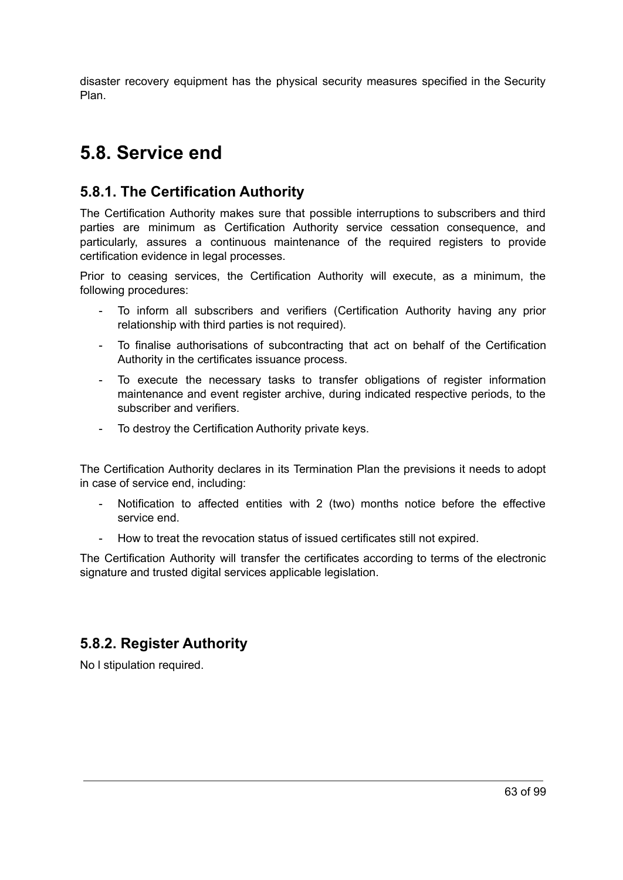disaster recovery equipment has the physical security measures specified in the Security Plan.

## 5.8. Service end

### 5.8.1. The Certification Authority

The Certification Authority makes sure that possible interruptions to subscribers and third parties are minimum as Certification Authority service cessation consequence, and particularly, assures a continuous maintenance of the required registers to provide certification evidence in legal processes.

Prior to ceasing services, the Certification Authority will execute, as a minimum, the following procedures:

- To inform all subscribers and verifiers (Certification Authority having any prior relationship with third parties is not required).
- To finalise authorisations of subcontracting that act on behalf of the Certification Authority in the certificates issuance process.
- To execute the necessary tasks to transfer obligations of register information maintenance and event register archive, during indicated respective periods, to the subscriber and verifiers.
- To destroy the Certification Authority private keys.

The Certification Authority declares in its Termination Plan the previsions it needs to adopt in case of service end, including:

- Notification to affected entities with 2 (two) months notice before the effective service end.
- How to treat the revocation status of issued certificates still not expired.

The Certification Authority will transfer the certificates according to terms of the electronic signature and trusted digital services applicable legislation.

### 5.8.2. Register Authority

No l stipulation required.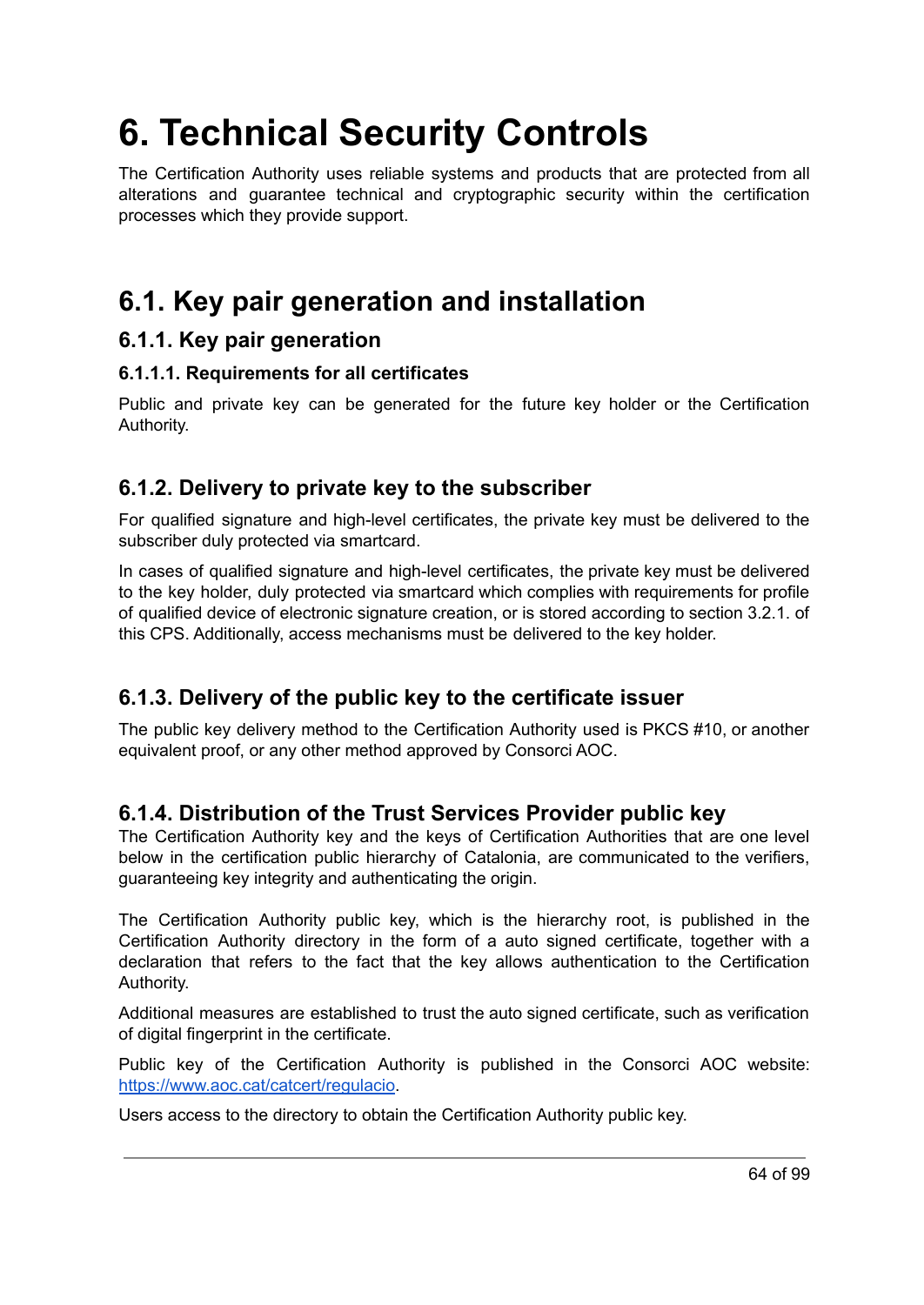# 6. Technical Security Controls

The Certification Authority uses reliable systems and products that are protected from all alterations and guarantee technical and cryptographic security within the certification processes which they provide support.

## 6.1. Key pair generation and installation

### 6.1.1. Key pair generation

#### 6.1.1.1. Requirements for all certificates

Public and private key can be generated for the future key holder or the Certification Authority.

### 6.1.2. Delivery to private key to the subscriber

For qualified signature and high-level certificates, the private key must be delivered to the subscriber duly protected via smartcard.

In cases of qualified signature and high-level certificates, the private key must be delivered to the key holder, duly protected via smartcard which complies with requirements for profile of qualified device of electronic signature creation, or is stored according to section 3.2.1. of this CPS. Additionally, access mechanisms must be delivered to the key holder.

### 6.1.3. Delivery of the public key to the certificate issuer

The public key delivery method to the Certification Authority used is PKCS #10, or another equivalent proof, or any other method approved by Consorci AOC.

### 6.1.4. Distribution of the Trust Services Provider public key

The Certification Authority key and the keys of Certification Authorities that are one level below in the certification public hierarchy of Catalonia, are communicated to the verifiers, guaranteeing key integrity and authenticating the origin.

The Certification Authority public key, which is the hierarchy root, is published in the Certification Authority directory in the form of a auto signed certificate, together with a declaration that refers to the fact that the key allows authentication to the Certification Authority.

Additional measures are established to trust the auto signed certificate, such as verification of digital fingerprint in the certificate.

Public key of the Certification Authority is published in the Consorci AOC website: https://www.aoc.cat/catcert/regulacio.

Users access to the directory to obtain the Certification Authority public key.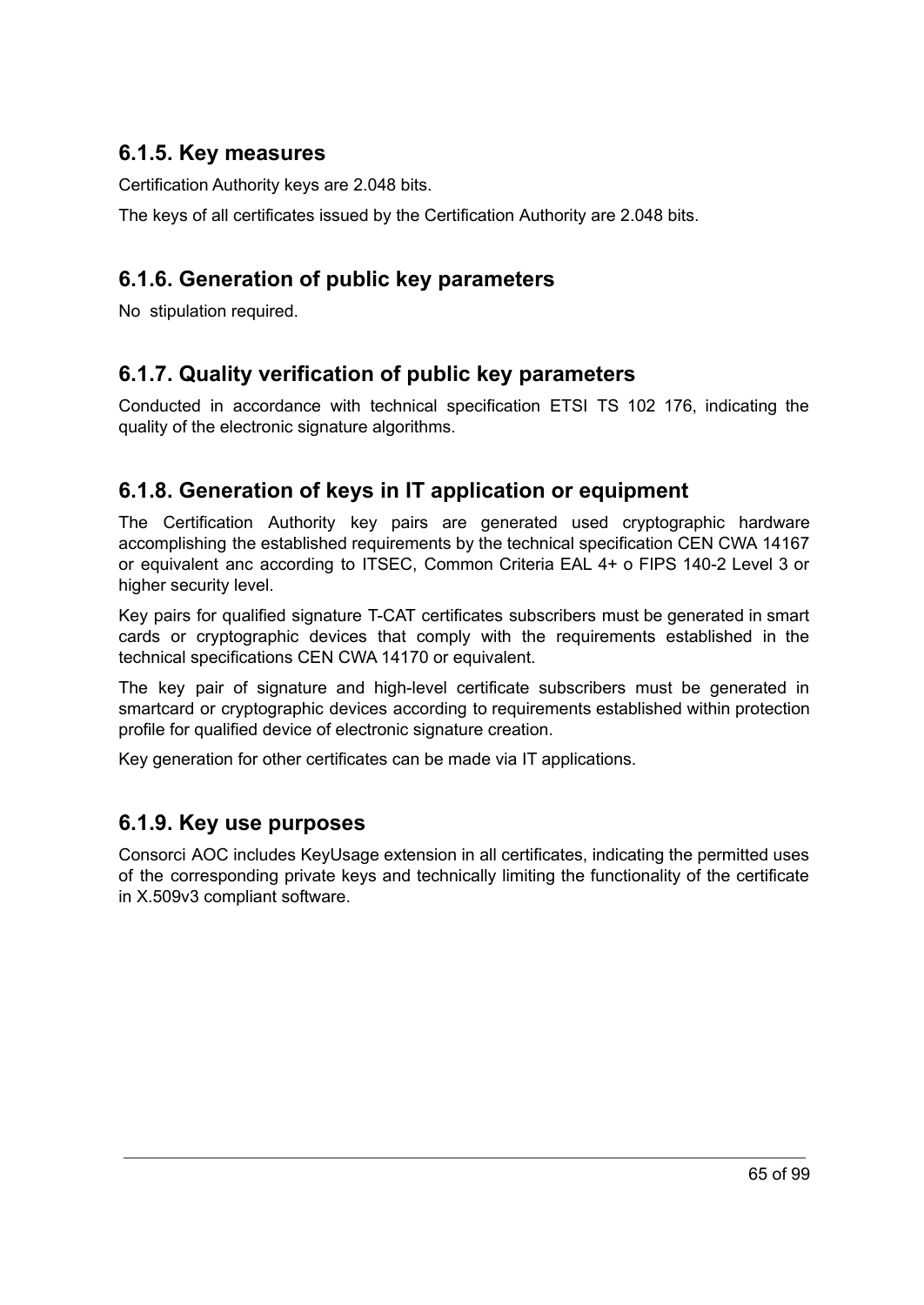### 6.1.5. Key measures

Certification Authority keys are 2.048 bits.

The keys of all certificates issued by the Certification Authority are 2.048 bits.

### 6.1.6. Generation of public key parameters

No stipulation required.

### 6.1.7. Quality verification of public key parameters

Conducted in accordance with technical specification ETSI TS 102 176, indicating the quality of the electronic signature algorithms.

### 6.1.8. Generation of keys in IT application or equipment

The Certification Authority key pairs are generated used cryptographic hardware accomplishing the established requirements by the technical specification CEN CWA 14167 or equivalent anc according to ITSEC, Common Criteria EAL 4+ o FIPS 140-2 Level 3 or higher security level.

Key pairs for qualified signature T-CAT certificates subscribers must be generated in smart cards or cryptographic devices that comply with the requirements established in the technical specifications CEN CWA 14170 or equivalent.

The key pair of signature and high-level certificate subscribers must be generated in smartcard or cryptographic devices according to requirements established within protection profile for qualified device of electronic signature creation.

Key generation for other certificates can be made via IT applications.

### 6.1.9. Key use purposes

Consorci AOC includes KeyUsage extension in all certificates, indicating the permitted uses of the corresponding private keys and technically limiting the functionality of the certificate in X.509v3 compliant software.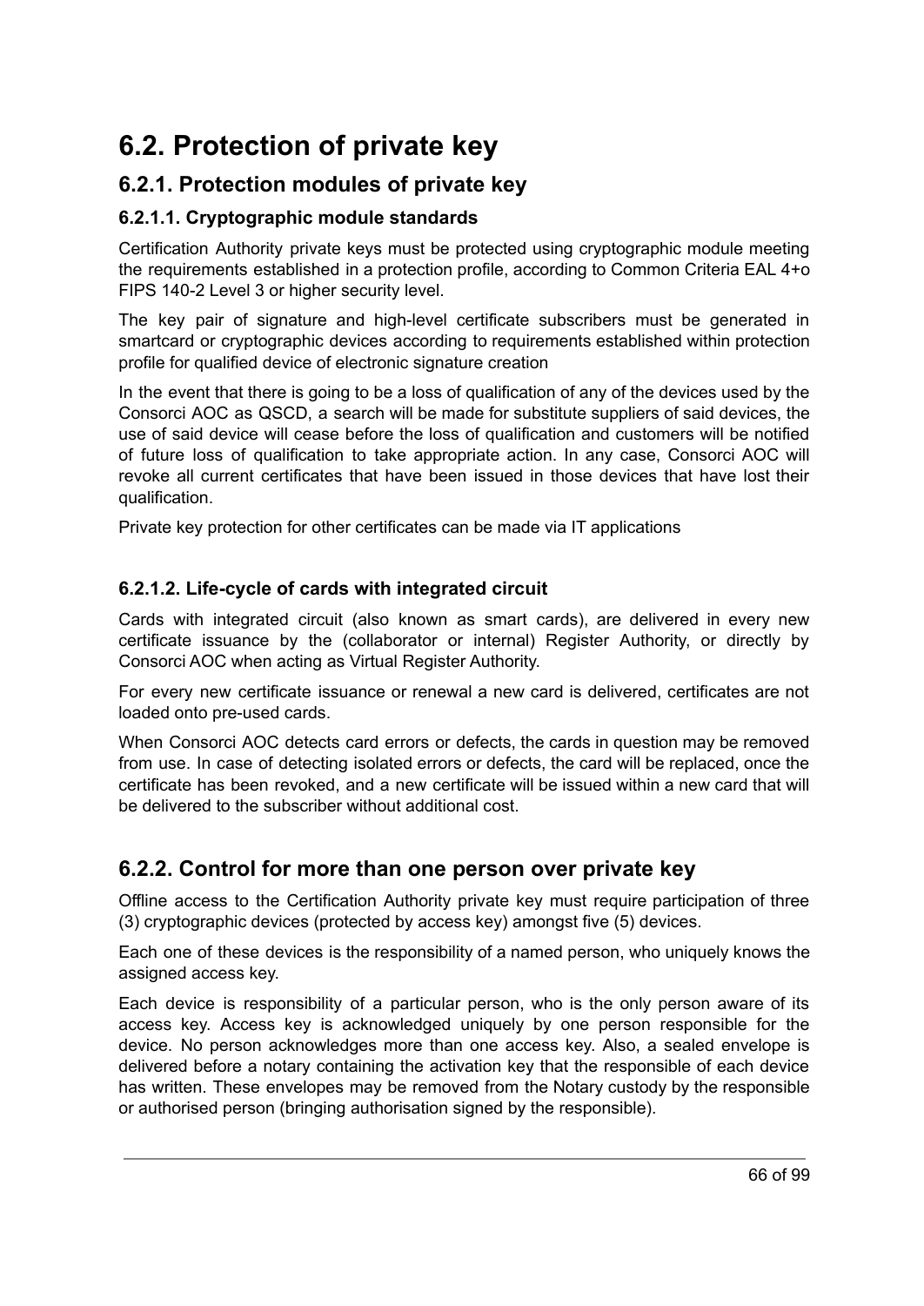# 6.2. Protection of private key

## 6.2.1. Protection modules of private key

### 6.2.1.1. Cryptographic module standards

Certification Authority private keys must be protected using cryptographic module meeting the requirements established in a protection profile, according to Common Criteria EAL 4+o FIPS 140-2 Level 3 or higher security level.

The key pair of signature and high-level certificate subscribers must be generated in smartcard or cryptographic devices according to requirements established within protection profile for qualified device of electronic signature creation

In the event that there is going to be a loss of qualification of any of the devices used by the Consorci AOC as QSCD, a search will be made for substitute suppliers of said devices, the use of said device will cease before the loss of qualification and customers will be notified of future loss of qualification to take appropriate action. In any case, Consorci AOC will revoke all current certificates that have been issued in those devices that have lost their qualification.

Private key protection for other certificates can be made via IT applications

### 6.2.1.2. Life-cycle of cards with integrated circuit

Cards with integrated circuit (also known as smart cards), are delivered in every new certificate issuance by the (collaborator or internal) Register Authority, or directly by Consorci AOC when acting as Virtual Register Authority.

For every new certificate issuance or renewal a new card is delivered, certificates are not loaded onto pre-used cards.

When Consorci AOC detects card errors or defects, the cards in question may be removed from use. In case of detecting isolated errors or defects, the card will be replaced, once the certificate has been revoked, and a new certificate will be issued within a new card that will be delivered to the subscriber without additional cost.

## 6.2.2. Control for more than one person over private key

Offline access to the Certification Authority private key must require participation of three (3) cryptographic devices (protected by access key) amongst five (5) devices.

Each one of these devices is the responsibility of a named person, who uniquely knows the assigned access key.

Each device is responsibility of a particular person, who is the only person aware of its access key. Access key is acknowledged uniquely by one person responsible for the device. No person acknowledges more than one access key. Also, a sealed envelope is delivered before a notary containing the activation key that the responsible of each device has written. These envelopes may be removed from the Notary custody by the responsible or authorised person (bringing authorisation signed by the responsible).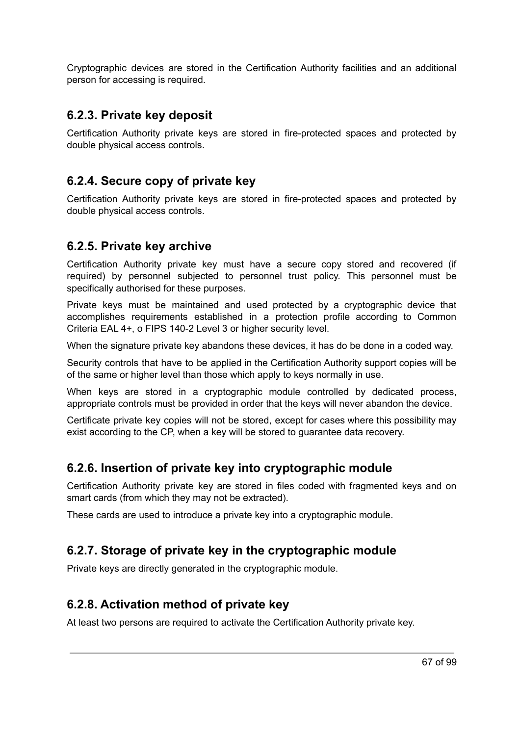Cryptographic devices are stored in the Certification Authority facilities and an additional person for accessing is required.

### 6.2.3. Private key deposit

Certification Authority private keys are stored in fire-protected spaces and protected by double physical access controls.

### 6.2.4. Secure copy of private key

Certification Authority private keys are stored in fire-protected spaces and protected by double physical access controls.

### 6.2.5. Private key archive

Certification Authority private key must have a secure copy stored and recovered (if required) by personnel subjected to personnel trust policy. This personnel must be specifically authorised for these purposes.

Private keys must be maintained and used protected by a cryptographic device that accomplishes requirements established in a protection profile according to Common Criteria EAL 4+, o FIPS 140-2 Level 3 or higher security level.

When the signature private key abandons these devices, it has do be done in a coded way.

Security controls that have to be applied in the Certification Authority support copies will be of the same or higher level than those which apply to keys normally in use.

When keys are stored in a cryptographic module controlled by dedicated process, appropriate controls must be provided in order that the keys will never abandon the device.

Certificate private key copies will not be stored, except for cases where this possibility may exist according to the CP, when a key will be stored to guarantee data recovery.

### 6.2.6. Insertion of private key into cryptographic module

Certification Authority private key are stored in files coded with fragmented keys and on smart cards (from which they may not be extracted).

These cards are used to introduce a private key into a cryptographic module.

### 6.2.7. Storage of private key in the cryptographic module

Private keys are directly generated in the cryptographic module.

### 6.2.8. Activation method of private key

At least two persons are required to activate the Certification Authority private key.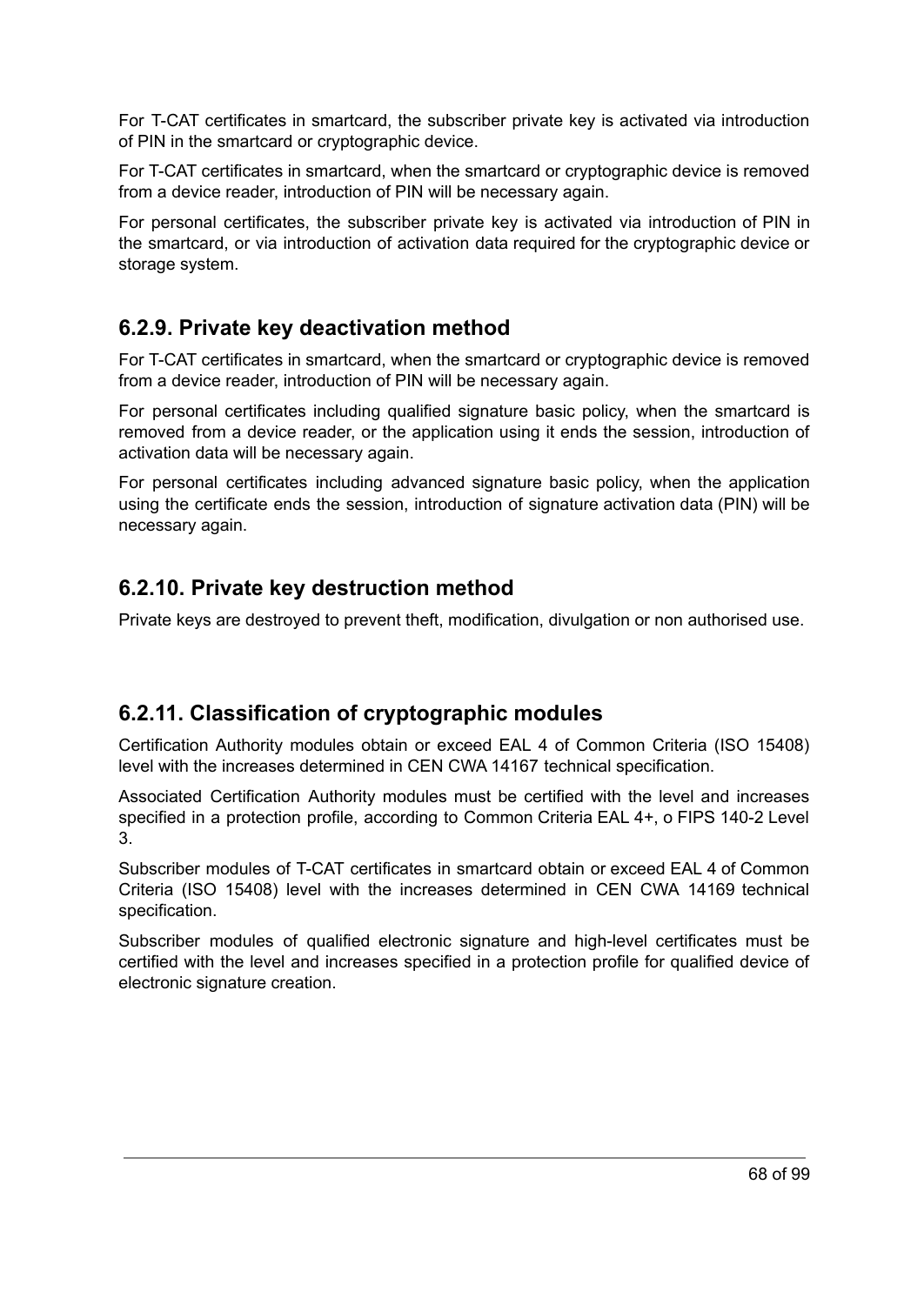For T-CAT certificates in smartcard, the subscriber private key is activated via introduction of PIN in the smartcard or cryptographic device.

For T-CAT certificates in smartcard, when the smartcard or cryptographic device is removed from a device reader, introduction of PIN will be necessary again.

For personal certificates, the subscriber private key is activated via introduction of PIN in the smartcard, or via introduction of activation data required for the cryptographic device or storage system.

### 6.2.9. Private key deactivation method

For T-CAT certificates in smartcard, when the smartcard or cryptographic device is removed from a device reader, introduction of PIN will be necessary again.

For personal certificates including qualified signature basic policy, when the smartcard is removed from a device reader, or the application using it ends the session, introduction of activation data will be necessary again.

For personal certificates including advanced signature basic policy, when the application using the certificate ends the session, introduction of signature activation data (PIN) will be necessary again.

### 6.2.10. Private key destruction method

Private keys are destroyed to prevent theft, modification, divulgation or non authorised use.

### 6.2.11. Classification of cryptographic modules

Certification Authority modules obtain or exceed EAL 4 of Common Criteria (ISO 15408) level with the increases determined in CEN CWA 14167 technical specification.

Associated Certification Authority modules must be certified with the level and increases specified in a protection profile, according to Common Criteria EAL 4+, o FIPS 140-2 Level 3.

Subscriber modules of T-CAT certificates in smartcard obtain or exceed EAL 4 of Common Criteria (ISO 15408) level with the increases determined in CEN CWA 14169 technical specification.

Subscriber modules of qualified electronic signature and high-level certificates must be certified with the level and increases specified in a protection profile for qualified device of electronic signature creation.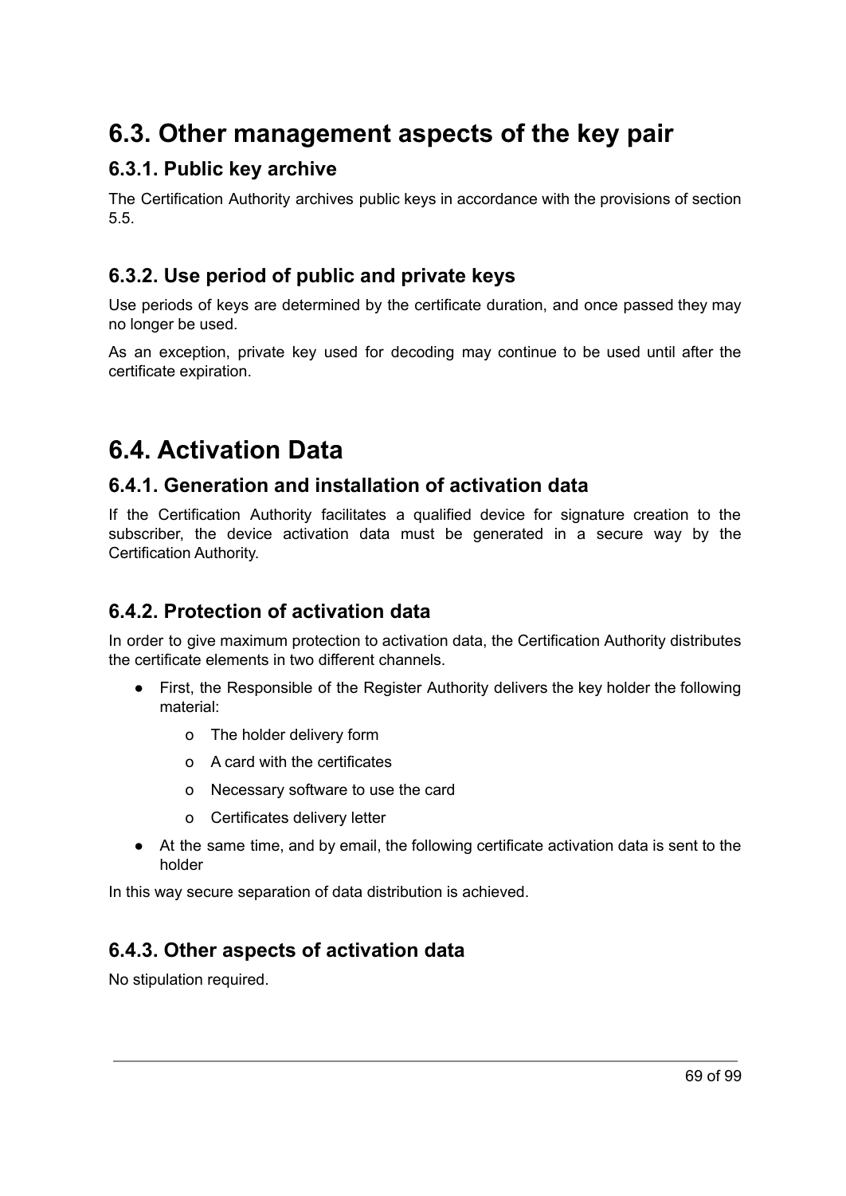## 6.3. Other management aspects of the key pair

### 6.3.1. Public key archive

The Certification Authority archives public keys in accordance with the provisions of section 5.5.

### 6.3.2. Use period of public and private keys

Use periods of keys are determined by the certificate duration, and once passed they may no longer be used.

As an exception, private key used for decoding may continue to be used until after the certificate expiration.

## 6.4. Activation Data

### 6.4.1. Generation and installation of activation data

If the Certification Authority facilitates a qualified device for signature creation to the subscriber, the device activation data must be generated in a secure way by the Certification Authority.

### 6.4.2. Protection of activation data

In order to give maximum protection to activation data, the Certification Authority distributes the certificate elements in two different channels.

- First, the Responsible of the Register Authority delivers the key holder the following material:
    - o The holder delivery form
    - o A card with the certificates
    - o Necessary software to use the card
    - o Certificates delivery letter
- At the same time, and by email, the following certificate activation data is sent to the holder

In this way secure separation of data distribution is achieved.

### 6.4.3. Other aspects of activation data

No stipulation required.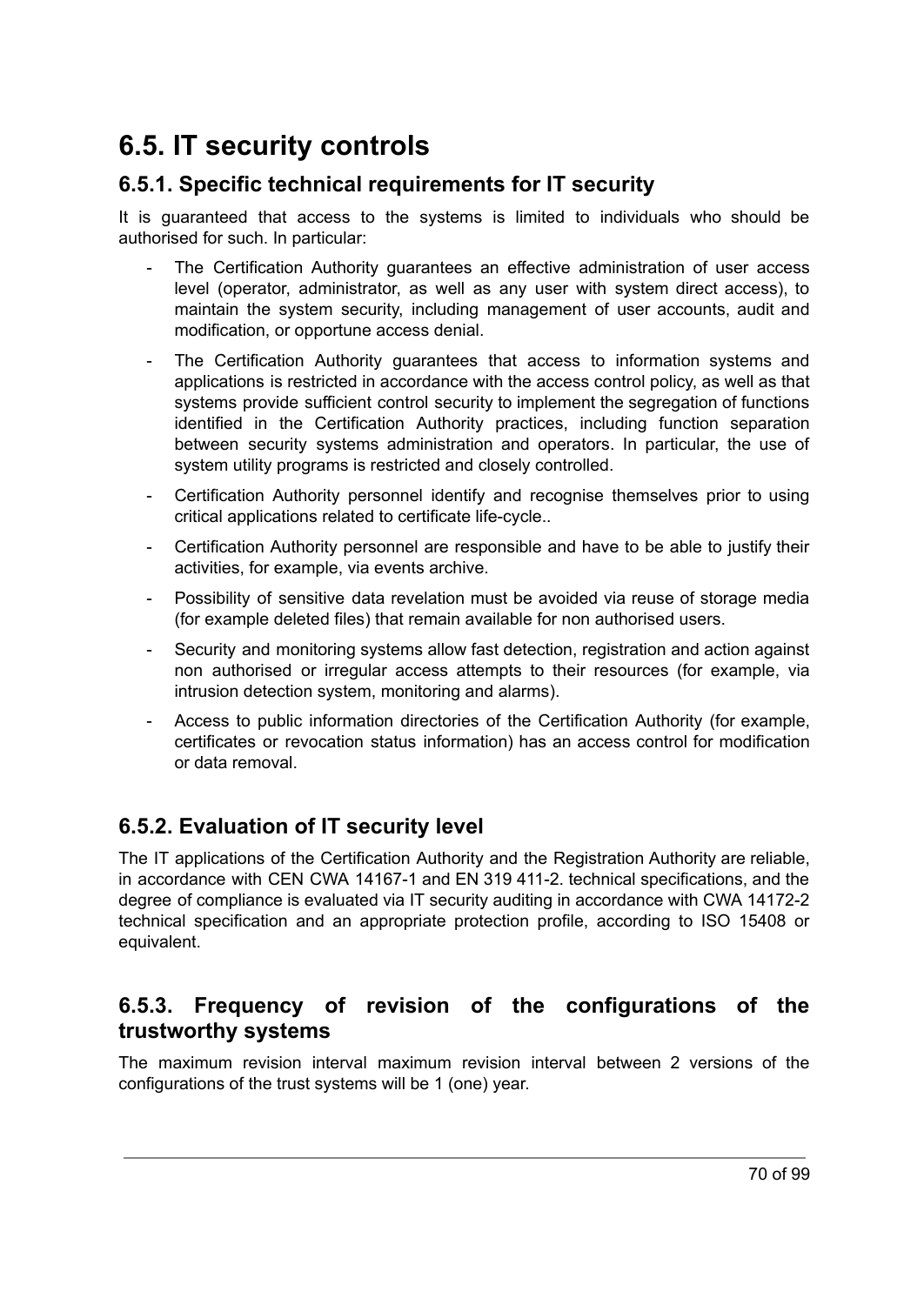## 6.5. IT security controls

### 6.5.1. Specific technical requirements for IT security

It is guaranteed that access to the systems is limited to individuals who should be authorised for such. In particular:

- The Certification Authority guarantees an effective administration of user access level (operator, administrator, as well as any user with system direct access), to maintain the system security, including management of user accounts, audit and modification, or opportune access denial.
- The Certification Authority guarantees that access to information systems and applications is restricted in accordance with the access control policy, as well as that systems provide sufficient control security to implement the segregation of functions identified in the Certification Authority practices, including function separation between security systems administration and operators. In particular, the use of system utility programs is restricted and closely controlled.
- Certification Authority personnel identify and recognise themselves prior to using critical applications related to certificate life-cycle..
- Certification Authority personnel are responsible and have to be able to justify their activities, for example, via events archive.
- Possibility of sensitive data revelation must be avoided via reuse of storage media (for example deleted files) that remain available for non authorised users.
- Security and monitoring systems allow fast detection, registration and action against non authorised or irregular access attempts to their resources (for example, via intrusion detection system, monitoring and alarms).
- Access to public information directories of the Certification Authority (for example, certificates or revocation status information) has an access control for modification or data removal.

### 6.5.2. Evaluation of IT security level

The IT applications of the Certification Authority and the Registration Authority are reliable, in accordance with CEN CWA 14167-1 and EN 319 411-2. technical specifications, and the degree of compliance is evaluated via IT security auditing in accordance with CWA 14172-2 technical specification and an appropriate protection profile, according to ISO 15408 or equivalent.

### 6.5.3. Frequency of revision of the configurations of the trustworthy systems

The maximum revision interval maximum revision interval between 2 versions of the configurations of the trust systems will be 1 (one) year.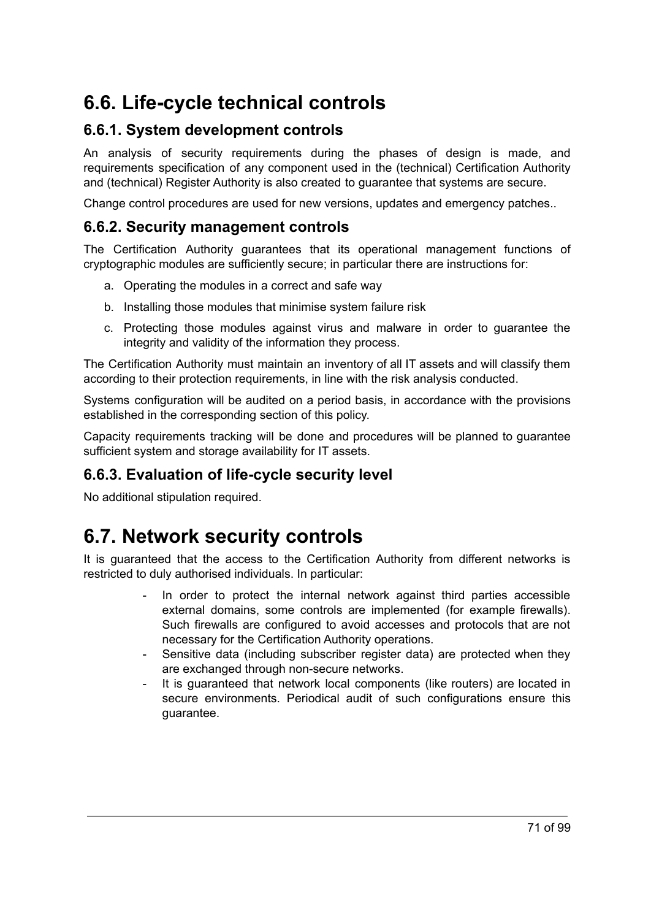# 6.6. Life-cycle technical controls

## 6.6.1. System development controls

An analysis of security requirements during the phases of design is made, and requirements specification of any component used in the (technical) Certification Authority and (technical) Register Authority is also created to guarantee that systems are secure.

Change control procedures are used for new versions, updates and emergency patches..

## 6.6.2. Security management controls

The Certification Authority guarantees that its operational management functions of cryptographic modules are sufficiently secure; in particular there are instructions for:

a. Operating the modules in a correct and safe way
b. Installing those modules that minimise system failure risk
c. Protecting those modules against virus and malware in order to guarantee the integrity and validity of the information they process.

The Certification Authority must maintain an inventory of all IT assets and will classify them according to their protection requirements, in line with the risk analysis conducted.

Systems configuration will be audited on a period basis, in accordance with the provisions established in the corresponding section of this policy.

Capacity requirements tracking will be done and procedures will be planned to guarantee sufficient system and storage availability for IT assets.

## 6.6.3. Evaluation of life-cycle security level

No additional stipulation required.

# 6.7. Network security controls

It is guaranteed that the access to the Certification Authority from different networks is restricted to duly authorised individuals. In particular:

- In order to protect the internal network against third parties accessible external domains, some controls are implemented (for example firewalls). Such firewalls are configured to avoid accesses and protocols that are not necessary for the Certification Authority operations.
- Sensitive data (including subscriber register data) are protected when they are exchanged through non-secure networks.
- It is guaranteed that network local components (like routers) are located in secure environments. Periodical audit of such configurations ensure this guarantee.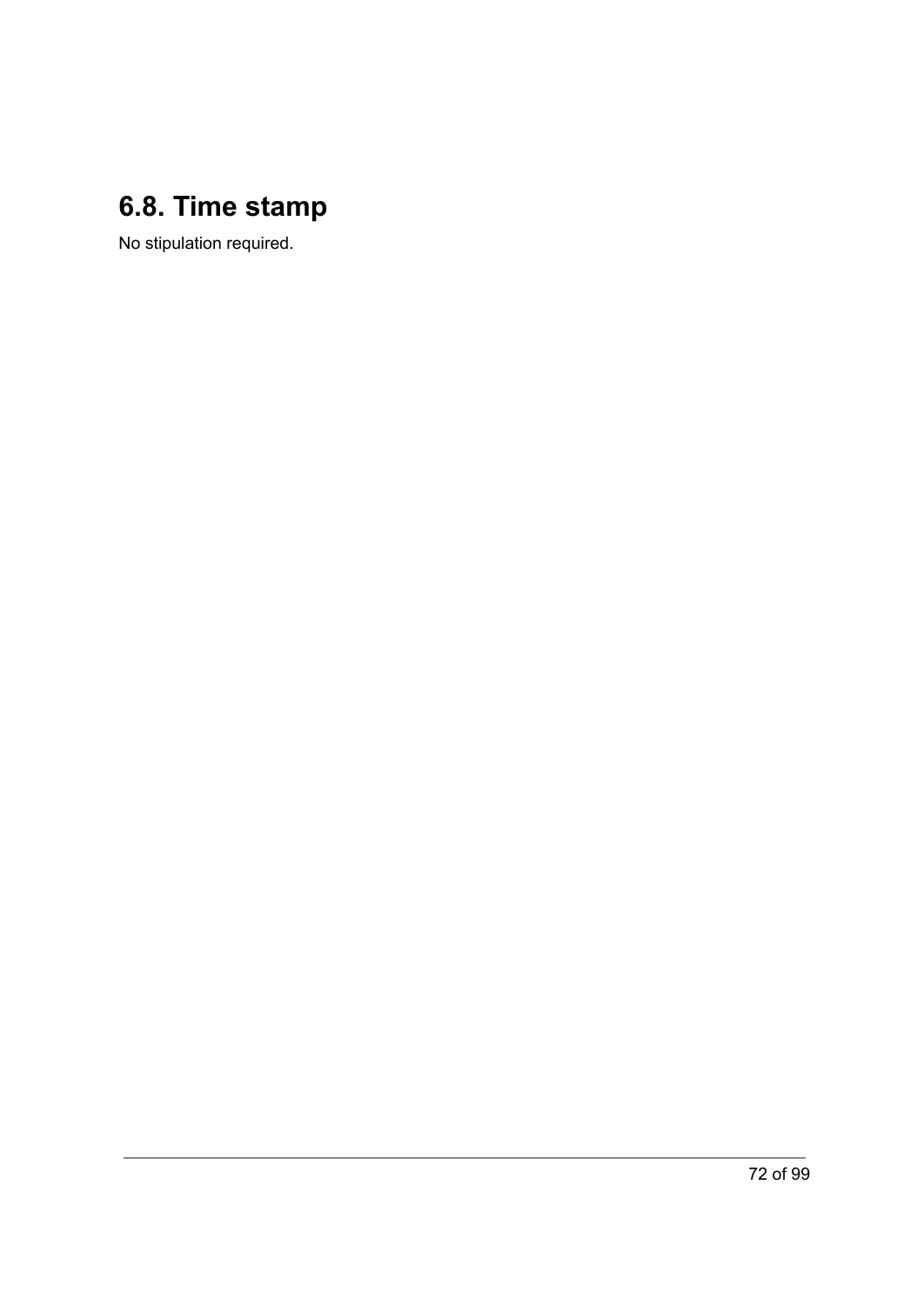## 6.8. Time stamp

No stipulation required.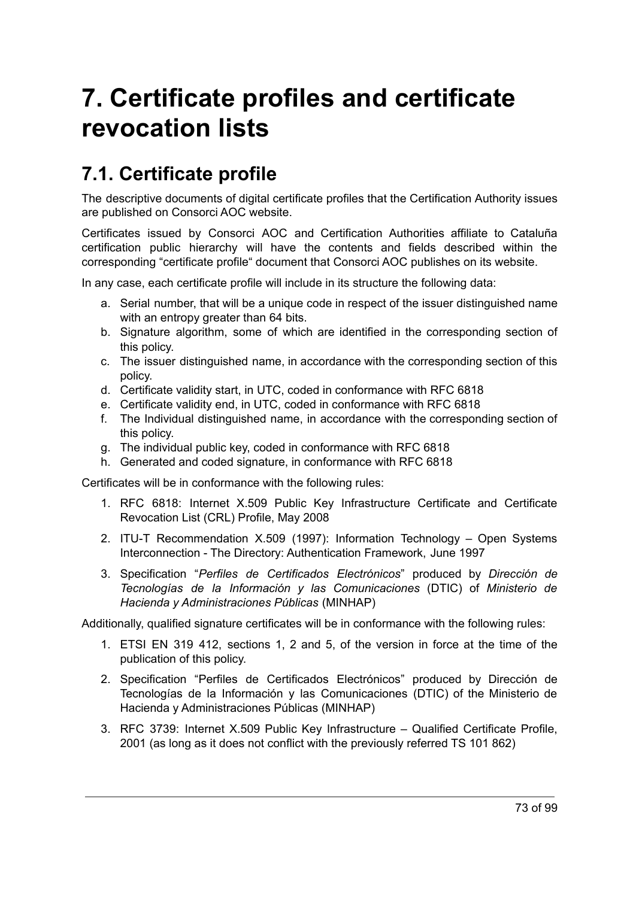# 7. Certificate profiles and certificate revocation lists

## 7.1. Certificate profile

The descriptive documents of digital certificate profiles that the Certification Authority issues are published on Consorci AOC website.

Certificates issued by Consorci AOC and Certification Authorities affiliate to Cataluña certification public hierarchy will have the contents and fields described within the corresponding "certificate profile" document that Consorci AOC publishes on its website.

In any case, each certificate profile will include in its structure the following data:

a. Serial number, that will be a unique code in respect of the issuer distinguished name with an entropy greater than 64 bits.
b. Signature algorithm, some of which are identified in the corresponding section of this policy.
c. The issuer distinguished name, in accordance with the corresponding section of this policy.
d. Certificate validity start, in UTC, coded in conformance with RFC 6818
e. Certificate validity end, in UTC, coded in conformance with RFC 6818
f. The Individual distinguished name, in accordance with the corresponding section of this policy.
g. The individual public key, coded in conformance with RFC 6818
h. Generated and coded signature, in conformance with RFC 6818

Certificates will be in conformance with the following rules:

1. RFC 6818: Internet X.509 Public Key Infrastructure Certificate and Certificate Revocation List (CRL) Profile, May 2008
2. ITU-T Recommendation X.509 (1997): Information Technology – Open Systems Interconnection - The Directory: Authentication Framework, June 1997
3. Specification "*Perfiles de Certificados Electrónicos*" produced by *Dirección de Tecnologías de la Información y las Comunicaciones* (DTIC) of *Ministerio de Hacienda y Administraciones Públicas* (MINHAP)

Additionally, qualified signature certificates will be in conformance with the following rules:

1. ETSI EN 319 412, sections 1, 2 and 5, of the version in force at the time of the publication of this policy.
2. Specification "Perfiles de Certificados Electrónicos" produced by Dirección de Tecnologías de la Información y las Comunicaciones (DTIC) of the Ministerio de Hacienda y Administraciones Públicas (MINHAP)
3. RFC 3739: Internet X.509 Public Key Infrastructure – Qualified Certificate Profile, 2001 (as long as it does not conflict with the previously referred TS 101 862)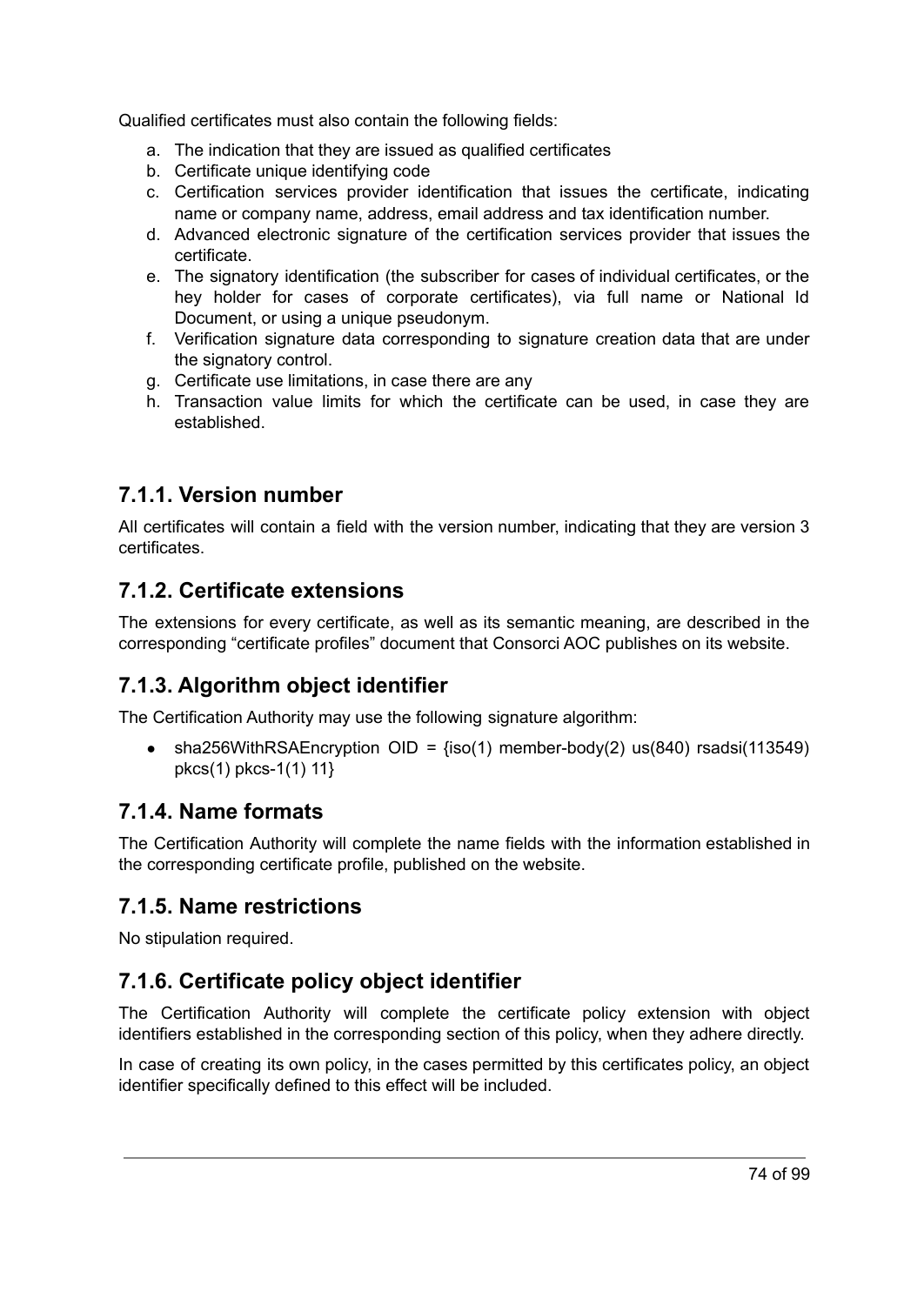Qualified certificates must also contain the following fields:

a. The indication that they are issued as qualified certificates
b. Certificate unique identifying code
c. Certification services provider identification that issues the certificate, indicating name or company name, address, email address and tax identification number.
d. Advanced electronic signature of the certification services provider that issues the certificate.
e. The signatory identification (the subscriber for cases of individual certificates, or the hey holder for cases of corporate certificates), via full name or National Id Document, or using a unique pseudonym.
f. Verification signature data corresponding to signature creation data that are under the signatory control.
g. Certificate use limitations, in case there are any
h. Transaction value limits for which the certificate can be used, in case they are established.

## 7.1.1. Version number

All certificates will contain a field with the version number, indicating that they are version 3 certificates.

## 7.1.2. Certificate extensions

The extensions for every certificate, as well as its semantic meaning, are described in the corresponding "certificate profiles" document that Consorci AOC publishes on its website.

## 7.1.3. Algorithm object identifier

The Certification Authority may use the following signature algorithm:

- sha256WithRSAEncryption OID = {iso(1) member-body(2) us(840) rsadsi(113549) pkcs(1) pkcs-1(1) 11}

## 7.1.4. Name formats

The Certification Authority will complete the name fields with the information established in the corresponding certificate profile, published on the website.

## 7.1.5. Name restrictions

No stipulation required.

## 7.1.6. Certificate policy object identifier

The Certification Authority will complete the certificate policy extension with object identifiers established in the corresponding section of this policy, when they adhere directly.

In case of creating its own policy, in the cases permitted by this certificates policy, an object identifier specifically defined to this effect will be included.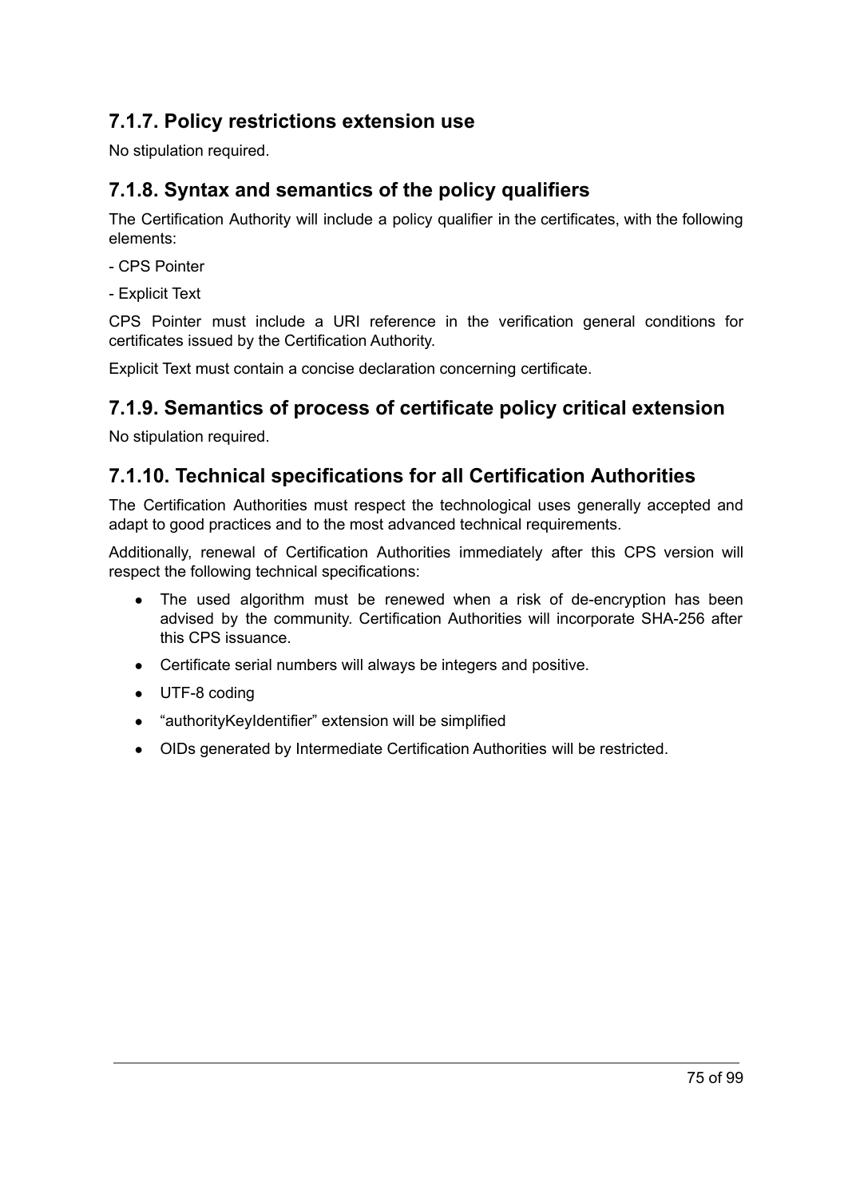### 7.1.7. Policy restrictions extension use

No stipulation required.

### 7.1.8. Syntax and semantics of the policy qualifiers

The Certification Authority will include a policy qualifier in the certificates, with the following elements:

- CPS Pointer

- Explicit Text

CPS Pointer must include a URI reference in the verification general conditions for certificates issued by the Certification Authority.

Explicit Text must contain a concise declaration concerning certificate.

### 7.1.9. Semantics of process of certificate policy critical extension

No stipulation required.

### 7.1.10. Technical specifications for all Certification Authorities

The Certification Authorities must respect the technological uses generally accepted and adapt to good practices and to the most advanced technical requirements.

Additionally, renewal of Certification Authorities immediately after this CPS version will respect the following technical specifications:

- The used algorithm must be renewed when a risk of de-encryption has been advised by the community. Certification Authorities will incorporate SHA-256 after this CPS issuance.
- Certificate serial numbers will always be integers and positive.
- UTF-8 coding
- "authorityKeyIdentifier" extension will be simplified
- OIDs generated by Intermediate Certification Authorities will be restricted.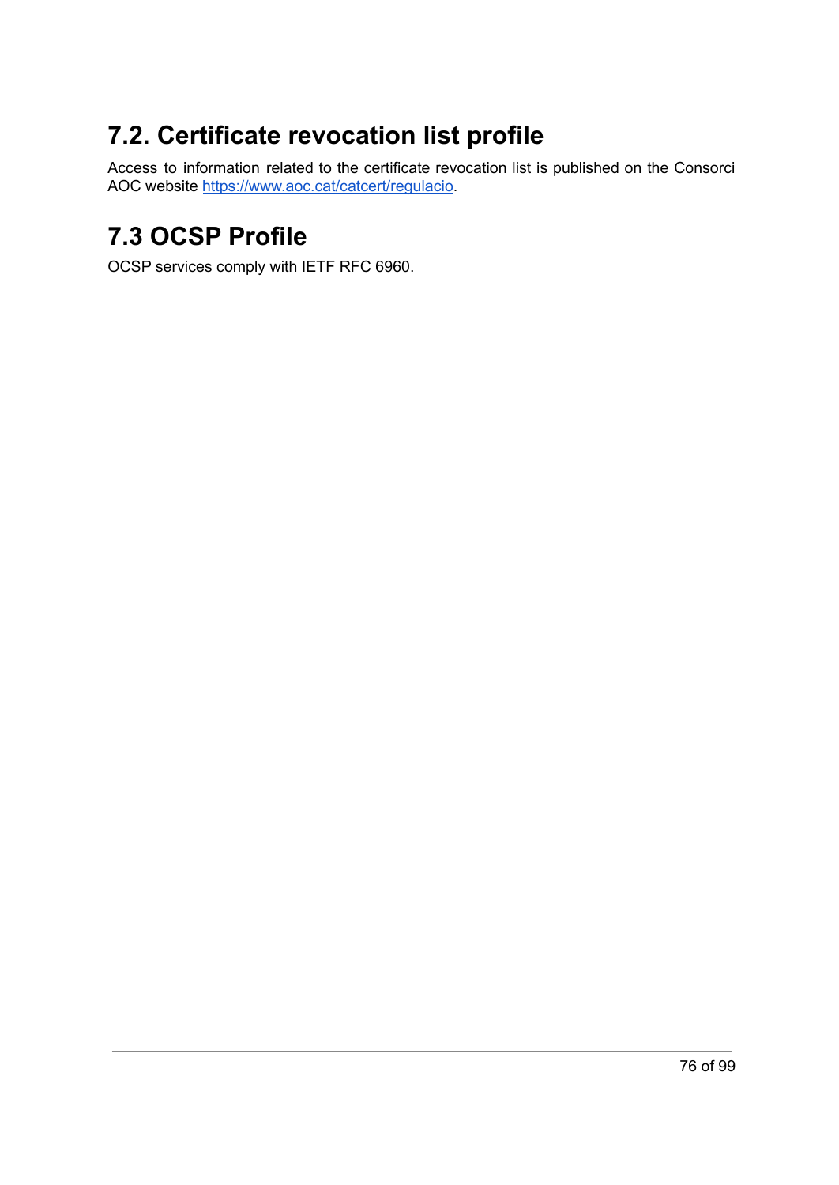## 7.2. Certificate revocation list profile

Access to information related to the certificate revocation list is published on the Consorci AOC website https://www.aoc.cat/catcert/regulacio.

## 7.3 OCSP Profile

OCSP services comply with IETF RFC 6960.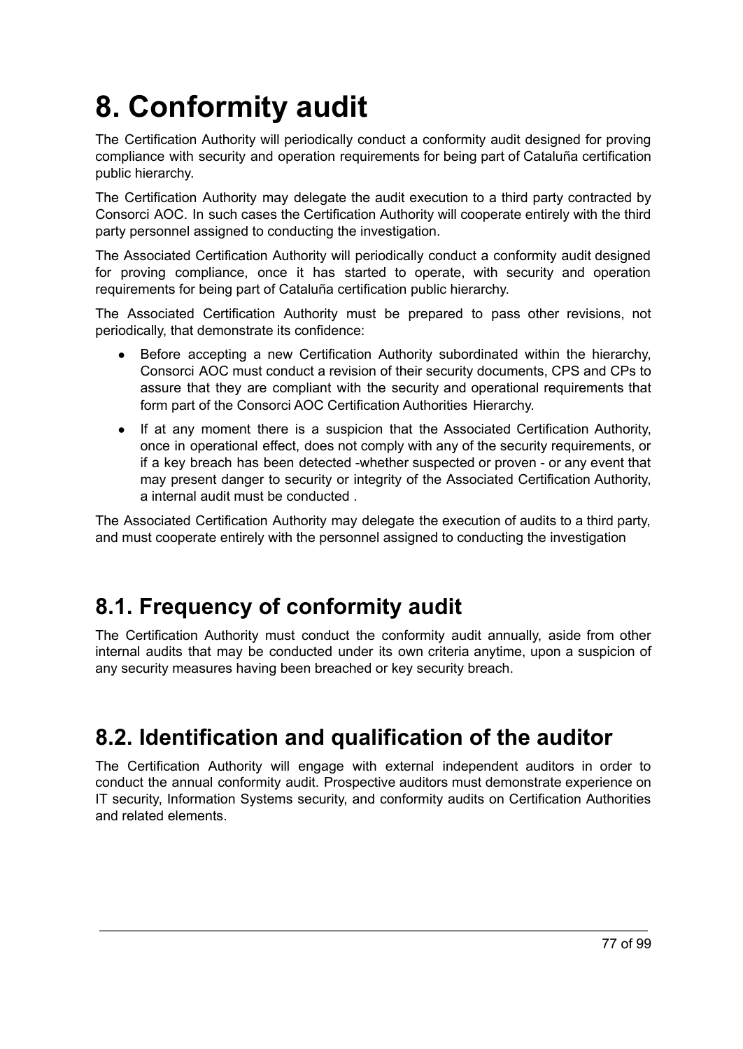# 8. Conformity audit

The Certification Authority will periodically conduct a conformity audit designed for proving compliance with security and operation requirements for being part of Cataluña certification public hierarchy.

The Certification Authority may delegate the audit execution to a third party contracted by Consorci AOC. In such cases the Certification Authority will cooperate entirely with the third party personnel assigned to conducting the investigation.

The Associated Certification Authority will periodically conduct a conformity audit designed for proving compliance, once it has started to operate, with security and operation requirements for being part of Cataluña certification public hierarchy.

The Associated Certification Authority must be prepared to pass other revisions, not periodically, that demonstrate its confidence:

- Before accepting a new Certification Authority subordinated within the hierarchy, Consorci AOC must conduct a revision of their security documents, CPS and CPs to assure that they are compliant with the security and operational requirements that form part of the Consorci AOC Certification Authorities Hierarchy.
- If at any moment there is a suspicion that the Associated Certification Authority, once in operational effect, does not comply with any of the security requirements, or if a key breach has been detected -whether suspected or proven - or any event that may present danger to security or integrity of the Associated Certification Authority, a internal audit must be conducted .

The Associated Certification Authority may delegate the execution of audits to a third party, and must cooperate entirely with the personnel assigned to conducting the investigation

## 8.1. Frequency of conformity audit

The Certification Authority must conduct the conformity audit annually, aside from other internal audits that may be conducted under its own criteria anytime, upon a suspicion of any security measures having been breached or key security breach.

## 8.2. Identification and qualification of the auditor

The Certification Authority will engage with external independent auditors in order to conduct the annual conformity audit. Prospective auditors must demonstrate experience on IT security, Information Systems security, and conformity audits on Certification Authorities and related elements.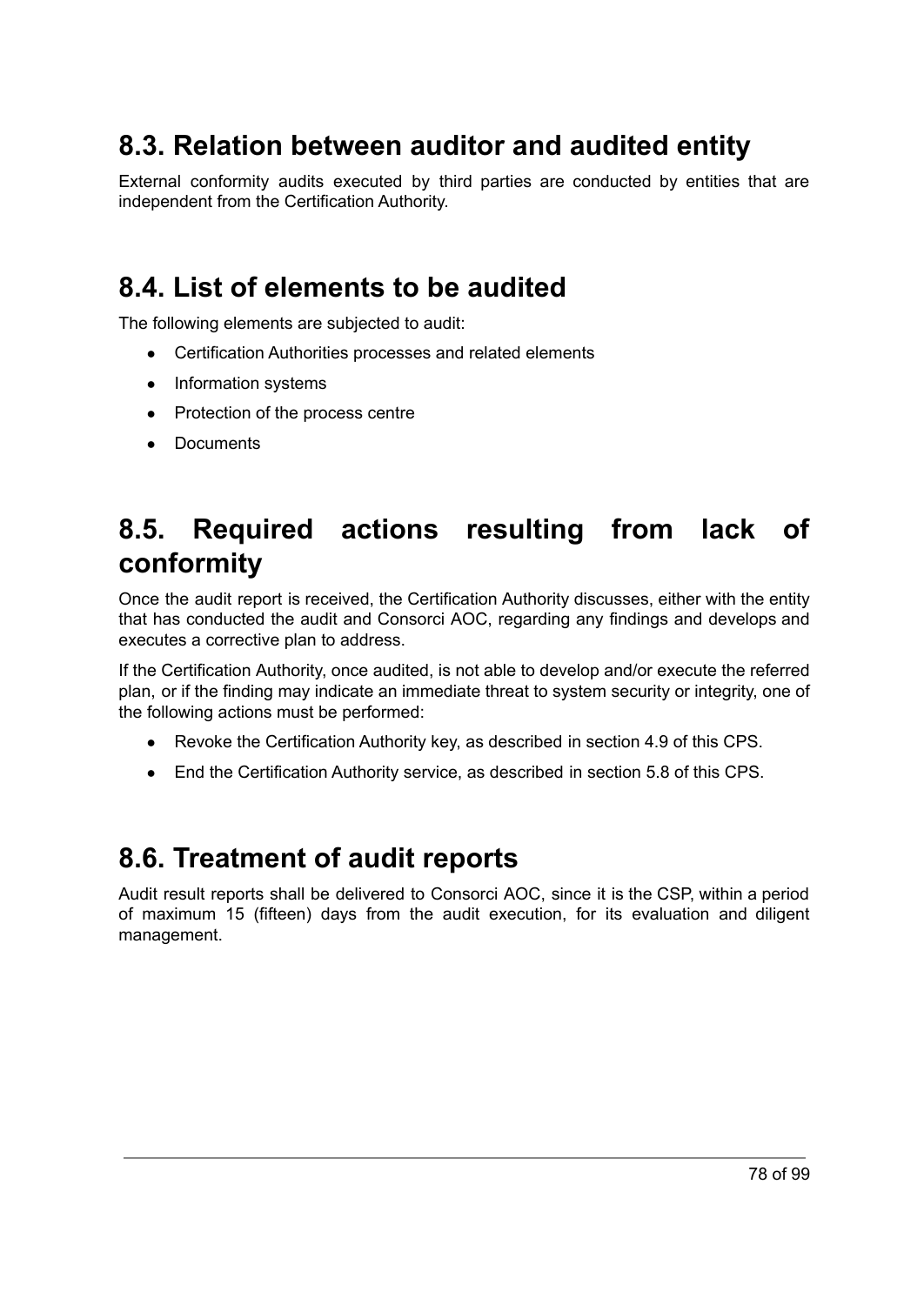## 8.3. Relation between auditor and audited entity

External conformity audits executed by third parties are conducted by entities that are independent from the Certification Authority.

## 8.4. List of elements to be audited

The following elements are subjected to audit:

- Certification Authorities processes and related elements
- Information systems
- Protection of the process centre
- Documents

## 8.5. Required actions resulting from lack of conformity

Once the audit report is received, the Certification Authority discusses, either with the entity that has conducted the audit and Consorci AOC, regarding any findings and develops and executes a corrective plan to address.

If the Certification Authority, once audited, is not able to develop and/or execute the referred plan, or if the finding may indicate an immediate threat to system security or integrity, one of the following actions must be performed:

- Revoke the Certification Authority key, as described in section 4.9 of this CPS.
- End the Certification Authority service, as described in section 5.8 of this CPS.

## 8.6. Treatment of audit reports

Audit result reports shall be delivered to Consorci AOC, since it is the CSP, within a period of maximum 15 (fifteen) days from the audit execution, for its evaluation and diligent management.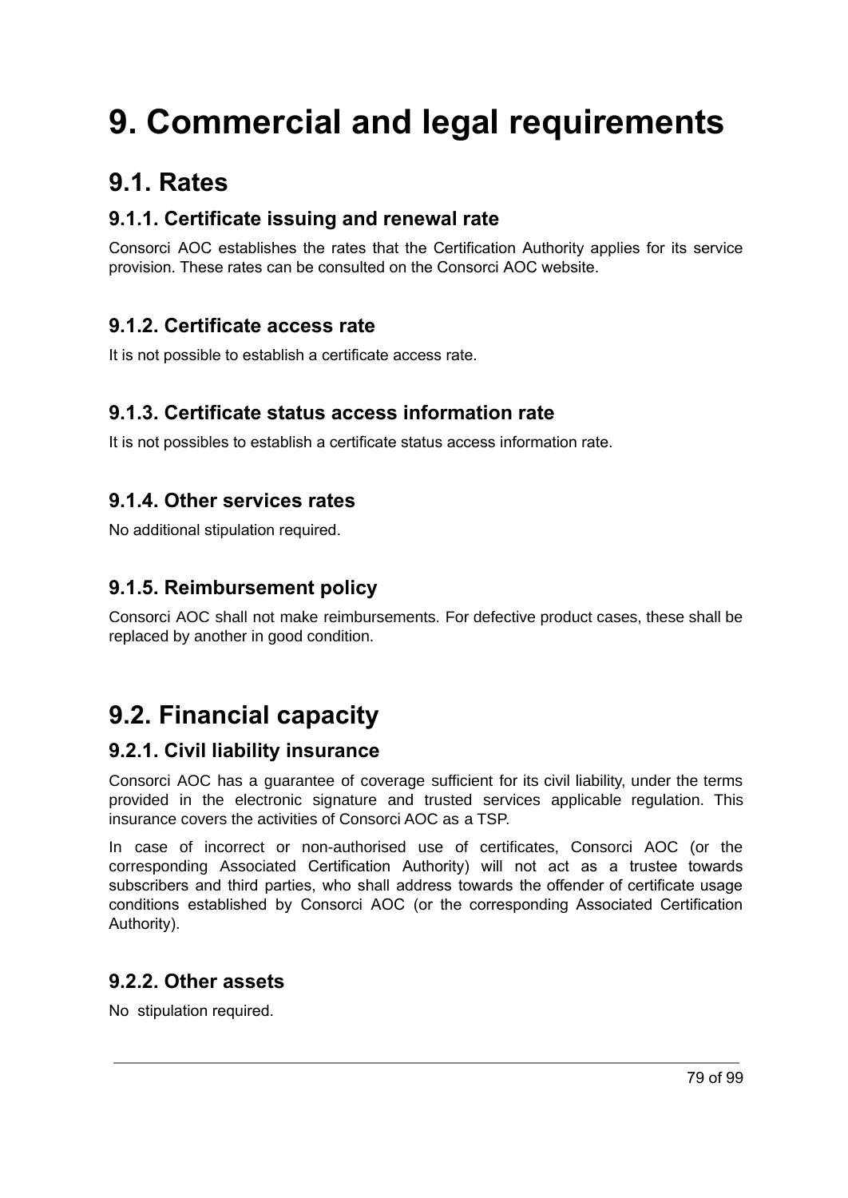# 9. Commercial and legal requirements

## 9.1. Rates

### 9.1.1. Certificate issuing and renewal rate

Consorci AOC establishes the rates that the Certification Authority applies for its service provision. These rates can be consulted on the Consorci AOC website.

### 9.1.2. Certificate access rate

It is not possible to establish a certificate access rate.

### 9.1.3. Certificate status access information rate

It is not possibles to establish a certificate status access information rate.

### 9.1.4. Other services rates

No additional stipulation required.

### 9.1.5. Reimbursement policy

Consorci AOC shall not make reimbursements. For defective product cases, these shall be replaced by another in good condition.

## 9.2. Financial capacity

### 9.2.1. Civil liability insurance

Consorci AOC has a guarantee of coverage sufficient for its civil liability, under the terms provided in the electronic signature and trusted services applicable regulation. This insurance covers the activities of Consorci AOC as a TSP.

In case of incorrect or non-authorised use of certificates, Consorci AOC (or the corresponding Associated Certification Authority) will not act as a trustee towards subscribers and third parties, who shall address towards the offender of certificate usage conditions established by Consorci AOC (or the corresponding Associated Certification Authority).

### 9.2.2. Other assets

No stipulation required.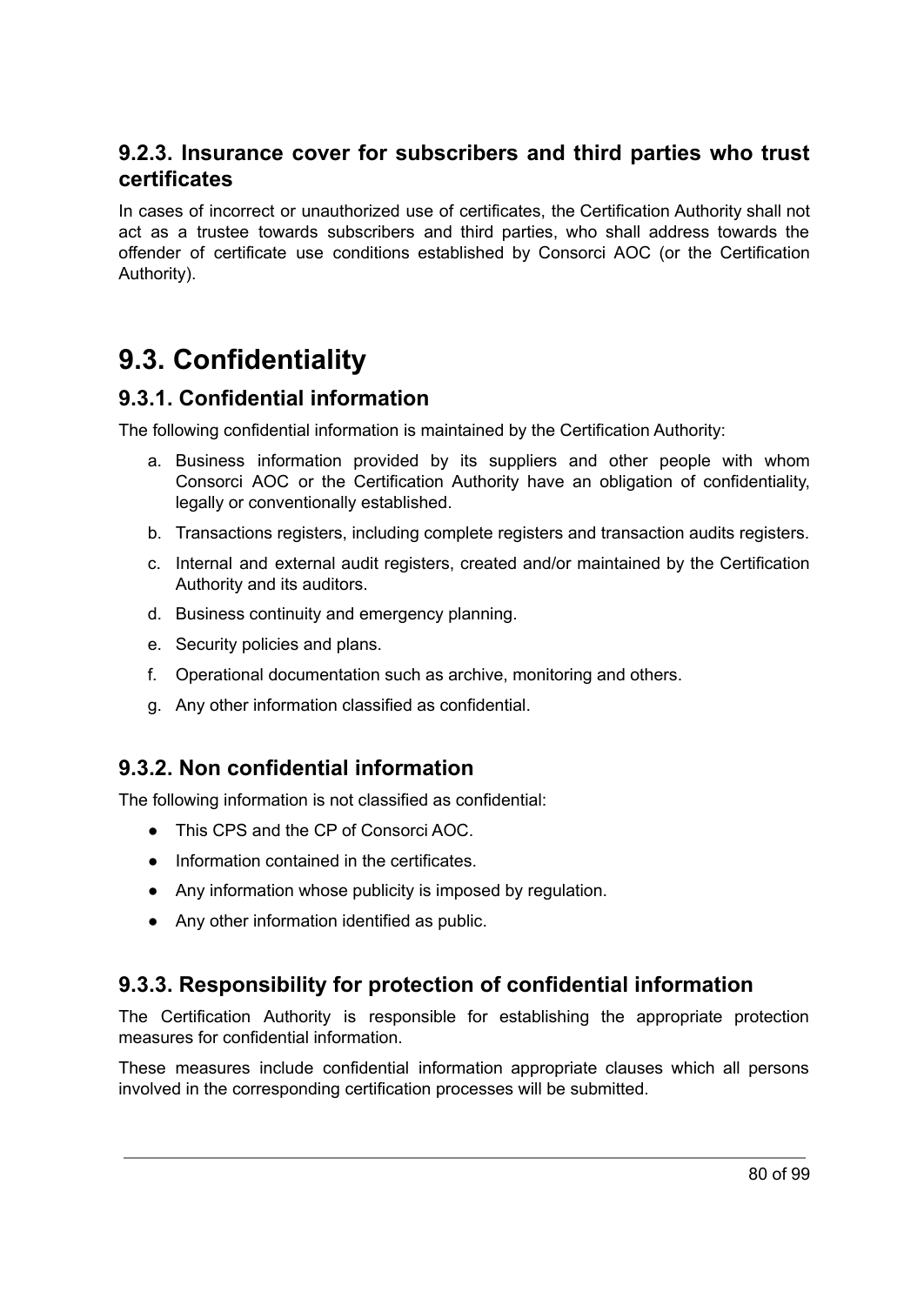### 9.2.3. Insurance cover for subscribers and third parties who trust certificates

In cases of incorrect or unauthorized use of certificates, the Certification Authority shall not act as a trustee towards subscribers and third parties, who shall address towards the offender of certificate use conditions established by Consorci AOC (or the Certification Authority).

## 9.3. Confidentiality

### 9.3.1. Confidential information

The following confidential information is maintained by the Certification Authority:

a. Business information provided by its suppliers and other people with whom Consorci AOC or the Certification Authority have an obligation of confidentiality, legally or conventionally established.
b. Transactions registers, including complete registers and transaction audits registers.
c. Internal and external audit registers, created and/or maintained by the Certification Authority and its auditors.
d. Business continuity and emergency planning.
e. Security policies and plans.
f. Operational documentation such as archive, monitoring and others.
g. Any other information classified as confidential.

### 9.3.2. Non confidential information

The following information is not classified as confidential:

- This CPS and the CP of Consorci AOC.
- Information contained in the certificates.
- Any information whose publicity is imposed by regulation.
- Any other information identified as public.

### 9.3.3. Responsibility for protection of confidential information

The Certification Authority is responsible for establishing the appropriate protection measures for confidential information.

These measures include confidential information appropriate clauses which all persons involved in the corresponding certification processes will be submitted.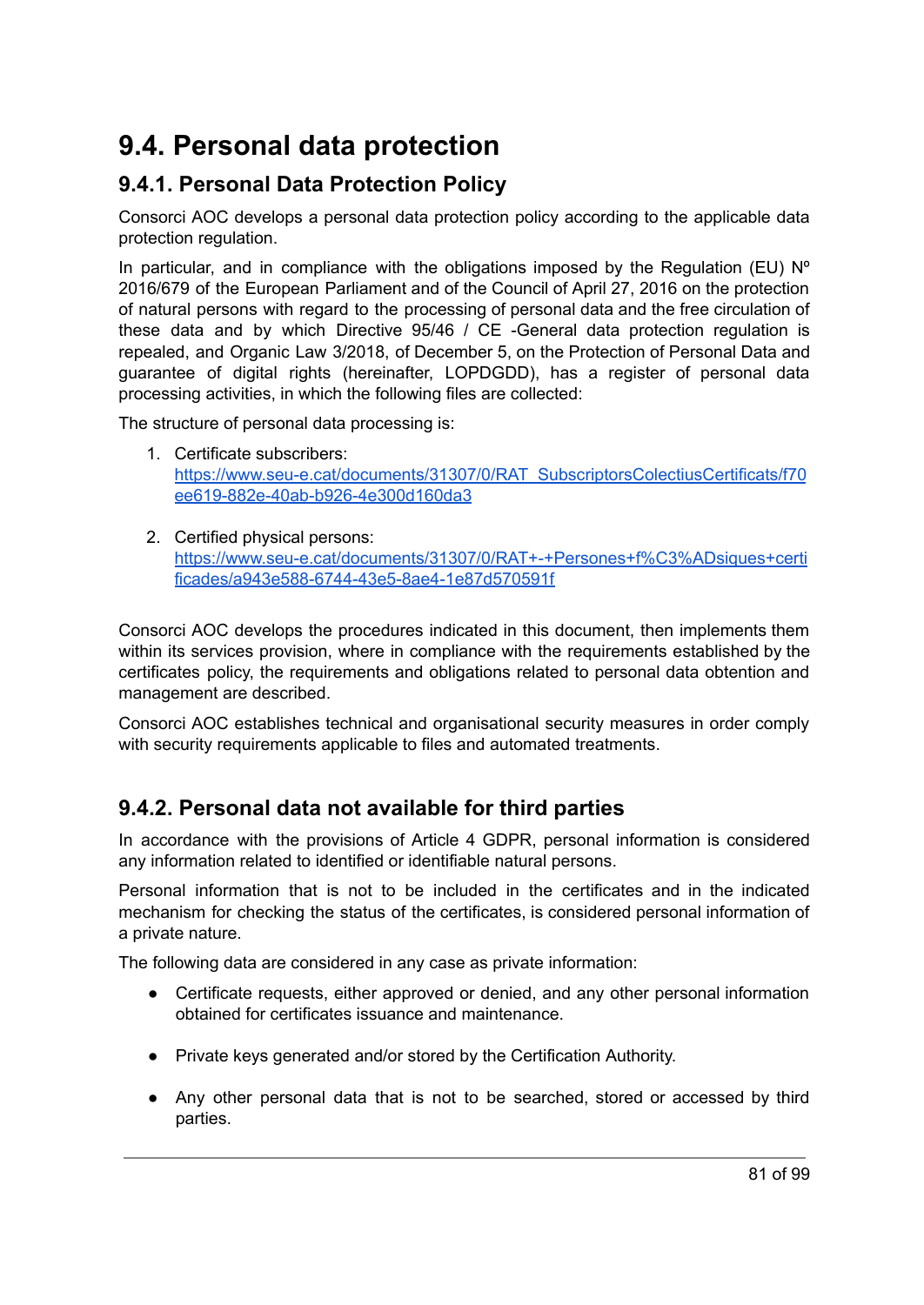# 9.4. Personal data protection

## 9.4.1. Personal Data Protection Policy

Consorci AOC develops a personal data protection policy according to the applicable data protection regulation.

In particular, and in compliance with the obligations imposed by the Regulation (EU) Nº 2016/679 of the European Parliament and of the Council of April 27, 2016 on the protection of natural persons with regard to the processing of personal data and the free circulation of these data and by which Directive 95/46 / CE -General data protection regulation is repealed, and Organic Law 3/2018, of December 5, on the Protection of Personal Data and guarantee of digital rights (hereinafter, LOPDGDD), has a register of personal data processing activities, in which the following files are collected:

The structure of personal data processing is:

1. Certificate subscribers: https://www.seu-e.cat/documents/31307/0/RAT_SubscriptorsColectiusCertificats/f70ee619-882e-40ab-b926-4e300d160da3
2. Certified physical persons: https://www.seu-e.cat/documents/31307/0/RAT+-+Persones+f%C3%ADsiques+certificades/a943e588-6744-43e5-8ae4-1e87d570591f

Consorci AOC develops the procedures indicated in this document, then implements them within its services provision, where in compliance with the requirements established by the certificates policy, the requirements and obligations related to personal data obtention and management are described.

Consorci AOC establishes technical and organisational security measures in order comply with security requirements applicable to files and automated treatments.

## 9.4.2. Personal data not available for third parties

In accordance with the provisions of Article 4 GDPR, personal information is considered any information related to identified or identifiable natural persons.

Personal information that is not to be included in the certificates and in the indicated mechanism for checking the status of the certificates, is considered personal information of a private nature.

The following data are considered in any case as private information:

- Certificate requests, either approved or denied, and any other personal information obtained for certificates issuance and maintenance.
- Private keys generated and/or stored by the Certification Authority.
- Any other personal data that is not to be searched, stored or accessed by third parties.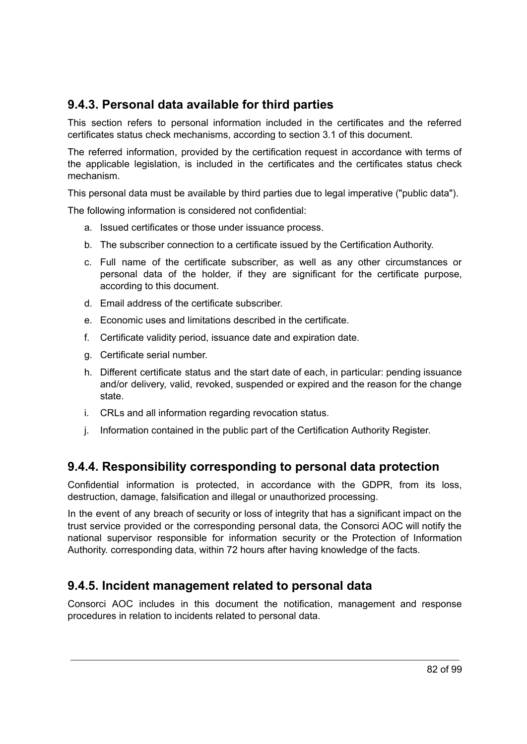### 9.4.3. Personal data available for third parties

This section refers to personal information included in the certificates and the referred certificates status check mechanisms, according to section 3.1 of this document.

The referred information, provided by the certification request in accordance with terms of the applicable legislation, is included in the certificates and the certificates status check mechanism.

This personal data must be available by third parties due to legal imperative ("public data").

The following information is considered not confidential:

a. Issued certificates or those under issuance process.
b. The subscriber connection to a certificate issued by the Certification Authority.
c. Full name of the certificate subscriber, as well as any other circumstances or personal data of the holder, if they are significant for the certificate purpose, according to this document.
d. Email address of the certificate subscriber.
e. Economic uses and limitations described in the certificate.
f. Certificate validity period, issuance date and expiration date.
g. Certificate serial number.
h. Different certificate status and the start date of each, in particular: pending issuance and/or delivery, valid, revoked, suspended or expired and the reason for the change state.
i. CRLs and all information regarding revocation status.
j. Information contained in the public part of the Certification Authority Register.

### 9.4.4. Responsibility corresponding to personal data protection

Confidential information is protected, in accordance with the GDPR, from its loss, destruction, damage, falsification and illegal or unauthorized processing.

In the event of any breach of security or loss of integrity that has a significant impact on the trust service provided or the corresponding personal data, the Consorci AOC will notify the national supervisor responsible for information security or the Protection of Information Authority. corresponding data, within 72 hours after having knowledge of the facts.

### 9.4.5. Incident management related to personal data

Consorci AOC includes in this document the notification, management and response procedures in relation to incidents related to personal data.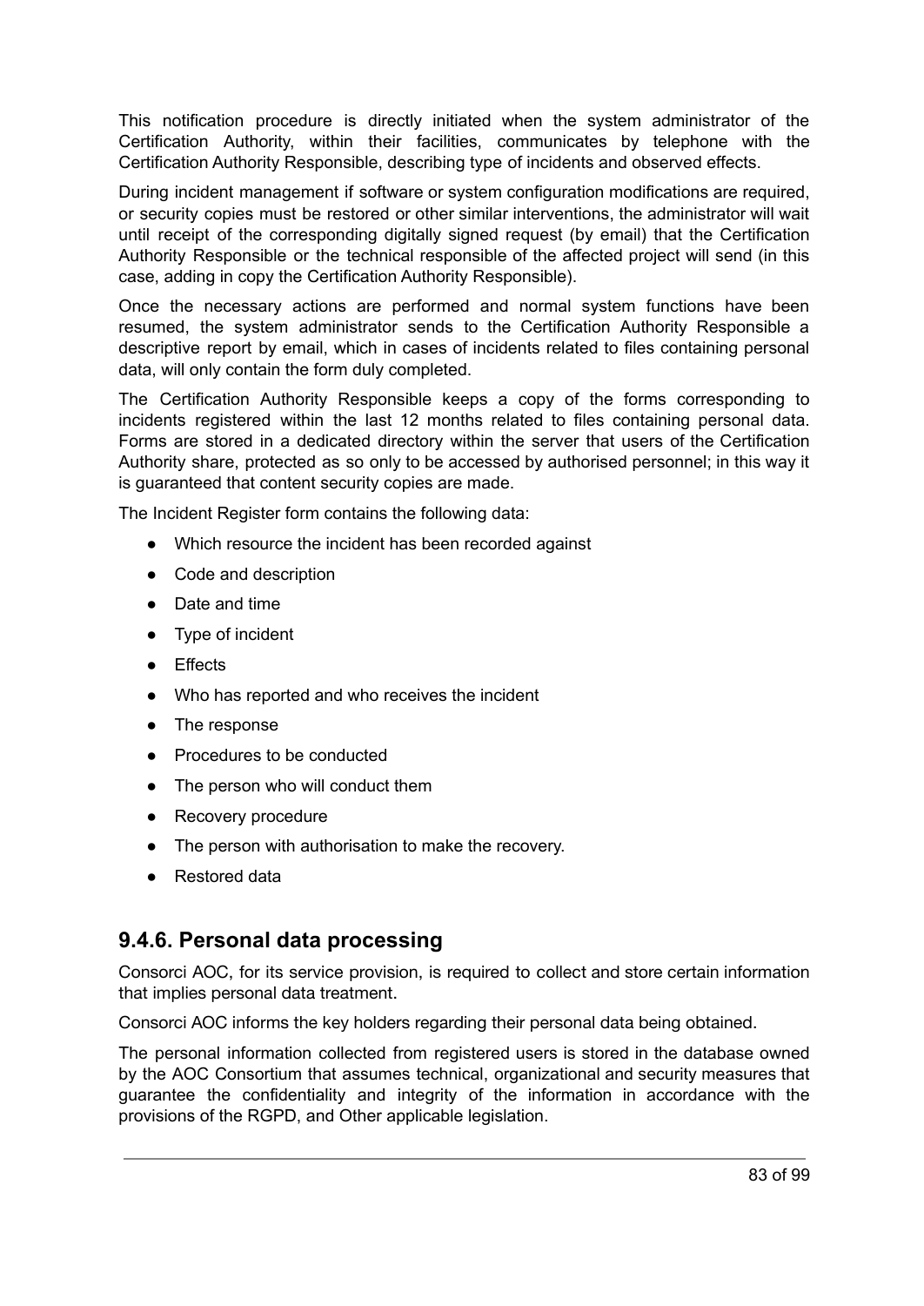This notification procedure is directly initiated when the system administrator of the Certification Authority, within their facilities, communicates by telephone with the Certification Authority Responsible, describing type of incidents and observed effects.

During incident management if software or system configuration modifications are required, or security copies must be restored or other similar interventions, the administrator will wait until receipt of the corresponding digitally signed request (by email) that the Certification Authority Responsible or the technical responsible of the affected project will send (in this case, adding in copy the Certification Authority Responsible).

Once the necessary actions are performed and normal system functions have been resumed, the system administrator sends to the Certification Authority Responsible a descriptive report by email, which in cases of incidents related to files containing personal data, will only contain the form duly completed.

The Certification Authority Responsible keeps a copy of the forms corresponding to incidents registered within the last 12 months related to files containing personal data. Forms are stored in a dedicated directory within the server that users of the Certification Authority share, protected as so only to be accessed by authorised personnel; in this way it is guaranteed that content security copies are made.

The Incident Register form contains the following data:

- Which resource the incident has been recorded against
- Code and description
- Date and time
- Type of incident
- Effects
- Who has reported and who receives the incident
- The response
- Procedures to be conducted
- The person who will conduct them
- Recovery procedure
- The person with authorisation to make the recovery.
- Restored data

### 9.4.6. Personal data processing

Consorci AOC, for its service provision, is required to collect and store certain information that implies personal data treatment.

Consorci AOC informs the key holders regarding their personal data being obtained.

The personal information collected from registered users is stored in the database owned by the AOC Consortium that assumes technical, organizational and security measures that guarantee the confidentiality and integrity of the information in accordance with the provisions of the RGPD, and Other applicable legislation.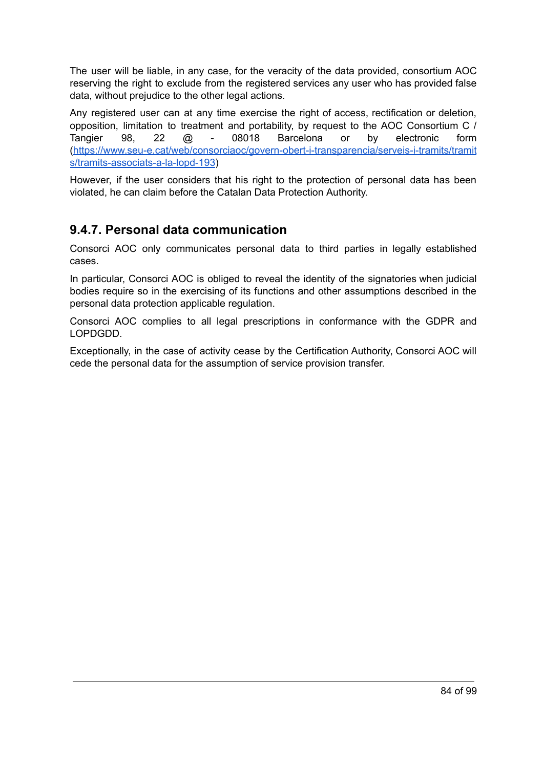The user will be liable, in any case, for the veracity of the data provided, consortium AOC reserving the right to exclude from the registered services any user who has provided false data, without prejudice to the other legal actions.

Any registered user can at any time exercise the right of access, rectification or deletion, opposition, limitation to treatment and portability, by request to the AOC Consortium C / Tangier 98, 22 @ - 08018 Barcelona or by electronic form ([https://www.seu-e.cat/web/consorciaoc/govern-obert-i-transparencia/serveis-i-tramits/tramits/tramits-associats-a-la-lopd-193](https://www.seu-e.cat/web/consorciaoc/govern-obert-i-transparencia/serveis-i-tramits/tramits/tramits-associats-a-la-lopd-193))

However, if the user considers that his right to the protection of personal data has been violated, he can claim before the Catalan Data Protection Authority.

### 9.4.7. Personal data communication

Consorci AOC only communicates personal data to third parties in legally established cases.

In particular, Consorci AOC is obliged to reveal the identity of the signatories when judicial bodies require so in the exercising of its functions and other assumptions described in the personal data protection applicable regulation.

Consorci AOC complies to all legal prescriptions in conformance with the GDPR and LOPDGDD.

Exceptionally, in the case of activity cease by the Certification Authority, Consorci AOC will cede the personal data for the assumption of service provision transfer.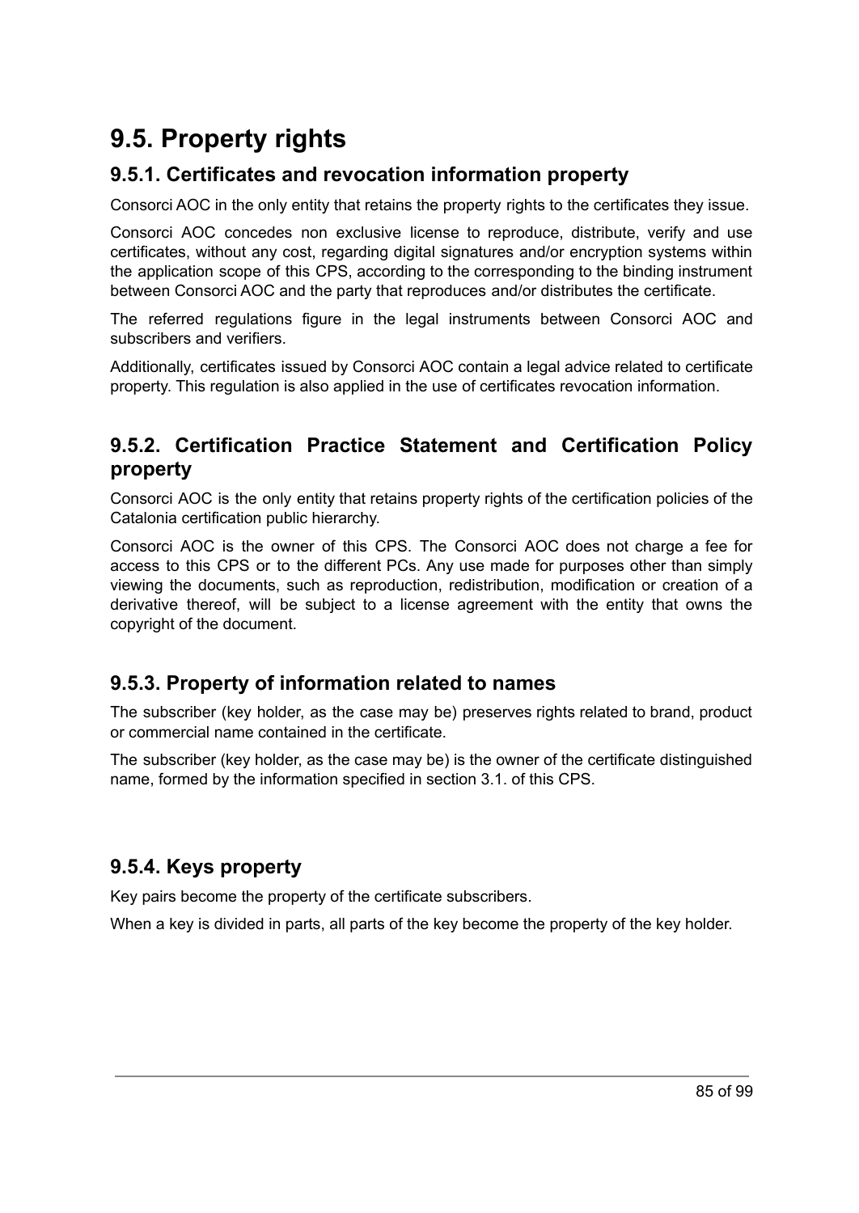## 9.5. Property rights

### 9.5.1. Certificates and revocation information property

Consorci AOC in the only entity that retains the property rights to the certificates they issue.

Consorci AOC concedes non exclusive license to reproduce, distribute, verify and use certificates, without any cost, regarding digital signatures and/or encryption systems within the application scope of this CPS, according to the corresponding to the binding instrument between Consorci AOC and the party that reproduces and/or distributes the certificate.

The referred regulations figure in the legal instruments between Consorci AOC and subscribers and verifiers.

Additionally, certificates issued by Consorci AOC contain a legal advice related to certificate property. This regulation is also applied in the use of certificates revocation information.

### 9.5.2. Certification Practice Statement and Certification Policy property

Consorci AOC is the only entity that retains property rights of the certification policies of the Catalonia certification public hierarchy.

Consorci AOC is the owner of this CPS. The Consorci AOC does not charge a fee for access to this CPS or to the different PCs. Any use made for purposes other than simply viewing the documents, such as reproduction, redistribution, modification or creation of a derivative thereof, will be subject to a license agreement with the entity that owns the copyright of the document.

### 9.5.3. Property of information related to names

The subscriber (key holder, as the case may be) preserves rights related to brand, product or commercial name contained in the certificate.

The subscriber (key holder, as the case may be) is the owner of the certificate distinguished name, formed by the information specified in section 3.1. of this CPS.

### 9.5.4. Keys property

Key pairs become the property of the certificate subscribers.

When a key is divided in parts, all parts of the key become the property of the key holder.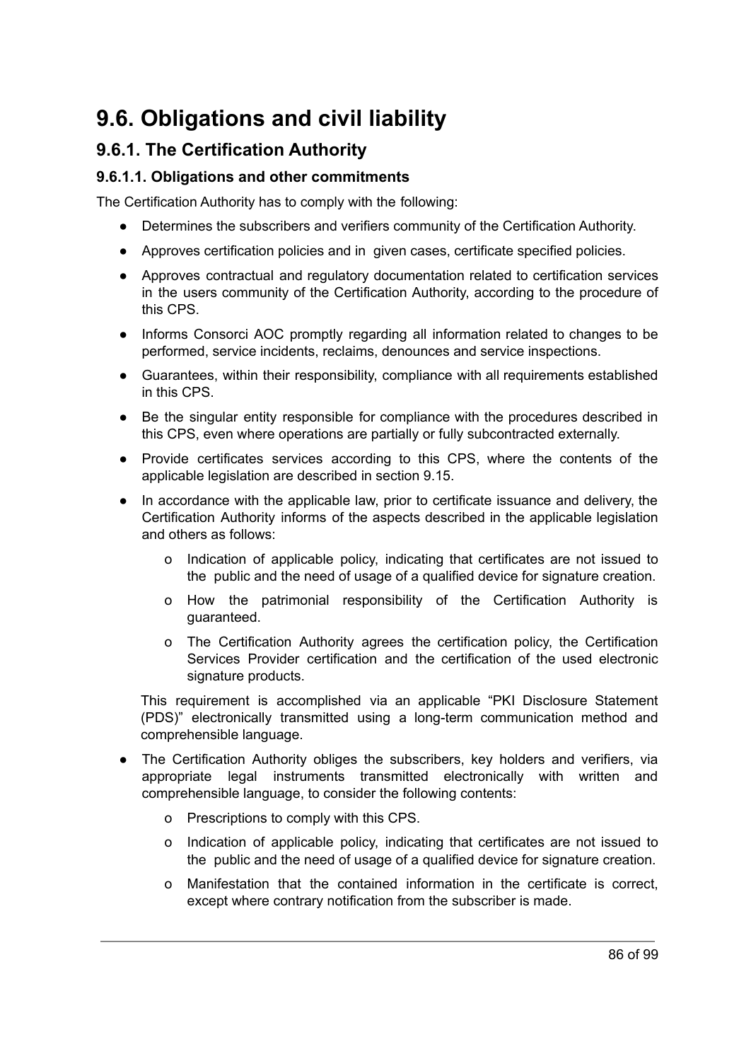# 9.6. Obligations and civil liability

## 9.6.1. The Certification Authority

### 9.6.1.1. Obligations and other commitments

The Certification Authority has to comply with the following:

- Determines the subscribers and verifiers community of the Certification Authority.
- Approves certification policies and in given cases, certificate specified policies.
- Approves contractual and regulatory documentation related to certification services in the users community of the Certification Authority, according to the procedure of this CPS.
- Informs Consorci AOC promptly regarding all information related to changes to be performed, service incidents, reclaims, denounces and service inspections.
- Guarantees, within their responsibility, compliance with all requirements established in this CPS.
- Be the singular entity responsible for compliance with the procedures described in this CPS, even where operations are partially or fully subcontracted externally.
- Provide certificates services according to this CPS, where the contents of the applicable legislation are described in section 9.15.
- In accordance with the applicable law, prior to certificate issuance and delivery, the Certification Authority informs of the aspects described in the applicable legislation and others as follows:
  - o Indication of applicable policy, indicating that certificates are not issued to the public and the need of usage of a qualified device for signature creation.
  - o How the patrimonial responsibility of the Certification Authority is guaranteed.
  - o The Certification Authority agrees the certification policy, the Certification Services Provider certification and the certification of the used electronic signature products.

  This requirement is accomplished via an applicable "PKI Disclosure Statement (PDS)" electronically transmitted using a long-term communication method and comprehensible language.

- The Certification Authority obliges the subscribers, key holders and verifiers, via appropriate legal instruments transmitted electronically with written and comprehensible language, to consider the following contents:
  - o Prescriptions to comply with this CPS.
  - o Indication of applicable policy, indicating that certificates are not issued to the public and the need of usage of a qualified device for signature creation.
  - o Manifestation that the contained information in the certificate is correct, except where contrary notification from the subscriber is made.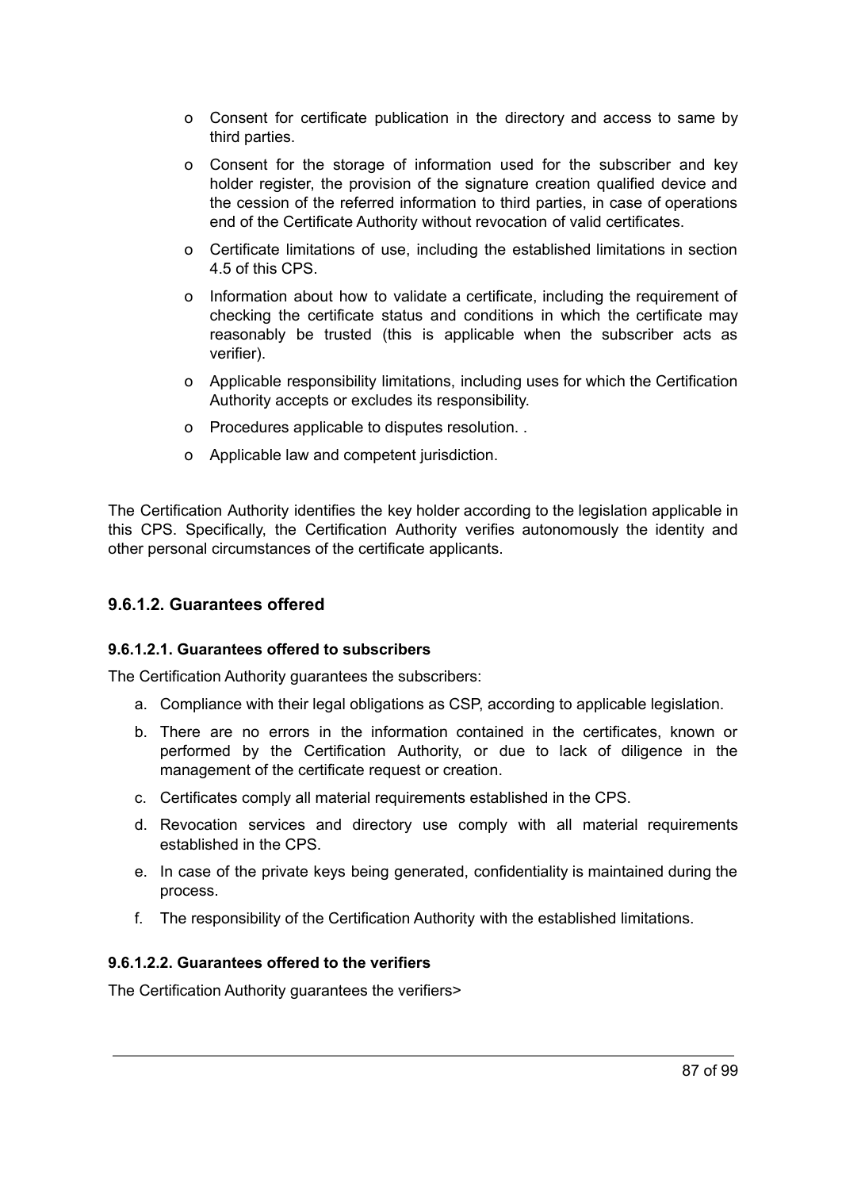- o Consent for certificate publication in the directory and access to same by third parties.
- o Consent for the storage of information used for the subscriber and key holder register, the provision of the signature creation qualified device and the cession of the referred information to third parties, in case of operations end of the Certificate Authority without revocation of valid certificates.
- o Certificate limitations of use, including the established limitations in section 4.5 of this CPS.
- o Information about how to validate a certificate, including the requirement of checking the certificate status and conditions in which the certificate may reasonably be trusted (this is applicable when the subscriber acts as verifier).
- o Applicable responsibility limitations, including uses for which the Certification Authority accepts or excludes its responsibility.
- o Procedures applicable to disputes resolution. .
- o Applicable law and competent jurisdiction.

The Certification Authority identifies the key holder according to the legislation applicable in this CPS. Specifically, the Certification Authority verifies autonomously the identity and other personal circumstances of the certificate applicants.

### 9.6.1.2. Guarantees offered

#### 9.6.1.2.1. Guarantees offered to subscribers

The Certification Authority guarantees the subscribers:

a. Compliance with their legal obligations as CSP, according to applicable legislation.
b. There are no errors in the information contained in the certificates, known or performed by the Certification Authority, or due to lack of diligence in the management of the certificate request or creation.
c. Certificates comply all material requirements established in the CPS.
d. Revocation services and directory use comply with all material requirements established in the CPS.
e. In case of the private keys being generated, confidentiality is maintained during the process.
f. The responsibility of the Certification Authority with the established limitations.

#### 9.6.1.2.2. Guarantees offered to the verifiers

The Certification Authority guarantees the verifiers>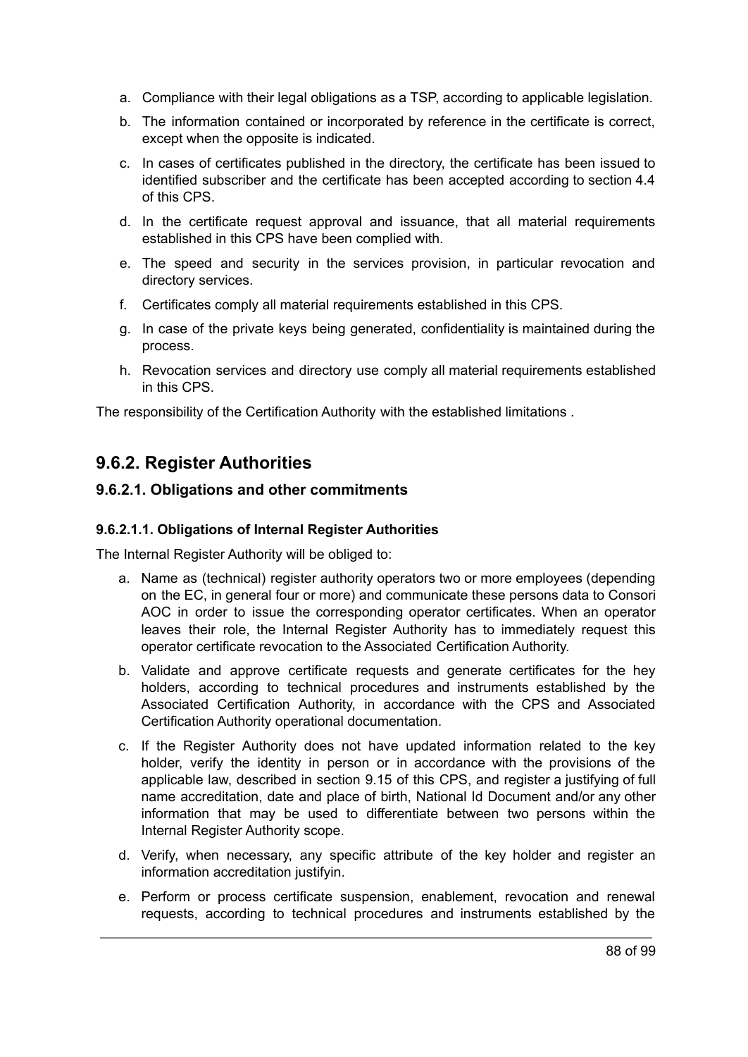a. Compliance with their legal obligations as a TSP, according to applicable legislation.

b. The information contained or incorporated by reference in the certificate is correct, except when the opposite is indicated.

c. In cases of certificates published in the directory, the certificate has been issued to identified subscriber and the certificate has been accepted according to section 4.4 of this CPS.

d. In the certificate request approval and issuance, that all material requirements established in this CPS have been complied with.

e. The speed and security in the services provision, in particular revocation and directory services.

f. Certificates comply all material requirements established in this CPS.

g. In case of the private keys being generated, confidentiality is maintained during the process.

h. Revocation services and directory use comply all material requirements established in this CPS.

The responsibility of the Certification Authority with the established limitations .

## 9.6.2. Register Authorities

### 9.6.2.1. Obligations and other commitments

#### 9.6.2.1.1. Obligations of Internal Register Authorities

The Internal Register Authority will be obliged to:

a. Name as (technical) register authority operators two or more employees (depending on the EC, in general four or more) and communicate these persons data to Consori AOC in order to issue the corresponding operator certificates. When an operator leaves their role, the Internal Register Authority has to immediately request this operator certificate revocation to the Associated Certification Authority.

b. Validate and approve certificate requests and generate certificates for the hey holders, according to technical procedures and instruments established by the Associated Certification Authority, in accordance with the CPS and Associated Certification Authority operational documentation.

c. If the Register Authority does not have updated information related to the key holder, verify the identity in person or in accordance with the provisions of the applicable law, described in section 9.15 of this CPS, and register a justifying of full name accreditation, date and place of birth, National Id Document and/or any other information that may be used to differentiate between two persons within the Internal Register Authority scope.

d. Verify, when necessary, any specific attribute of the key holder and register an information accreditation justifyin.

e. Perform or process certificate suspension, enablement, revocation and renewal requests, according to technical procedures and instruments established by the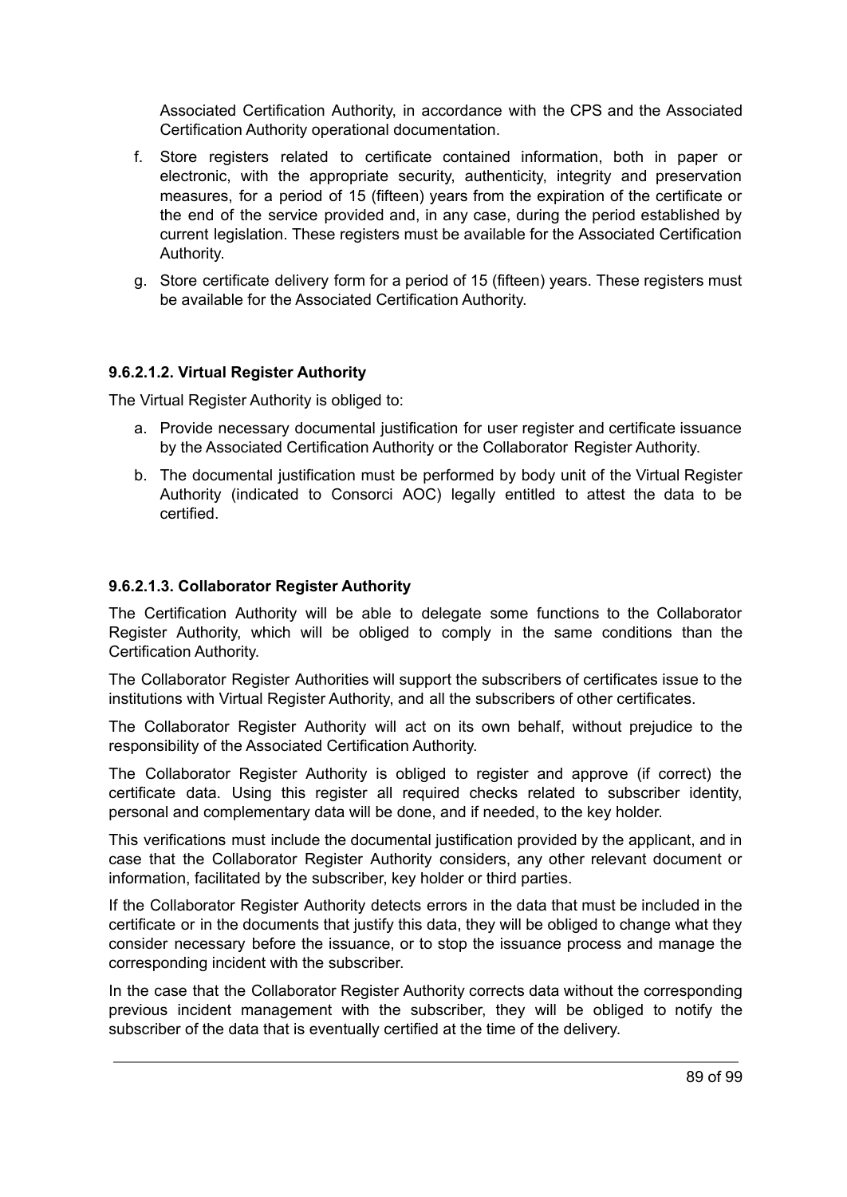Associated Certification Authority, in accordance with the CPS and the Associated Certification Authority operational documentation.

f. Store registers related to certificate contained information, both in paper or electronic, with the appropriate security, authenticity, integrity and preservation measures, for a period of 15 (fifteen) years from the expiration of the certificate or the end of the service provided and, in any case, during the period established by current legislation. These registers must be available for the Associated Certification Authority.
g. Store certificate delivery form for a period of 15 (fifteen) years. These registers must be available for the Associated Certification Authority.

#### 9.6.2.1.2. Virtual Register Authority

The Virtual Register Authority is obliged to:

a. Provide necessary documental justification for user register and certificate issuance by the Associated Certification Authority or the Collaborator Register Authority.
b. The documental justification must be performed by body unit of the Virtual Register Authority (indicated to Consorci AOC) legally entitled to attest the data to be certified.

#### 9.6.2.1.3. Collaborator Register Authority

The Certification Authority will be able to delegate some functions to the Collaborator Register Authority, which will be obliged to comply in the same conditions than the Certification Authority.

The Collaborator Register Authorities will support the subscribers of certificates issue to the institutions with Virtual Register Authority, and all the subscribers of other certificates.

The Collaborator Register Authority will act on its own behalf, without prejudice to the responsibility of the Associated Certification Authority.

The Collaborator Register Authority is obliged to register and approve (if correct) the certificate data. Using this register all required checks related to subscriber identity, personal and complementary data will be done, and if needed, to the key holder.

This verifications must include the documental justification provided by the applicant, and in case that the Collaborator Register Authority considers, any other relevant document or information, facilitated by the subscriber, key holder or third parties.

If the Collaborator Register Authority detects errors in the data that must be included in the certificate or in the documents that justify this data, they will be obliged to change what they consider necessary before the issuance, or to stop the issuance process and manage the corresponding incident with the subscriber.

In the case that the Collaborator Register Authority corrects data without the corresponding previous incident management with the subscriber, they will be obliged to notify the subscriber of the data that is eventually certified at the time of the delivery.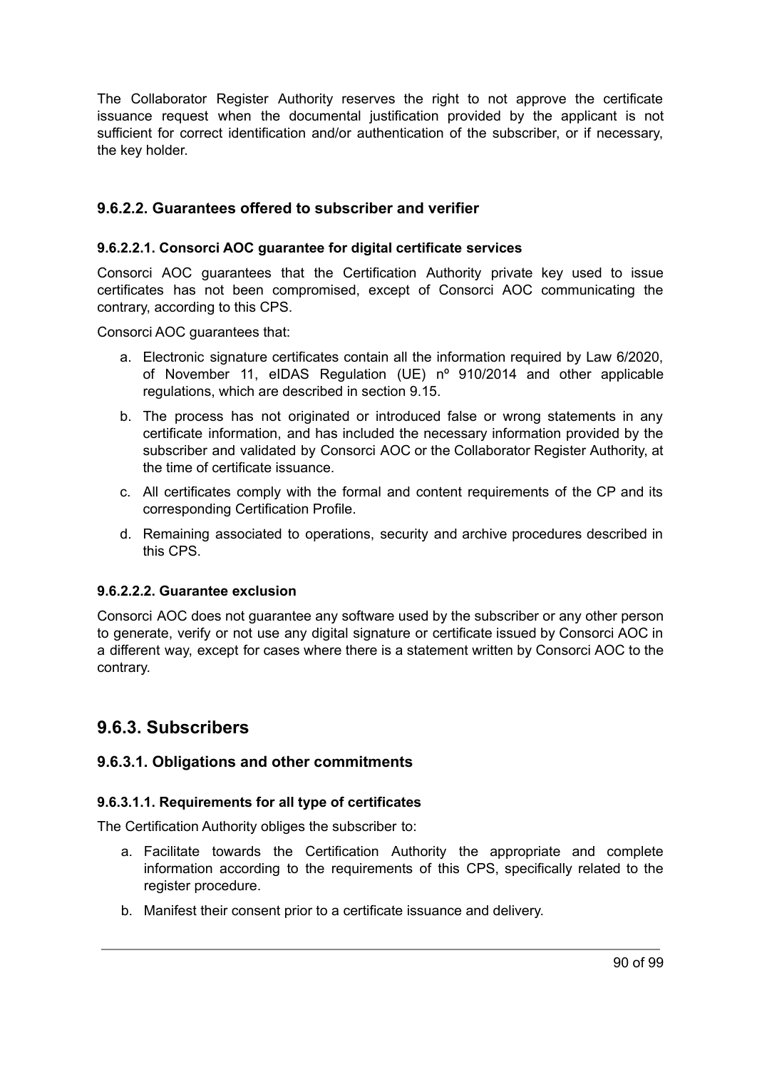The Collaborator Register Authority reserves the right to not approve the certificate issuance request when the documental justification provided by the applicant is not sufficient for correct identification and/or authentication of the subscriber, or if necessary, the key holder.

### 9.6.2.2. Guarantees offered to subscriber and verifier

#### 9.6.2.2.1. Consorci AOC guarantee for digital certificate services

Consorci AOC guarantees that the Certification Authority private key used to issue certificates has not been compromised, except of Consorci AOC communicating the contrary, according to this CPS.

Consorci AOC guarantees that:

a. Electronic signature certificates contain all the information required by Law 6/2020, of November 11, eIDAS Regulation (UE) nº 910/2014 and other applicable regulations, which are described in section 9.15.
b. The process has not originated or introduced false or wrong statements in any certificate information, and has included the necessary information provided by the subscriber and validated by Consorci AOC or the Collaborator Register Authority, at the time of certificate issuance.
c. All certificates comply with the formal and content requirements of the CP and its corresponding Certification Profile.
d. Remaining associated to operations, security and archive procedures described in this CPS.

#### 9.6.2.2.2. Guarantee exclusion

Consorci AOC does not guarantee any software used by the subscriber or any other person to generate, verify or not use any digital signature or certificate issued by Consorci AOC in a different way, except for cases where there is a statement written by Consorci AOC to the contrary.

## 9.6.3. Subscribers

### 9.6.3.1. Obligations and other commitments

#### 9.6.3.1.1. Requirements for all type of certificates

The Certification Authority obliges the subscriber to:

a. Facilitate towards the Certification Authority the appropriate and complete information according to the requirements of this CPS, specifically related to the register procedure.
b. Manifest their consent prior to a certificate issuance and delivery.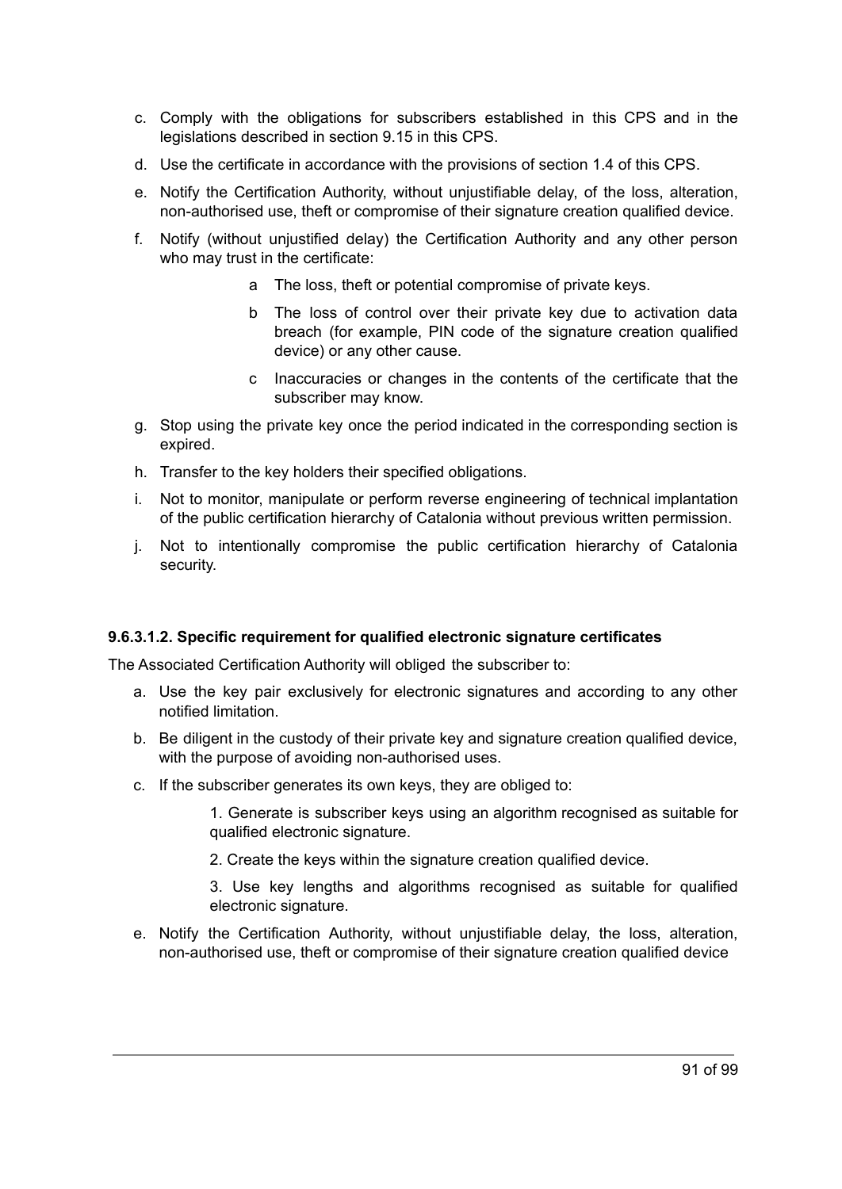c. Comply with the obligations for subscribers established in this CPS and in the legislations described in section 9.15 in this CPS.

d. Use the certificate in accordance with the provisions of section 1.4 of this CPS.

e. Notify the Certification Authority, without unjustifiable delay, of the loss, alteration, non-authorised use, theft or compromise of their signature creation qualified device.

f. Notify (without unjustified delay) the Certification Authority and any other person who may trust in the certificate:

   a The loss, theft or potential compromise of private keys.

   b The loss of control over their private key due to activation data breach (for example, PIN code of the signature creation qualified device) or any other cause.

   c Inaccuracies or changes in the contents of the certificate that the subscriber may know.

g. Stop using the private key once the period indicated in the corresponding section is expired.

h. Transfer to the key holders their specified obligations.

i. Not to monitor, manipulate or perform reverse engineering of technical implantation of the public certification hierarchy of Catalonia without previous written permission.

j. Not to intentionally compromise the public certification hierarchy of Catalonia security.

#### 9.6.3.1.2. Specific requirement for qualified electronic signature certificates

The Associated Certification Authority will obliged the subscriber to:

a. Use the key pair exclusively for electronic signatures and according to any other notified limitation.

b. Be diligent in the custody of their private key and signature creation qualified device, with the purpose of avoiding non-authorised uses.

c. If the subscriber generates its own keys, they are obliged to:

   1. Generate is subscriber keys using an algorithm recognised as suitable for qualified electronic signature.

   2. Create the keys within the signature creation qualified device.

   3. Use key lengths and algorithms recognised as suitable for qualified electronic signature.

e. Notify the Certification Authority, without unjustifiable delay, the loss, alteration, non-authorised use, theft or compromise of their signature creation qualified device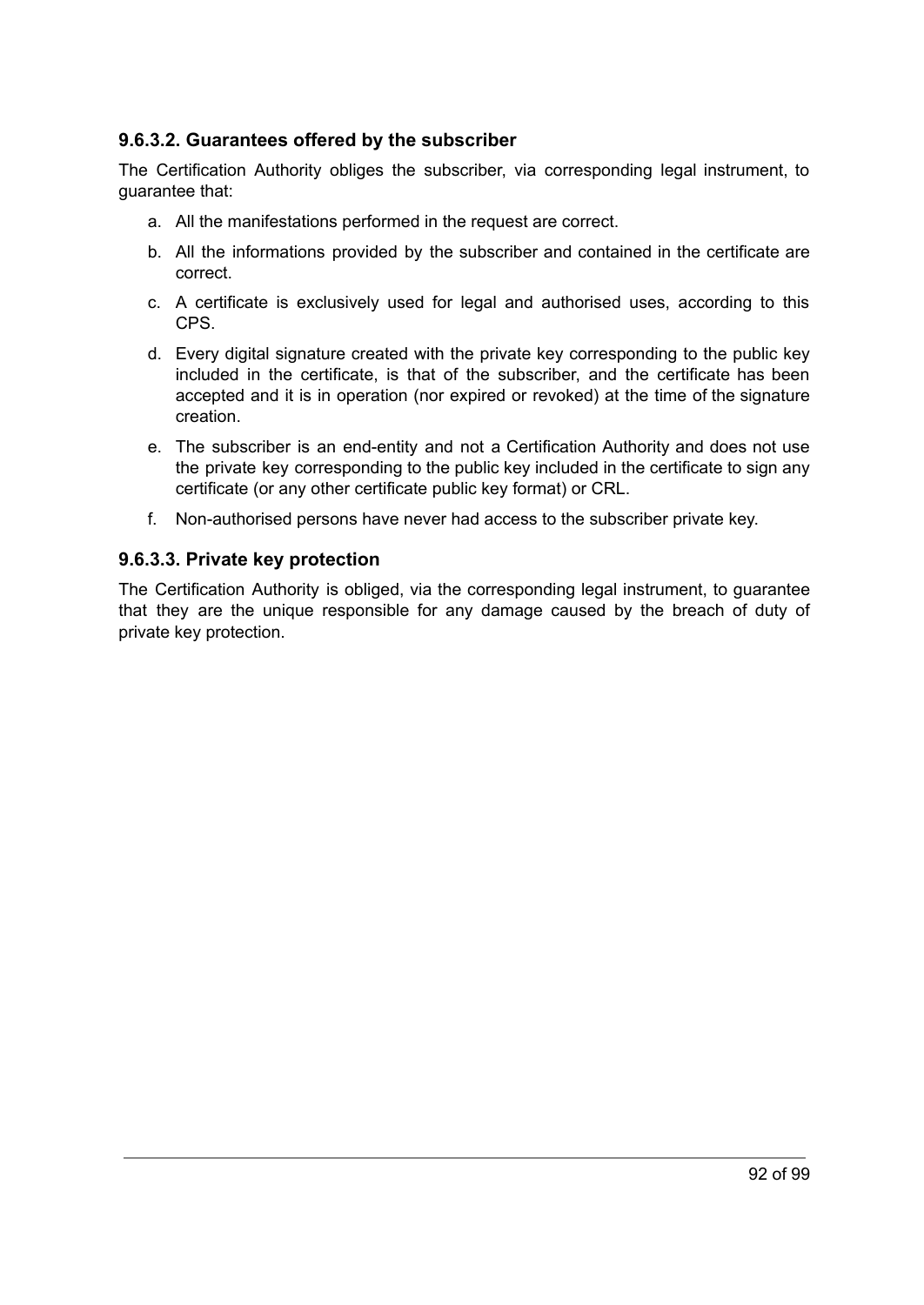#### 9.6.3.2. Guarantees offered by the subscriber

The Certification Authority obliges the subscriber, via corresponding legal instrument, to guarantee that:

a. All the manifestations performed in the request are correct.

b. All the informations provided by the subscriber and contained in the certificate are correct.

c. A certificate is exclusively used for legal and authorised uses, according to this CPS.

d. Every digital signature created with the private key corresponding to the public key included in the certificate, is that of the subscriber, and the certificate has been accepted and it is in operation (nor expired or revoked) at the time of the signature creation.

e. The subscriber is an end-entity and not a Certification Authority and does not use the private key corresponding to the public key included in the certificate to sign any certificate (or any other certificate public key format) or CRL.

f. Non-authorised persons have never had access to the subscriber private key.

#### 9.6.3.3. Private key protection

The Certification Authority is obliged, via the corresponding legal instrument, to guarantee that they are the unique responsible for any damage caused by the breach of duty of private key protection.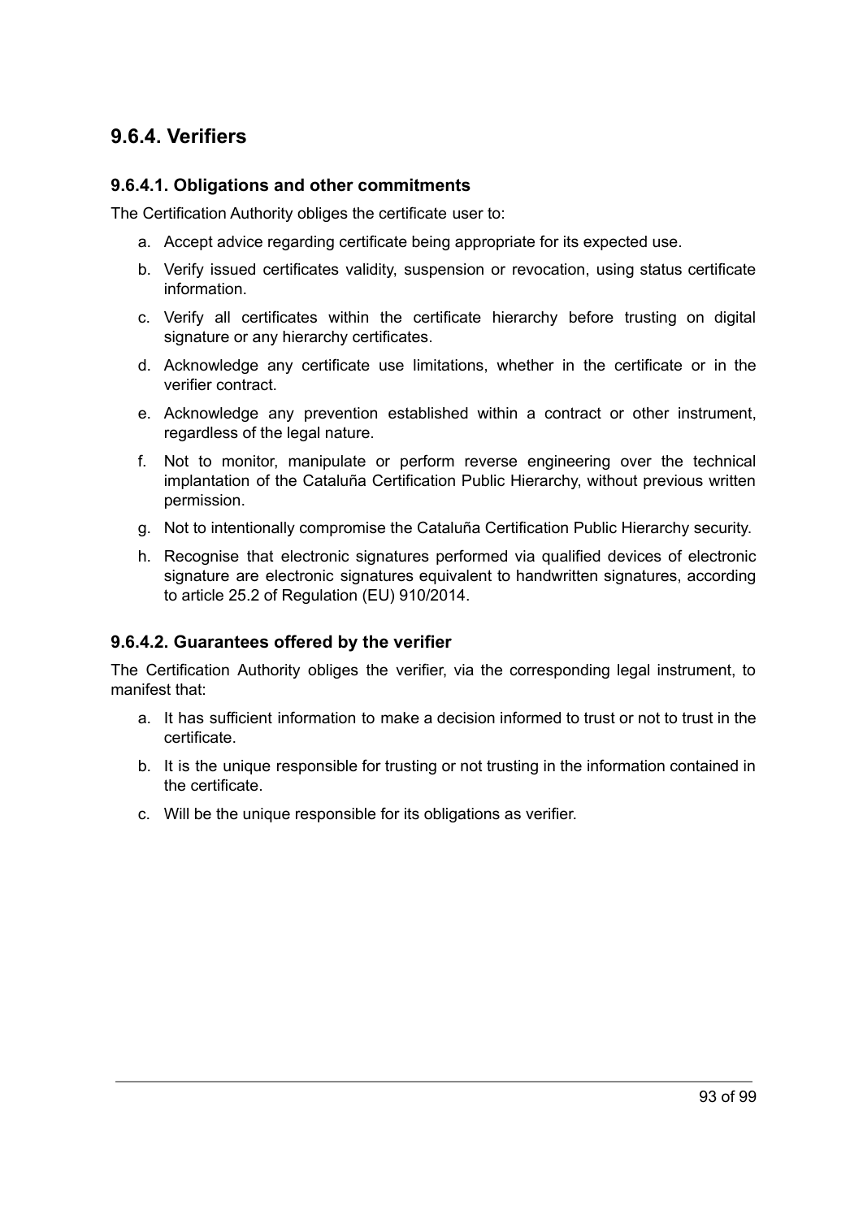## 9.6.4. Verifiers

### 9.6.4.1. Obligations and other commitments

The Certification Authority obliges the certificate user to:

a. Accept advice regarding certificate being appropriate for its expected use.
b. Verify issued certificates validity, suspension or revocation, using status certificate information.
c. Verify all certificates within the certificate hierarchy before trusting on digital signature or any hierarchy certificates.
d. Acknowledge any certificate use limitations, whether in the certificate or in the verifier contract.
e. Acknowledge any prevention established within a contract or other instrument, regardless of the legal nature.
f. Not to monitor, manipulate or perform reverse engineering over the technical implantation of the Cataluña Certification Public Hierarchy, without previous written permission.
g. Not to intentionally compromise the Cataluña Certification Public Hierarchy security.
h. Recognise that electronic signatures performed via qualified devices of electronic signature are electronic signatures equivalent to handwritten signatures, according to article 25.2 of Regulation (EU) 910/2014.

### 9.6.4.2. Guarantees offered by the verifier

The Certification Authority obliges the verifier, via the corresponding legal instrument, to manifest that:

a. It has sufficient information to make a decision informed to trust or not to trust in the certificate.
b. It is the unique responsible for trusting or not trusting in the information contained in the certificate.
c. Will be the unique responsible for its obligations as verifier.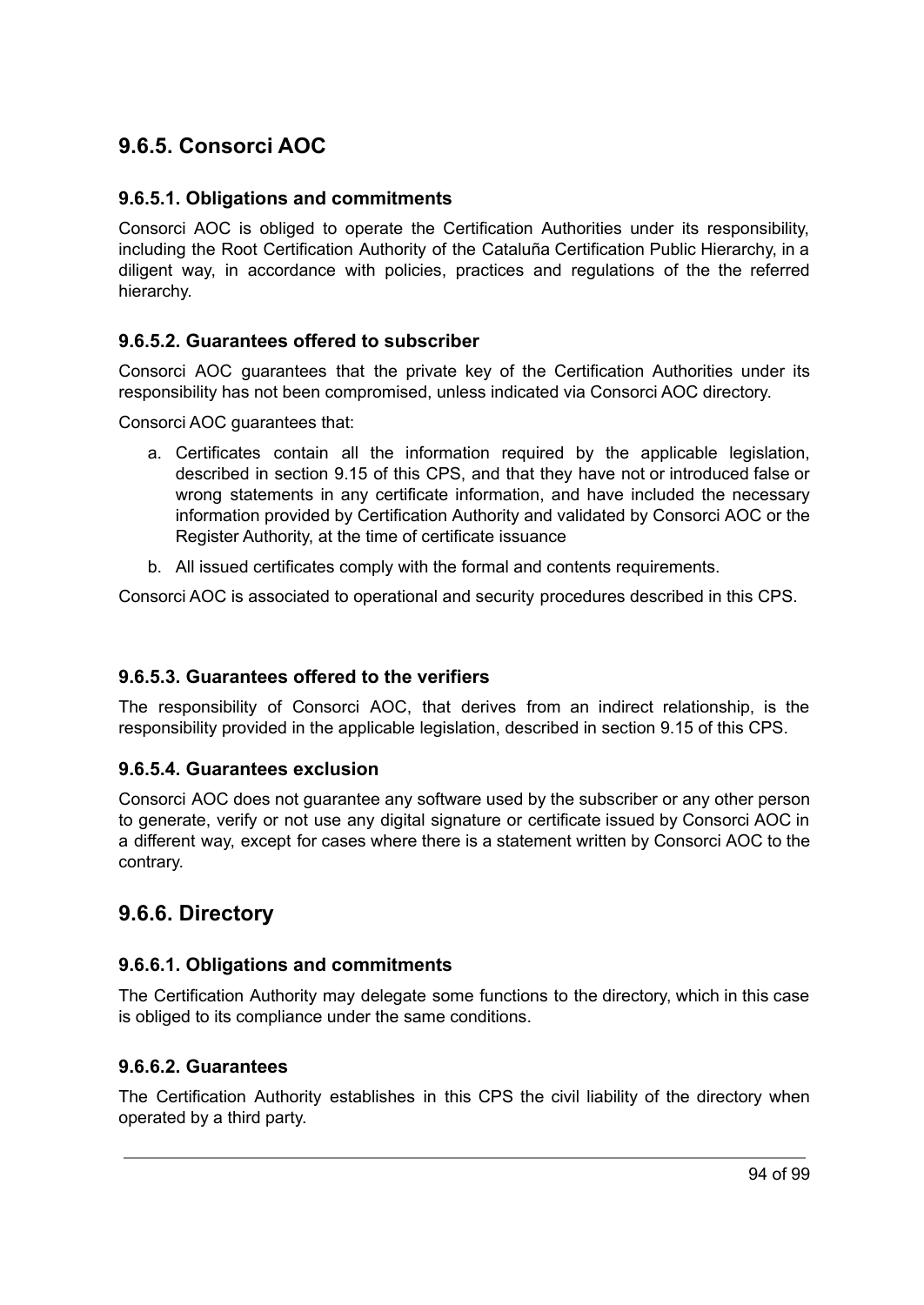## 9.6.5. Consorci AOC

### 9.6.5.1. Obligations and commitments

Consorci AOC is obliged to operate the Certification Authorities under its responsibility, including the Root Certification Authority of the Cataluña Certification Public Hierarchy, in a diligent way, in accordance with policies, practices and regulations of the the referred hierarchy.

### 9.6.5.2. Guarantees offered to subscriber

Consorci AOC guarantees that the private key of the Certification Authorities under its responsibility has not been compromised, unless indicated via Consorci AOC directory.

Consorci AOC guarantees that:

a. Certificates contain all the information required by the applicable legislation, described in section 9.15 of this CPS, and that they have not or introduced false or wrong statements in any certificate information, and have included the necessary information provided by Certification Authority and validated by Consorci AOC or the Register Authority, at the time of certificate issuance

b. All issued certificates comply with the formal and contents requirements.

Consorci AOC is associated to operational and security procedures described in this CPS.

### 9.6.5.3. Guarantees offered to the verifiers

The responsibility of Consorci AOC, that derives from an indirect relationship, is the responsibility provided in the applicable legislation, described in section 9.15 of this CPS.

### 9.6.5.4. Guarantees exclusion

Consorci AOC does not guarantee any software used by the subscriber or any other person to generate, verify or not use any digital signature or certificate issued by Consorci AOC in a different way, except for cases where there is a statement written by Consorci AOC to the contrary.

## 9.6.6. Directory

### 9.6.6.1. Obligations and commitments

The Certification Authority may delegate some functions to the directory, which in this case is obliged to its compliance under the same conditions.

### 9.6.6.2. Guarantees

The Certification Authority establishes in this CPS the civil liability of the directory when operated by a third party.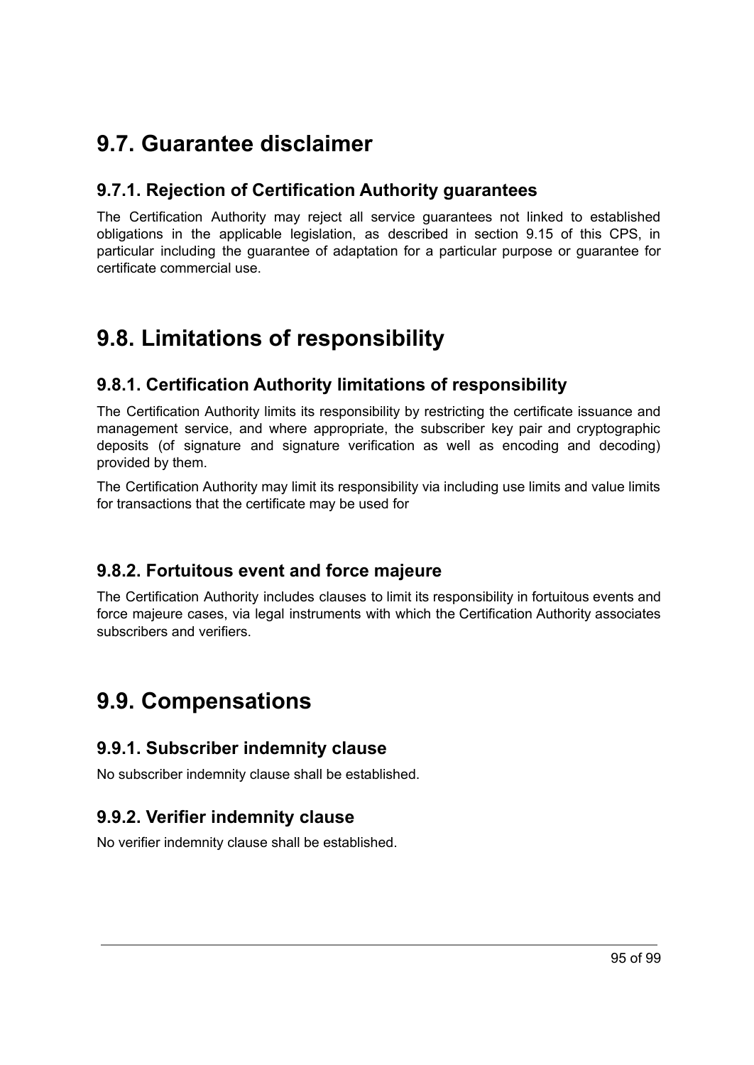# 9.7. Guarantee disclaimer

## 9.7.1. Rejection of Certification Authority guarantees

The Certification Authority may reject all service guarantees not linked to established obligations in the applicable legislation, as described in section 9.15 of this CPS, in particular including the guarantee of adaptation for a particular purpose or guarantee for certificate commercial use.

# 9.8. Limitations of responsibility

## 9.8.1. Certification Authority limitations of responsibility

The Certification Authority limits its responsibility by restricting the certificate issuance and management service, and where appropriate, the subscriber key pair and cryptographic deposits (of signature and signature verification as well as encoding and decoding) provided by them.

The Certification Authority may limit its responsibility via including use limits and value limits for transactions that the certificate may be used for

## 9.8.2. Fortuitous event and force majeure

The Certification Authority includes clauses to limit its responsibility in fortuitous events and force majeure cases, via legal instruments with which the Certification Authority associates subscribers and verifiers.

# 9.9. Compensations

## 9.9.1. Subscriber indemnity clause

No subscriber indemnity clause shall be established.

## 9.9.2. Verifier indemnity clause

No verifier indemnity clause shall be established.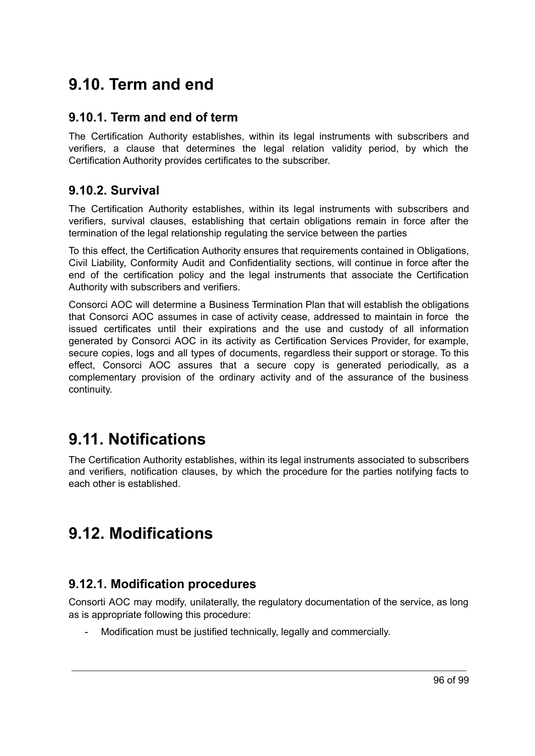## 9.10. Term and end

### 9.10.1. Term and end of term

The Certification Authority establishes, within its legal instruments with subscribers and verifiers, a clause that determines the legal relation validity period, by which the Certification Authority provides certificates to the subscriber.

### 9.10.2. Survival

The Certification Authority establishes, within its legal instruments with subscribers and verifiers, survival clauses, establishing that certain obligations remain in force after the termination of the legal relationship regulating the service between the parties

To this effect, the Certification Authority ensures that requirements contained in Obligations, Civil Liability, Conformity Audit and Confidentiality sections, will continue in force after the end of the certification policy and the legal instruments that associate the Certification Authority with subscribers and verifiers.

Consorci AOC will determine a Business Termination Plan that will establish the obligations that Consorci AOC assumes in case of activity cease, addressed to maintain in force the issued certificates until their expirations and the use and custody of all information generated by Consorci AOC in its activity as Certification Services Provider, for example, secure copies, logs and all types of documents, regardless their support or storage. To this effect, Consorci AOC assures that a secure copy is generated periodically, as a complementary provision of the ordinary activity and of the assurance of the business continuity.

## 9.11. Notifications

The Certification Authority establishes, within its legal instruments associated to subscribers and verifiers, notification clauses, by which the procedure for the parties notifying facts to each other is established.

## 9.12. Modifications

### 9.12.1. Modification procedures

Consorti AOC may modify, unilaterally, the regulatory documentation of the service, as long as is appropriate following this procedure:

- Modification must be justified technically, legally and commercially.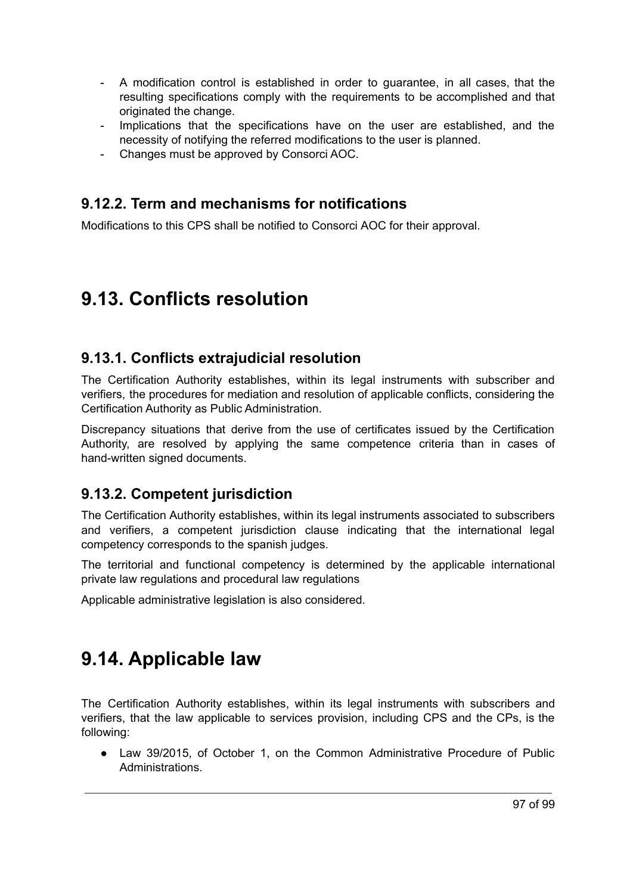- A modification control is established in order to guarantee, in all cases, that the resulting specifications comply with the requirements to be accomplished and that originated the change.
- Implications that the specifications have on the user are established, and the necessity of notifying the referred modifications to the user is planned.
- Changes must be approved by Consorci AOC.

### 9.12.2. Term and mechanisms for notifications

Modifications to this CPS shall be notified to Consorci AOC for their approval.

## 9.13. Conflicts resolution

### 9.13.1. Conflicts extrajudicial resolution

The Certification Authority establishes, within its legal instruments with subscriber and verifiers, the procedures for mediation and resolution of applicable conflicts, considering the Certification Authority as Public Administration.

Discrepancy situations that derive from the use of certificates issued by the Certification Authority, are resolved by applying the same competence criteria than in cases of hand-written signed documents.

### 9.13.2. Competent jurisdiction

The Certification Authority establishes, within its legal instruments associated to subscribers and verifiers, a competent jurisdiction clause indicating that the international legal competency corresponds to the spanish judges.

The territorial and functional competency is determined by the applicable international private law regulations and procedural law regulations

Applicable administrative legislation is also considered.

## 9.14. Applicable law

The Certification Authority establishes, within its legal instruments with subscribers and verifiers, that the law applicable to services provision, including CPS and the CPs, is the following:

- Law 39/2015, of October 1, on the Common Administrative Procedure of Public Administrations.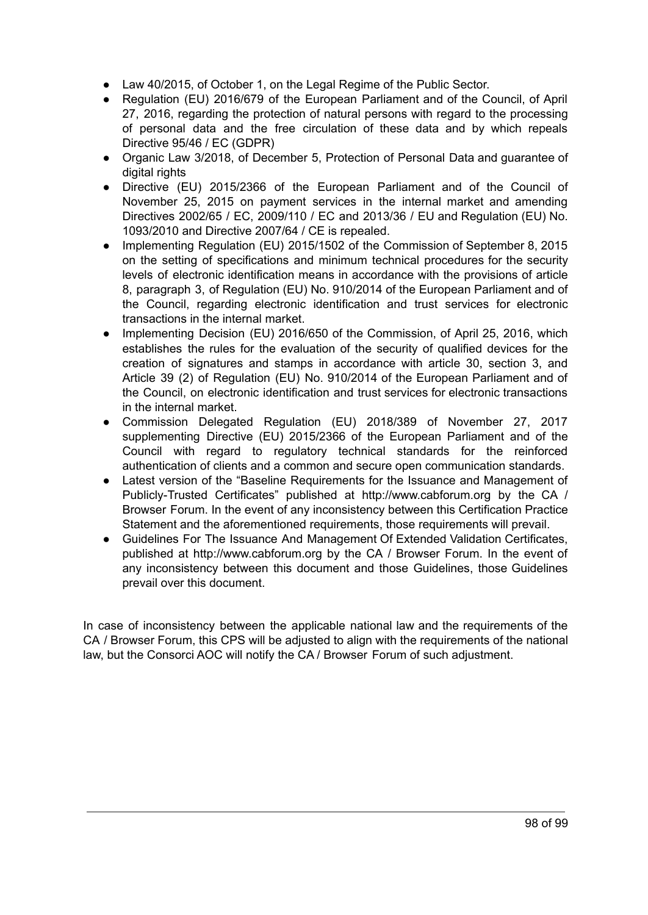- Law 40/2015, of October 1, on the Legal Regime of the Public Sector.
- Regulation (EU) 2016/679 of the European Parliament and of the Council, of April 27, 2016, regarding the protection of natural persons with regard to the processing of personal data and the free circulation of these data and by which repeals Directive 95/46 / EC (GDPR)
- Organic Law 3/2018, of December 5, Protection of Personal Data and guarantee of digital rights
- Directive (EU) 2015/2366 of the European Parliament and of the Council of November 25, 2015 on payment services in the internal market and amending Directives 2002/65 / EC, 2009/110 / EC and 2013/36 / EU and Regulation (EU) No. 1093/2010 and Directive 2007/64 / CE is repealed.
- Implementing Regulation (EU) 2015/1502 of the Commission of September 8, 2015 on the setting of specifications and minimum technical procedures for the security levels of electronic identification means in accordance with the provisions of article 8, paragraph 3, of Regulation (EU) No. 910/2014 of the European Parliament and of the Council, regarding electronic identification and trust services for electronic transactions in the internal market.
- Implementing Decision (EU) 2016/650 of the Commission, of April 25, 2016, which establishes the rules for the evaluation of the security of qualified devices for the creation of signatures and stamps in accordance with article 30, section 3, and Article 39 (2) of Regulation (EU) No. 910/2014 of the European Parliament and of the Council, on electronic identification and trust services for electronic transactions in the internal market.
- Commission Delegated Regulation (EU) 2018/389 of November 27, 2017 supplementing Directive (EU) 2015/2366 of the European Parliament and of the Council with regard to regulatory technical standards for the reinforced authentication of clients and a common and secure open communication standards.
- Latest version of the "Baseline Requirements for the Issuance and Management of Publicly-Trusted Certificates" published at http://www.cabforum.org by the CA / Browser Forum. In the event of any inconsistency between this Certification Practice Statement and the aforementioned requirements, those requirements will prevail.
- Guidelines For The Issuance And Management Of Extended Validation Certificates, published at http://www.cabforum.org by the CA / Browser Forum. In the event of any inconsistency between this document and those Guidelines, those Guidelines prevail over this document.

In case of inconsistency between the applicable national law and the requirements of the CA / Browser Forum, this CPS will be adjusted to align with the requirements of the national law, but the Consorci AOC will notify the CA / Browser Forum of such adjustment.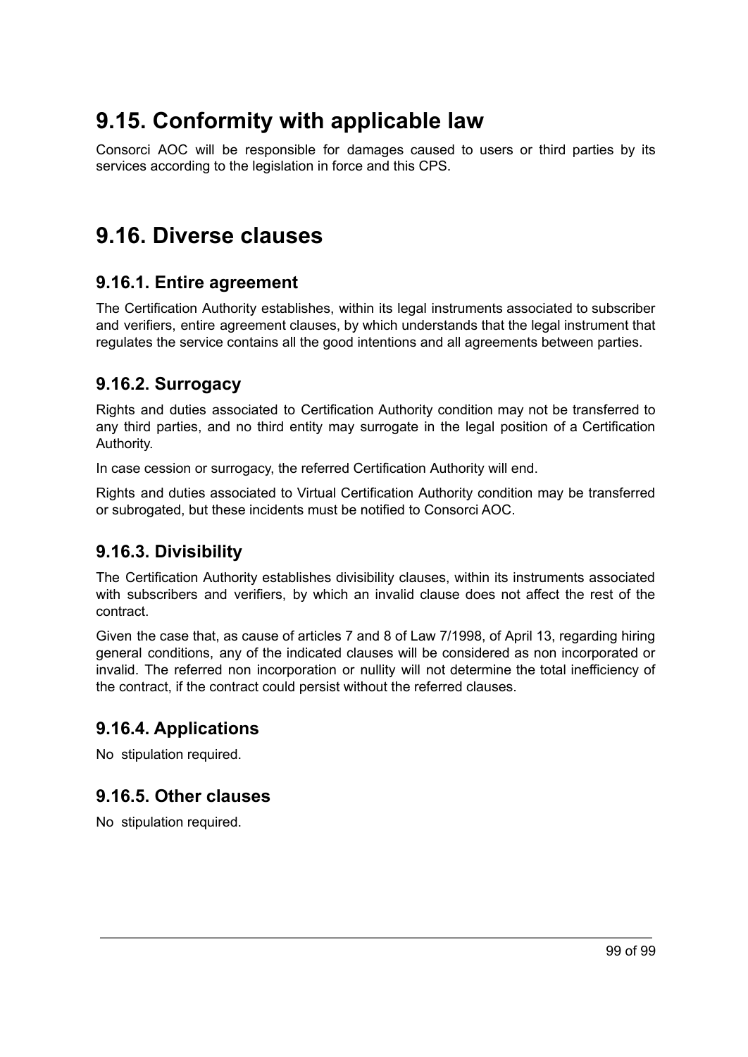## 9.15. Conformity with applicable law

Consorci AOC will be responsible for damages caused to users or third parties by its services according to the legislation in force and this CPS.

## 9.16. Diverse clauses

### 9.16.1. Entire agreement

The Certification Authority establishes, within its legal instruments associated to subscriber and verifiers, entire agreement clauses, by which understands that the legal instrument that regulates the service contains all the good intentions and all agreements between parties.

### 9.16.2. Surrogacy

Rights and duties associated to Certification Authority condition may not be transferred to any third parties, and no third entity may surrogate in the legal position of a Certification Authority.

In case cession or surrogacy, the referred Certification Authority will end.

Rights and duties associated to Virtual Certification Authority condition may be transferred or subrogated, but these incidents must be notified to Consorci AOC.

### 9.16.3. Divisibility

The Certification Authority establishes divisibility clauses, within its instruments associated with subscribers and verifiers, by which an invalid clause does not affect the rest of the contract.

Given the case that, as cause of articles 7 and 8 of Law 7/1998, of April 13, regarding hiring general conditions, any of the indicated clauses will be considered as non incorporated or invalid. The referred non incorporation or nullity will not determine the total inefficiency of the contract, if the contract could persist without the referred clauses.

### 9.16.4. Applications

No stipulation required.

### 9.16.5. Other clauses

No stipulation required.